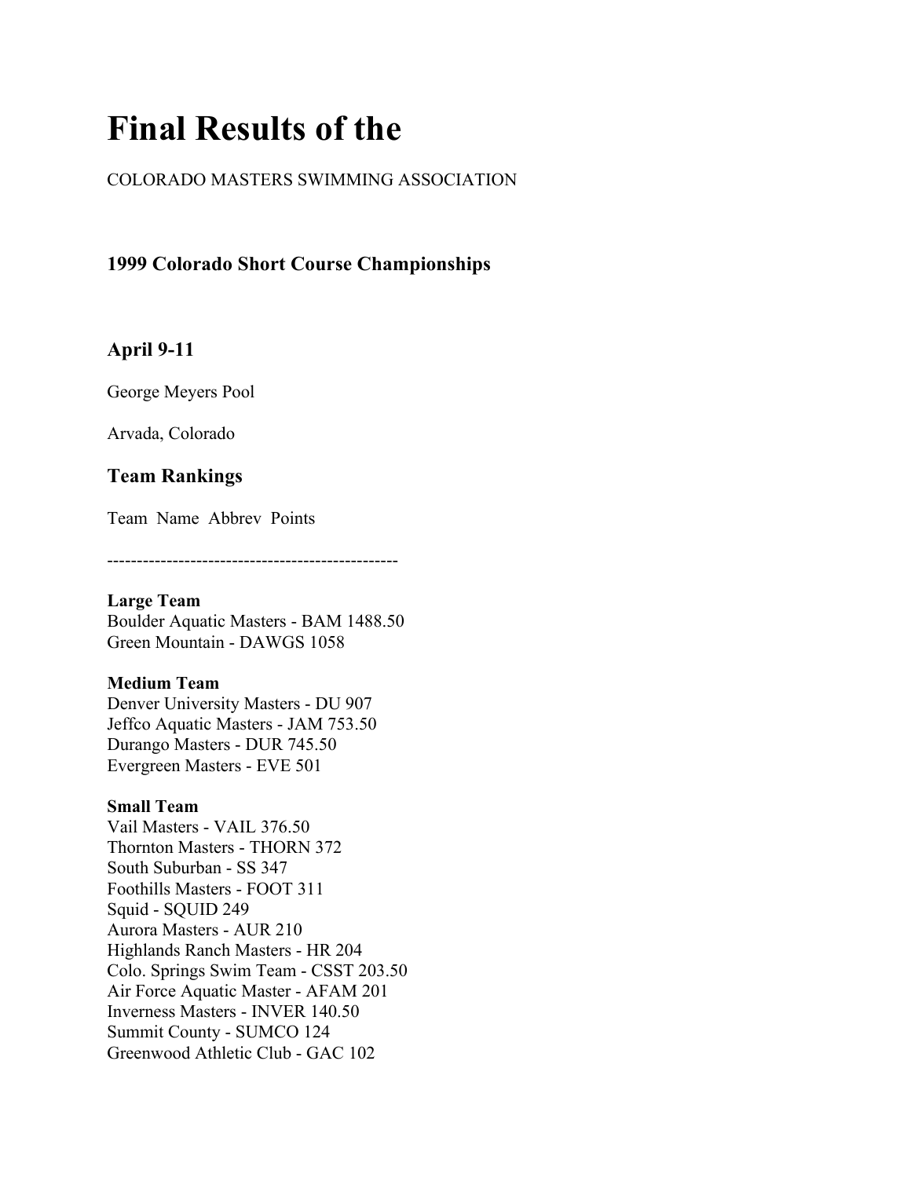# Final Results of the

COLORADO MASTERS SWIMMING ASSOCIATION

### 1999 Colorado Short Course Championships

### April 9-11

George Meyers Pool

Arvada, Colorado

### Team Rankings

Team Name Abbrev Points

-------------------------------------------------

**Large Team**
Boulder Aquatic Masters - BAM 1488.50
Green Mountain - DAWGS 1058

**Medium Team**
Denver University Masters - DU 907
Jeffco Aquatic Masters - JAM 753.50
Durango Masters - DUR 745.50
Evergreen Masters - EVE 501

**Small Team**
Vail Masters - VAIL 376.50
Thornton Masters - THORN 372
South Suburban - SS 347
Foothills Masters - FOOT 311
Squid - SQUID 249
Aurora Masters - AUR 210
Highlands Ranch Masters - HR 204
Colo. Springs Swim Team - CSST 203.50
Air Force Aquatic Master - AFAM 201
Inverness Masters - INVER 140.50
Summit County - SUMCO 124
Greenwood Athletic Club - GAC 102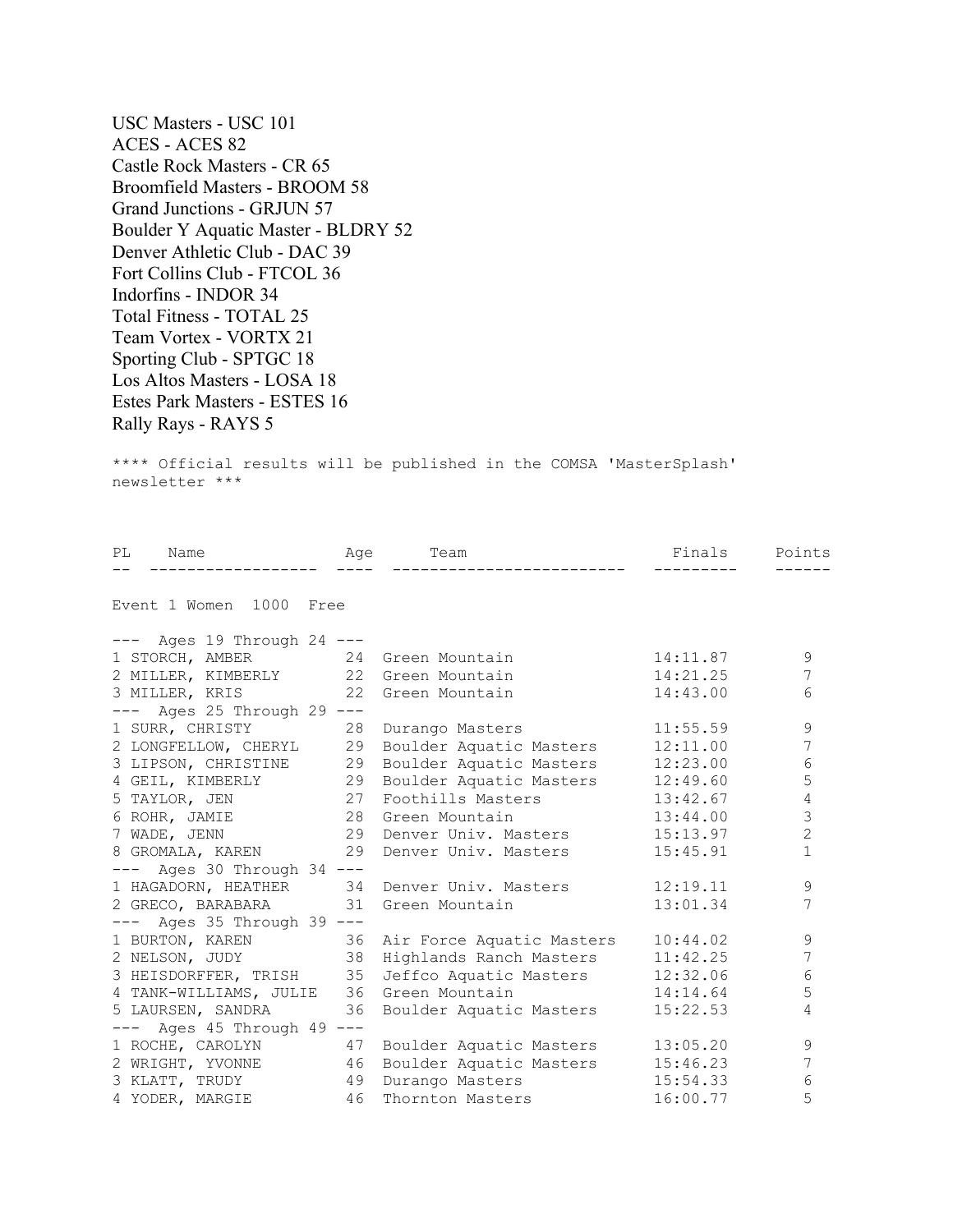USC Masters - USC 101
ACES - ACES 82
Castle Rock Masters - CR 65
Broomfield Masters - BROOM 58
Grand Junctions - GRJUN 57
Boulder Y Aquatic Master - BLDRY 52
Denver Athletic Club - DAC 39
Fort Collins Club - FTCOL 36
Indorfins - INDOR 34
Total Fitness - TOTAL 25
Team Vortex - VORTX 21
Sporting Club - SPTGC 18
Los Altos Masters - LOSA 18
Estes Park Masters - ESTES 16
Rally Rays - RAYS 5

```
**** Official results will be published in the COMSA 'MasterSplash'
newsletter ***
```

```
PL    Name                Age      Team                        Finals     Points
--  ------------------   ----  ------------------------    ---------    ------

Event 1 Women  1000  Free

--- Ages 19 Through 24 ---
1 STORCH, AMBER          24  Green Mountain              14:11.87        9
2 MILLER, KIMBERLY       22  Green Mountain              14:21.25        7
3 MILLER, KRIS           22  Green Mountain              14:43.00        6
--- Ages 25 Through 29 ---
1 SURR, CHRISTY          28  Durango Masters             11:55.59        9
2 LONGFELLOW, CHERYL     29  Boulder Aquatic Masters     12:11.00        7
3 LIPSON, CHRISTINE      29  Boulder Aquatic Masters     12:23.00        6
4 GEIL, KIMBERLY         29  Boulder Aquatic Masters     12:49.60        5
5 TAYLOR, JEN            27  Foothills Masters           13:42.67        4
6 ROHR, JAMIE            28  Green Mountain              13:44.00        3
7 WADE, JENN             29  Denver Univ. Masters        15:13.97        2
8 GROMALA, KAREN         29  Denver Univ. Masters        15:45.91        1
--- Ages 30 Through 34 ---
1 HAGADORN, HEATHER      34  Denver Univ. Masters        12:19.11        9
2 GRECO, BARABARA        31  Green Mountain              13:01.34        7
--- Ages 35 Through 39 ---
1 BURTON, KAREN          36  Air Force Aquatic Masters   10:44.02        9
2 NELSON, JUDY           38  Highlands Ranch Masters     11:42.25        7
3 HEISDORFFER, TRISH     35  Jeffco Aquatic Masters      12:32.06        6
4 TANK-WILLIAMS, JULIE   36  Green Mountain              14:14.64        5
5 LAURSEN, SANDRA        36  Boulder Aquatic Masters     15:22.53        4
--- Ages 45 Through 49 ---
1 ROCHE, CAROLYN         47  Boulder Aquatic Masters     13:05.20        9
2 WRIGHT, YVONNE         46  Boulder Aquatic Masters     15:46.23        7
3 KLATT, TRUDY           49  Durango Masters             15:54.33        6
4 YODER, MARGIE          46  Thornton Masters            16:00.77        5
```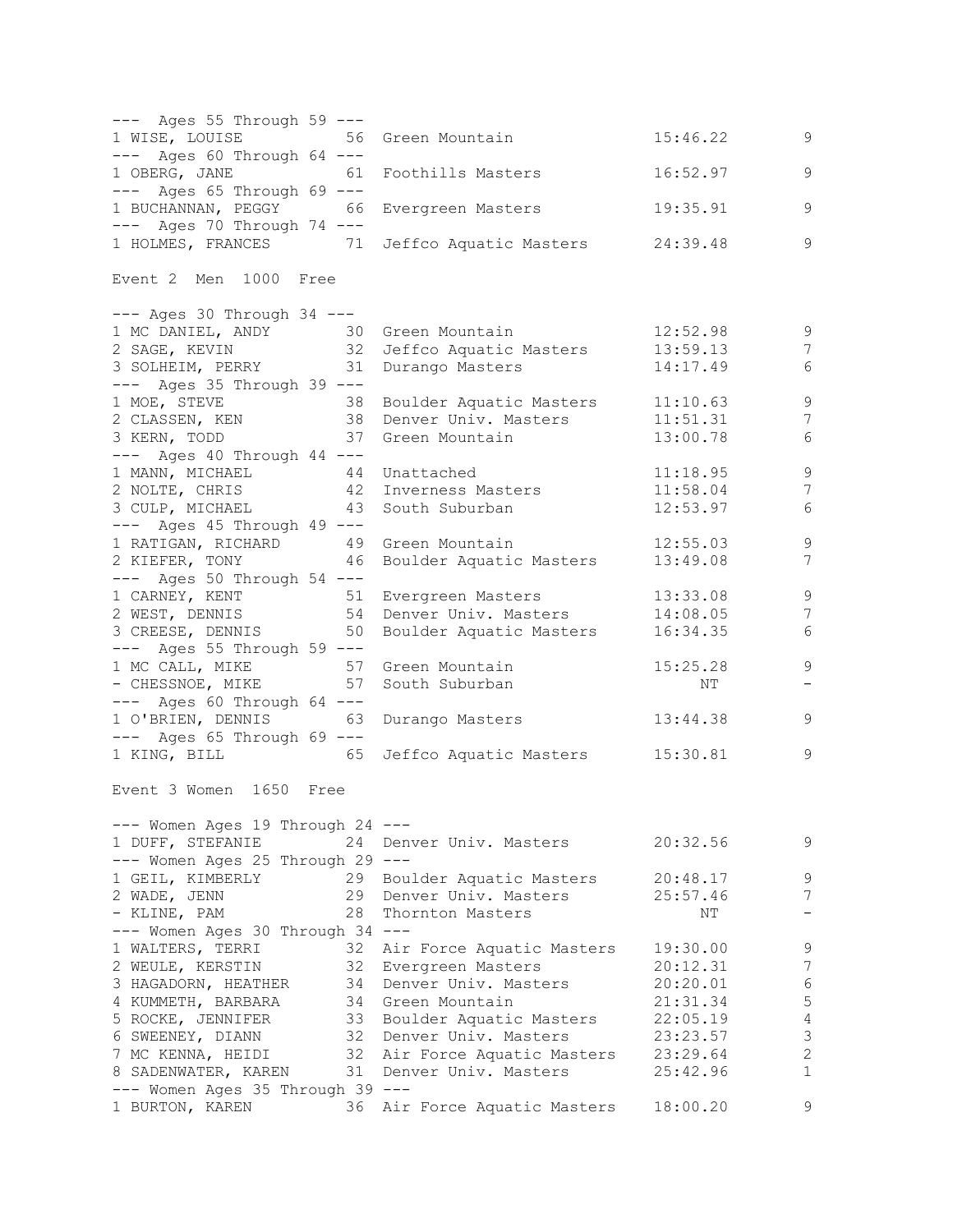--- Ages 55 Through 59 ---

| Place | Name | Age | Team | Time | Points |
|---|---|---|---|---|---|
| 1 | WISE, LOUISE | 56 | Green Mountain | 15:46.22 | 9 |

--- Ages 60 Through 64 ---

| Place | Name | Age | Team | Time | Points |
|---|---|---|---|---|---|
| 1 | OBERG, JANE | 61 | Foothills Masters | 16:52.97 | 9 |

--- Ages 65 Through 69 ---

| Place | Name | Age | Team | Time | Points |
|---|---|---|---|---|---|
| 1 | BUCHANNAN, PEGGY | 66 | Evergreen Masters | 19:35.91 | 9 |

--- Ages 70 Through 74 ---

| Place | Name | Age | Team | Time | Points |
|---|---|---|---|---|---|
| 1 | HOLMES, FRANCES | 71 | Jeffco Aquatic Masters | 24:39.48 | 9 |

Event 2 Men 1000 Free

--- Ages 30 Through 34 ---

| Place | Name | Age | Team | Time | Points |
|---|---|---|---|---|---|
| 1 | MC DANIEL, ANDY | 30 | Green Mountain | 12:52.98 | 9 |
| 2 | SAGE, KEVIN | 32 | Jeffco Aquatic Masters | 13:59.13 | 7 |
| 3 | SOLHEIM, PERRY | 31 | Durango Masters | 14:17.49 | 6 |

--- Ages 35 Through 39 ---

| Place | Name | Age | Team | Time | Points |
|---|---|---|---|---|---|
| 1 | MOE, STEVE | 38 | Boulder Aquatic Masters | 11:10.63 | 9 |
| 2 | CLASSEN, KEN | 38 | Denver Univ. Masters | 11:51.31 | 7 |
| 3 | KERN, TODD | 37 | Green Mountain | 13:00.78 | 6 |

--- Ages 40 Through 44 ---

| Place | Name | Age | Team | Time | Points |
|---|---|---|---|---|---|
| 1 | MANN, MICHAEL | 44 | Unattached | 11:18.95 | 9 |
| 2 | NOLTE, CHRIS | 42 | Inverness Masters | 11:58.04 | 7 |
| 3 | CULP, MICHAEL | 43 | South Suburban | 12:53.97 | 6 |

--- Ages 45 Through 49 ---

| Place | Name | Age | Team | Time | Points |
|---|---|---|---|---|---|
| 1 | RATIGAN, RICHARD | 49 | Green Mountain | 12:55.03 | 9 |
| 2 | KIEFER, TONY | 46 | Boulder Aquatic Masters | 13:49.08 | 7 |

--- Ages 50 Through 54 ---

| Place | Name | Age | Team | Time | Points |
|---|---|---|---|---|---|
| 1 | CARNEY, KENT | 51 | Evergreen Masters | 13:33.08 | 9 |
| 2 | WEST, DENNIS | 54 | Denver Univ. Masters | 14:08.05 | 7 |
| 3 | CREESE, DENNIS | 50 | Boulder Aquatic Masters | 16:34.35 | 6 |

--- Ages 55 Through 59 ---

| Place | Name | Age | Team | Time | Points |
|---|---|---|---|---|---|
| 1 | MC CALL, MIKE | 57 | Green Mountain | 15:25.28 | 9 |
| - | CHESSNOE, MIKE | 57 | South Suburban | NT | - |

--- Ages 60 Through 64 ---

| Place | Name | Age | Team | Time | Points |
|---|---|---|---|---|---|
| 1 | O'BRIEN, DENNIS | 63 | Durango Masters | 13:44.38 | 9 |

--- Ages 65 Through 69 ---

| Place | Name | Age | Team | Time | Points |
|---|---|---|---|---|---|
| 1 | KING, BILL | 65 | Jeffco Aquatic Masters | 15:30.81 | 9 |

Event 3 Women 1650 Free

--- Women Ages 19 Through 24 ---

| Place | Name | Age | Team | Time | Points |
|---|---|---|---|---|---|
| 1 | DUFF, STEFANIE | 24 | Denver Univ. Masters | 20:32.56 | 9 |

--- Women Ages 25 Through 29 ---

| Place | Name | Age | Team | Time | Points |
|---|---|---|---|---|---|
| 1 | GEIL, KIMBERLY | 29 | Boulder Aquatic Masters | 20:48.17 | 9 |
| 2 | WADE, JENN | 29 | Denver Univ. Masters | 25:57.46 | 7 |
| - | KLINE, PAM | 28 | Thornton Masters | NT | - |

--- Women Ages 30 Through 34 ---

| Place | Name | Age | Team | Time | Points |
|---|---|---|---|---|---|
| 1 | WALTERS, TERRI | 32 | Air Force Aquatic Masters | 19:30.00 | 9 |
| 2 | WEULE, KERSTIN | 32 | Evergreen Masters | 20:12.31 | 7 |
| 3 | HAGADORN, HEATHER | 34 | Denver Univ. Masters | 20:20.01 | 6 |
| 4 | KUMMETH, BARBARA | 34 | Green Mountain | 21:31.34 | 5 |
| 5 | ROCKE, JENNIFER | 33 | Boulder Aquatic Masters | 22:05.19 | 4 |
| 6 | SWEENEY, DIANN | 32 | Denver Univ. Masters | 23:23.57 | 3 |
| 7 | MC KENNA, HEIDI | 32 | Air Force Aquatic Masters | 23:29.64 | 2 |
| 8 | SADENWATER, KAREN | 31 | Denver Univ. Masters | 25:42.96 | 1 |

--- Women Ages 35 Through 39 ---

| Place | Name | Age | Team | Time | Points |
|---|---|---|---|---|---|
| 1 | BURTON, KAREN | 36 | Air Force Aquatic Masters | 18:00.20 | 9 |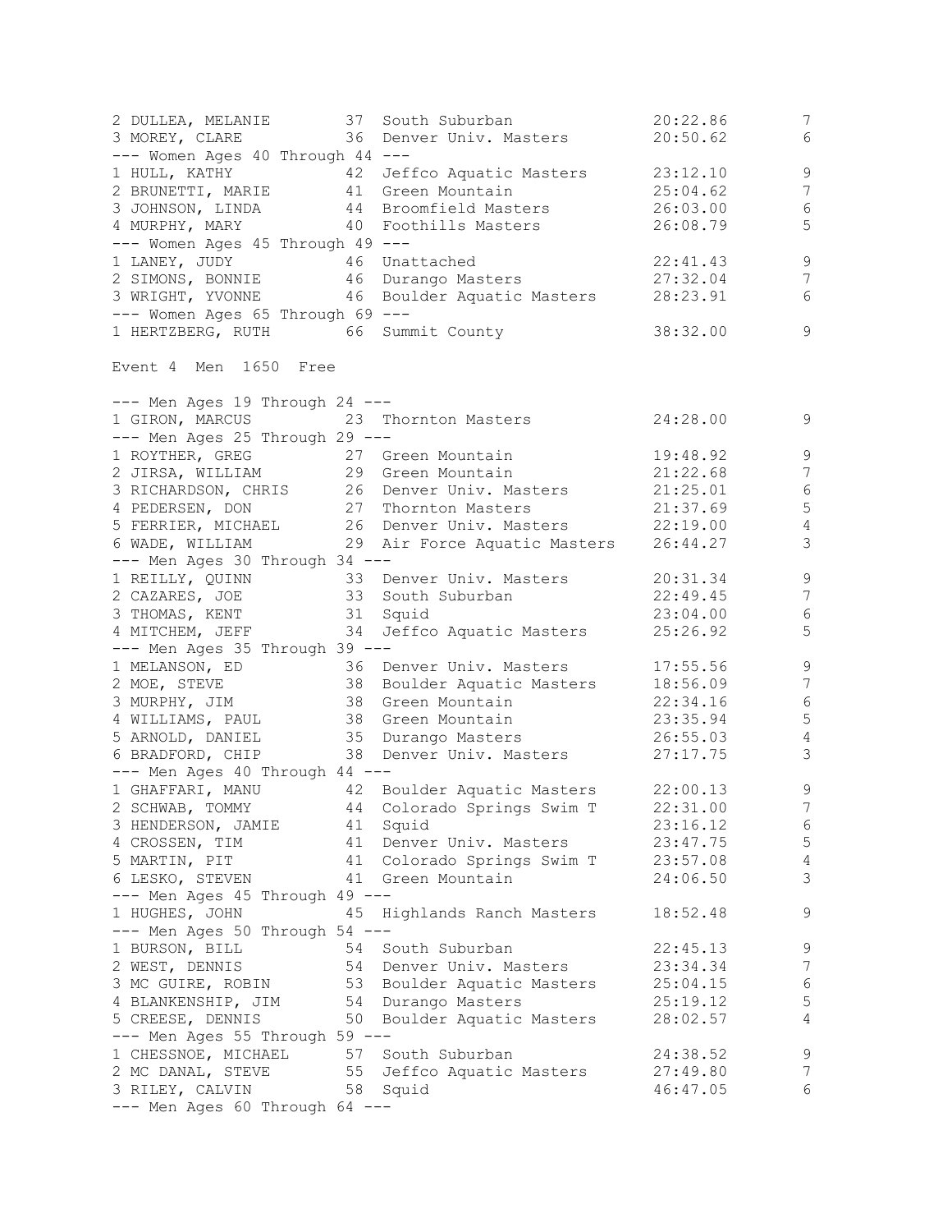```
2 DULLEA, MELANIE        37  South Suburban              20:22.86         7
3 MOREY, CLARE           36  Denver Univ. Masters        20:50.62         6
--- Women Ages 40 Through 44 ---
1 HULL, KATHY            42  Jeffco Aquatic Masters      23:12.10         9
2 BRUNETTI, MARIE        41  Green Mountain              25:04.62         7
3 JOHNSON, LINDA         44  Broomfield Masters          26:03.00         6
4 MURPHY, MARY           40  Foothills Masters           26:08.79         5
--- Women Ages 45 Through 49 ---
1 LANEY, JUDY            46  Unattached                  22:41.43         9
2 SIMONS, BONNIE         46  Durango Masters             27:32.04         7
3 WRIGHT, YVONNE         46  Boulder Aquatic Masters     28:23.91         6
--- Women Ages 65 Through 69 ---
1 HERTZBERG, RUTH        66  Summit County               38:32.00         9

Event 4  Men  1650  Free

--- Men Ages 19 Through 24 ---
1 GIRON, MARCUS          23  Thornton Masters            24:28.00         9
--- Men Ages 25 Through 29 ---
1 ROYTHER, GREG          27  Green Mountain              19:48.92         9
2 JIRSA, WILLIAM         29  Green Mountain              21:22.68         7
3 RICHARDSON, CHRIS      26  Denver Univ. Masters        21:25.01         6
4 PEDERSEN, DON          27  Thornton Masters            21:37.69         5
5 FERRIER, MICHAEL       26  Denver Univ. Masters        22:19.00         4
6 WADE, WILLIAM          29  Air Force Aquatic Masters   26:44.27         3
--- Men Ages 30 Through 34 ---
1 REILLY, QUINN          33  Denver Univ. Masters        20:31.34         9
2 CAZARES, JOE           33  South Suburban              22:49.45         7
3 THOMAS, KENT           31  Squid                       23:04.00         6
4 MITCHEM, JEFF          34  Jeffco Aquatic Masters      25:26.92         5
--- Men Ages 35 Through 39 ---
1 MELANSON, ED           36  Denver Univ. Masters        17:55.56         9
2 MOE, STEVE             38  Boulder Aquatic Masters     18:56.09         7
3 MURPHY, JIM            38  Green Mountain              22:34.16         6
4 WILLIAMS, PAUL         38  Green Mountain              23:35.94         5
5 ARNOLD, DANIEL         35  Durango Masters             26:55.03         4
6 BRADFORD, CHIP         38  Denver Univ. Masters        27:17.75         3
--- Men Ages 40 Through 44 ---
1 GHAFFARI, MANU         42  Boulder Aquatic Masters     22:00.13         9
2 SCHWAB, TOMMY          44  Colorado Springs Swim T     22:31.00         7
3 HENDERSON, JAMIE       41  Squid                       23:16.12         6
4 CROSSEN, TIM           41  Denver Univ. Masters        23:47.75         5
5 MARTIN, PIT            41  Colorado Springs Swim T     23:57.08         4
6 LESKO, STEVEN          41  Green Mountain              24:06.50         3
--- Men Ages 45 Through 49 ---
1 HUGHES, JOHN           45  Highlands Ranch Masters     18:52.48         9
--- Men Ages 50 Through 54 ---
1 BURSON, BILL           54  South Suburban              22:45.13         9
2 WEST, DENNIS           54  Denver Univ. Masters        23:34.34         7
3 MC GUIRE, ROBIN        53  Boulder Aquatic Masters     25:04.15         6
4 BLANKENSHIP, JIM       54  Durango Masters             25:19.12         5
5 CREESE, DENNIS         50  Boulder Aquatic Masters     28:02.57         4
--- Men Ages 55 Through 59 ---
1 CHESSNOE, MICHAEL      57  South Suburban              24:38.52         9
2 MC DANAL, STEVE        55  Jeffco Aquatic Masters      27:49.80         7
3 RILEY, CALVIN          58  Squid                       46:47.05         6
--- Men Ages 60 Through 64 ---
```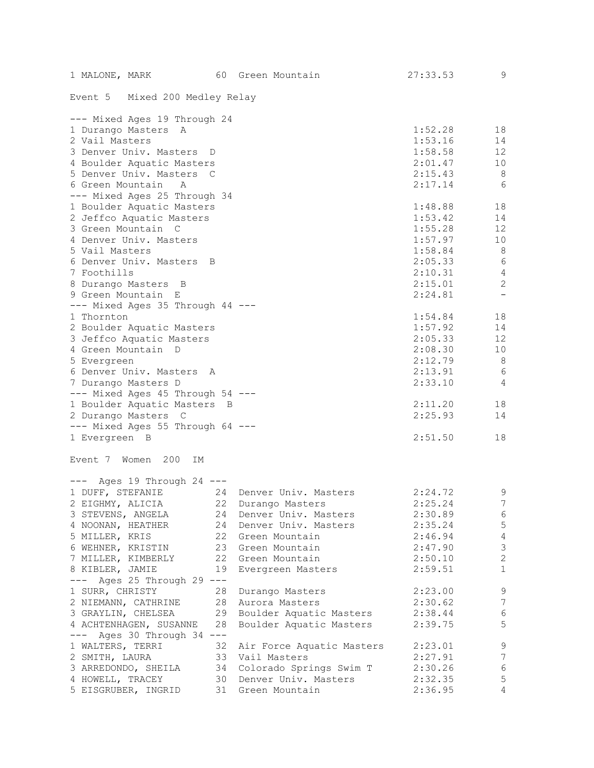| | | | | |
|---|---|---|---|---|
| 1 MALONE, MARK | 60 | Green Mountain | 27:33.53 | 9 |

## Event 5 Mixed 200 Medley Relay

| | | |
|---|---|---|
| --- Mixed Ages 19 Through 24 | | |
| 1 Durango Masters A | 1:52.28 | 18 |
| 2 Vail Masters | 1:53.16 | 14 |
| 3 Denver Univ. Masters D | 1:58.58 | 12 |
| 4 Boulder Aquatic Masters | 2:01.47 | 10 |
| 5 Denver Univ. Masters C | 2:15.43 | 8 |
| 6 Green Mountain A | 2:17.14 | 6 |
| --- Mixed Ages 25 Through 34 | | |
| 1 Boulder Aquatic Masters | 1:48.88 | 18 |
| 2 Jeffco Aquatic Masters | 1:53.42 | 14 |
| 3 Green Mountain C | 1:55.28 | 12 |
| 4 Denver Univ. Masters | 1:57.97 | 10 |
| 5 Vail Masters | 1:58.84 | 8 |
| 6 Denver Univ. Masters B | 2:05.33 | 6 |
| 7 Foothills | 2:10.31 | 4 |
| 8 Durango Masters B | 2:15.01 | 2 |
| 9 Green Mountain E | 2:24.81 | - |
| --- Mixed Ages 35 Through 44 --- | | |
| 1 Thornton | 1:54.84 | 18 |
| 2 Boulder Aquatic Masters | 1:57.92 | 14 |
| 3 Jeffco Aquatic Masters | 2:05.33 | 12 |
| 4 Green Mountain D | 2:08.30 | 10 |
| 5 Evergreen | 2:12.79 | 8 |
| 6 Denver Univ. Masters A | 2:13.91 | 6 |
| 7 Durango Masters D | 2:33.10 | 4 |
| --- Mixed Ages 45 Through 54 --- | | |
| 1 Boulder Aquatic Masters B | 2:11.20 | 18 |
| 2 Durango Masters C | 2:25.93 | 14 |
| --- Mixed Ages 55 Through 64 --- | | |
| 1 Evergreen B | 2:51.50 | 18 |

## Event 7 Women 200 IM

| | | | | |
|---|---|---|---|---|
| --- Ages 19 Through 24 --- | | | | |
| 1 DUFF, STEFANIE | 24 | Denver Univ. Masters | 2:24.72 | 9 |
| 2 EIGHMY, ALICIA | 22 | Durango Masters | 2:25.24 | 7 |
| 3 STEVENS, ANGELA | 24 | Denver Univ. Masters | 2:30.89 | 6 |
| 4 NOONAN, HEATHER | 24 | Denver Univ. Masters | 2:35.24 | 5 |
| 5 MILLER, KRIS | 22 | Green Mountain | 2:46.94 | 4 |
| 6 WEHNER, KRISTIN | 23 | Green Mountain | 2:47.90 | 3 |
| 7 MILLER, KIMBERLY | 22 | Green Mountain | 2:50.10 | 2 |
| 8 KIBLER, JAMIE | 19 | Evergreen Masters | 2:59.51 | 1 |
| --- Ages 25 Through 29 --- | | | | |
| 1 SURR, CHRISTY | 28 | Durango Masters | 2:23.00 | 9 |
| 2 NIEMANN, CATHRINE | 28 | Aurora Masters | 2:30.62 | 7 |
| 3 GRAYLIN, CHELSEA | 29 | Boulder Aquatic Masters | 2:38.44 | 6 |
| 4 ACHTENHAGEN, SUSANNE | 28 | Boulder Aquatic Masters | 2:39.75 | 5 |
| --- Ages 30 Through 34 --- | | | | |
| 1 WALTERS, TERRI | 32 | Air Force Aquatic Masters | 2:23.01 | 9 |
| 2 SMITH, LAURA | 33 | Vail Masters | 2:27.91 | 7 |
| 3 ARREDONDO, SHEILA | 34 | Colorado Springs Swim T | 2:30.26 | 6 |
| 4 HOWELL, TRACEY | 30 | Denver Univ. Masters | 2:32.35 | 5 |
| 5 EISGRUBER, INGRID | 31 | Green Mountain | 2:36.95 | 4 |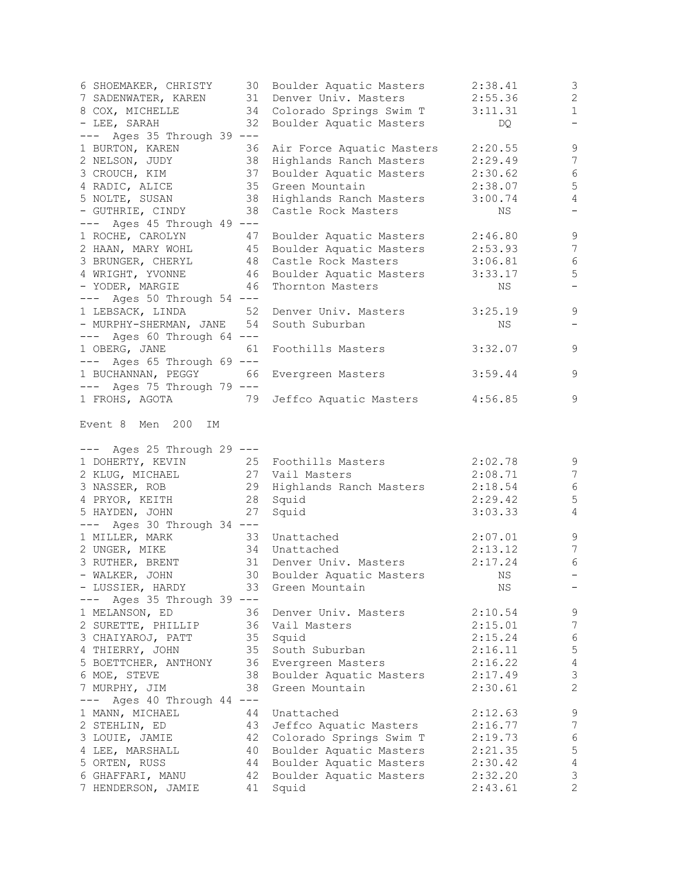```
6 SHOEMAKER, CHRISTY     30  Boulder Aquatic Masters      2:38.41         3
7 SADENWATER, KAREN      31  Denver Univ. Masters         2:55.36         2
8 COX, MICHELLE          34  Colorado Springs Swim T      3:11.31         1
- LEE, SARAH             32  Boulder Aquatic Masters         DQ           -
--- Ages 35 Through 39 ---
1 BURTON, KAREN          36  Air Force Aquatic Masters    2:20.55         9
2 NELSON, JUDY           38  Highlands Ranch Masters      2:29.49         7
3 CROUCH, KIM            37  Boulder Aquatic Masters      2:30.62         6
4 RADIC, ALICE           35  Green Mountain               2:38.07         5
5 NOLTE, SUSAN           38  Highlands Ranch Masters      3:00.74         4
- GUTHRIE, CINDY         38  Castle Rock Masters             NS           -
--- Ages 45 Through 49 ---
1 ROCHE, CAROLYN         47  Boulder Aquatic Masters      2:46.80         9
2 HAAN, MARY WOHL        45  Boulder Aquatic Masters      2:53.93         7
3 BRUNGER, CHERYL        48  Castle Rock Masters          3:06.81         6
4 WRIGHT, YVONNE         46  Boulder Aquatic Masters      3:33.17         5
- YODER, MARGIE          46  Thornton Masters                NS           -
--- Ages 50 Through 54 ---
1 LEBSACK, LINDA         52  Denver Univ. Masters         3:25.19         9
- MURPHY-SHERMAN, JANE   54  South Suburban                  NS           -
--- Ages 60 Through 64 ---
1 OBERG, JANE            61  Foothills Masters            3:32.07         9
--- Ages 65 Through 69 ---
1 BUCHANNAN, PEGGY       66  Evergreen Masters            3:59.44         9
--- Ages 75 Through 79 ---
1 FROHS, AGOTA           79  Jeffco Aquatic Masters       4:56.85         9

Event 8  Men  200  IM

--- Ages 25 Through 29 ---
1 DOHERTY, KEVIN         25  Foothills Masters            2:02.78         9
2 KLUG, MICHAEL          27  Vail Masters                 2:08.71         7
3 NASSER, ROB            29  Highlands Ranch Masters      2:18.54         6
4 PRYOR, KEITH           28  Squid                        2:29.42         5
5 HAYDEN, JOHN           27  Squid                        3:03.33         4
--- Ages 30 Through 34 ---
1 MILLER, MARK           33  Unattached                   2:07.01         9
2 UNGER, MIKE            34  Unattached                   2:13.12         7
3 RUTHER, BRENT          31  Denver Univ. Masters         2:17.24         6
- WALKER, JOHN           30  Boulder Aquatic Masters         NS           -
- LUSSIER, HARDY         33  Green Mountain                  NS           -
--- Ages 35 Through 39 ---
1 MELANSON, ED           36  Denver Univ. Masters         2:10.54         9
2 SURETTE, PHILLIP       36  Vail Masters                 2:15.01         7
3 CHAIYAROJ, PATT        35  Squid                        2:15.24         6
4 THIERRY, JOHN          35  South Suburban               2:16.11         5
5 BOETTCHER, ANTHONY     36  Evergreen Masters            2:16.22         4
6 MOE, STEVE             38  Boulder Aquatic Masters      2:17.49         3
7 MURPHY, JIM            38  Green Mountain               2:30.61         2
--- Ages 40 Through 44 ---
1 MANN, MICHAEL          44  Unattached                   2:12.63         9
2 STEHLIN, ED            43  Jeffco Aquatic Masters       2:16.77         7
3 LOUIE, JAMIE           42  Colorado Springs Swim T      2:19.73         6
4 LEE, MARSHALL          40  Boulder Aquatic Masters      2:21.35         5
5 ORTEN, RUSS            44  Boulder Aquatic Masters      2:30.42         4
6 GHAFFARI, MANU         42  Boulder Aquatic Masters      2:32.20         3
7 HENDERSON, JAMIE       41  Squid                        2:43.61         2
```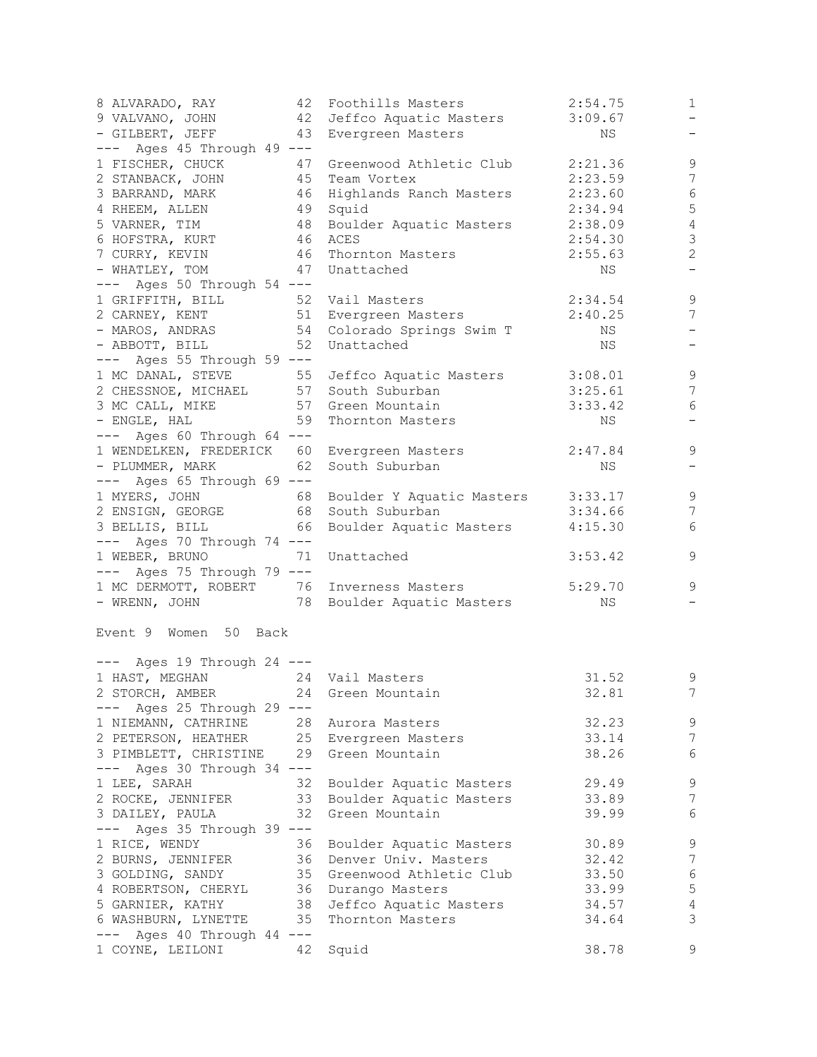```
8 ALVARADO, RAY          42  Foothills Masters          2:54.75          1
9 VALVANO, JOHN          42  Jeffco Aquatic Masters     3:09.67          -
- GILBERT, JEFF          43  Evergreen Masters               NS          -
--- Ages 45 Through 49 ---
1 FISCHER, CHUCK         47  Greenwood Athletic Club    2:21.36          9
2 STANBACK, JOHN         45  Team Vortex                2:23.59          7
3 BARRAND, MARK          46  Highlands Ranch Masters    2:23.60          6
4 RHEEM, ALLEN           49  Squid                      2:34.94          5
5 VARNER, TIM            48  Boulder Aquatic Masters    2:38.09          4
6 HOFSTRA, KURT          46  ACES                       2:54.30          3
7 CURRY, KEVIN           46  Thornton Masters           2:55.63          2
- WHATLEY, TOM           47  Unattached                      NS          -
--- Ages 50 Through 54 ---
1 GRIFFITH, BILL         52  Vail Masters               2:34.54          9
2 CARNEY, KENT           51  Evergreen Masters          2:40.25          7
- MAROS, ANDRAS          54  Colorado Springs Swim T         NS          -
- ABBOTT, BILL           52  Unattached                      NS          -
--- Ages 55 Through 59 ---
1 MC DANAL, STEVE        55  Jeffco Aquatic Masters     3:08.01          9
2 CHESSNOE, MICHAEL      57  South Suburban             3:25.61          7
3 MC CALL, MIKE          57  Green Mountain             3:33.42          6
- ENGLE, HAL             59  Thornton Masters                NS          -
--- Ages 60 Through 64 ---
1 WENDELKEN, FREDERICK   60  Evergreen Masters          2:47.84          9
- PLUMMER, MARK          62  South Suburban                  NS          -
--- Ages 65 Through 69 ---
1 MYERS, JOHN            68  Boulder Y Aquatic Masters  3:33.17          9
2 ENSIGN, GEORGE         68  South Suburban             3:34.66          7
3 BELLIS, BILL           66  Boulder Aquatic Masters    4:15.30          6
--- Ages 70 Through 74 ---
1 WEBER, BRUNO           71  Unattached                 3:53.42          9
--- Ages 75 Through 79 ---
1 MC DERMOTT, ROBERT     76  Inverness Masters          5:29.70          9
- WRENN, JOHN            78  Boulder Aquatic Masters         NS          -
```

Event 9 Women 50 Back

```
--- Ages 19 Through 24 ---
1 HAST, MEGHAN           24  Vail Masters                 31.52          9
2 STORCH, AMBER          24  Green Mountain               32.81          7
--- Ages 25 Through 29 ---
1 NIEMANN, CATHRINE      28  Aurora Masters               32.23          9
2 PETERSON, HEATHER      25  Evergreen Masters            33.14          7
3 PIMBLETT, CHRISTINE    29  Green Mountain               38.26          6
--- Ages 30 Through 34 ---
1 LEE, SARAH             32  Boulder Aquatic Masters      29.49          9
2 ROCKE, JENNIFER        33  Boulder Aquatic Masters      33.89          7
3 DAILEY, PAULA          32  Green Mountain               39.99          6
--- Ages 35 Through 39 ---
1 RICE, WENDY            36  Boulder Aquatic Masters      30.89          9
2 BURNS, JENNIFER        36  Denver Univ. Masters         32.42          7
3 GOLDING, SANDY         35  Greenwood Athletic Club      33.50          6
4 ROBERTSON, CHERYL      36  Durango Masters              33.99          5
5 GARNIER, KATHY         38  Jeffco Aquatic Masters       34.57          4
6 WASHBURN, LYNETTE      35  Thornton Masters             34.64          3
--- Ages 40 Through 44 ---
1 COYNE, LEILONI         42  Squid                        38.78          9
```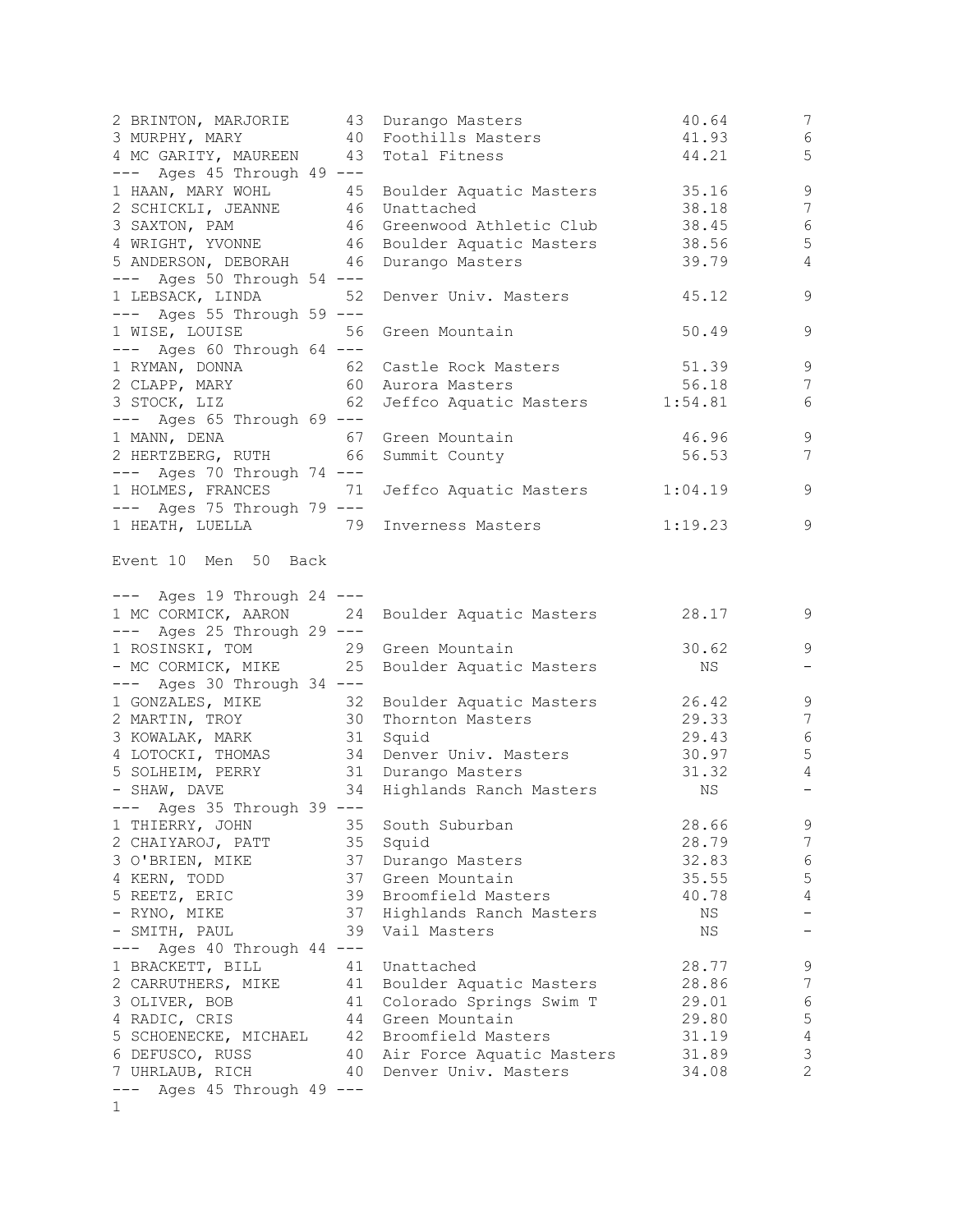```
2 BRINTON, MARJORIE      43  Durango Masters             40.64         7
3 MURPHY, MARY           40  Foothills Masters           41.93         6
4 MC GARITY, MAUREEN     43  Total Fitness               44.21         5
--- Ages 45 Through 49 ---
1 HAAN, MARY WOHL        45  Boulder Aquatic Masters     35.16         9
2 SCHICKLI, JEANNE       46  Unattached                  38.18         7
3 SAXTON, PAM            46  Greenwood Athletic Club     38.45         6
4 WRIGHT, YVONNE         46  Boulder Aquatic Masters     38.56         5
5 ANDERSON, DEBORAH      46  Durango Masters             39.79         4
--- Ages 50 Through 54 ---
1 LEBSACK, LINDA         52  Denver Univ. Masters        45.12         9
--- Ages 55 Through 59 ---
1 WISE, LOUISE           56  Green Mountain              50.49         9
--- Ages 60 Through 64 ---
1 RYMAN, DONNA           62  Castle Rock Masters         51.39         9
2 CLAPP, MARY            60  Aurora Masters              56.18         7
3 STOCK, LIZ             62  Jeffco Aquatic Masters    1:54.81         6
--- Ages 65 Through 69 ---
1 MANN, DENA             67  Green Mountain              46.96         9
2 HERTZBERG, RUTH        66  Summit County               56.53         7
--- Ages 70 Through 74 ---
1 HOLMES, FRANCES        71  Jeffco Aquatic Masters    1:04.19         9
--- Ages 75 Through 79 ---
1 HEATH, LUELLA          79  Inverness Masters         1:19.23         9

Event 10  Men  50  Back

--- Ages 19 Through 24 ---
1 MC CORMICK, AARON      24  Boulder Aquatic Masters     28.17         9
--- Ages 25 Through 29 ---
1 ROSINSKI, TOM          29  Green Mountain              30.62         9
- MC CORMICK, MIKE       25  Boulder Aquatic Masters       NS          -
--- Ages 30 Through 34 ---
1 GONZALES, MIKE         32  Boulder Aquatic Masters     26.42         9
2 MARTIN, TROY           30  Thornton Masters            29.33         7
3 KOWALAK, MARK          31  Squid                       29.43         6
4 LOTOCKI, THOMAS        34  Denver Univ. Masters        30.97         5
5 SOLHEIM, PERRY         31  Durango Masters             31.32         4
- SHAW, DAVE             34  Highlands Ranch Masters       NS          -
--- Ages 35 Through 39 ---
1 THIERRY, JOHN          35  South Suburban              28.66         9
2 CHAIYAROJ, PATT        35  Squid                       28.79         7
3 O'BRIEN, MIKE          37  Durango Masters             32.83         6
4 KERN, TODD             37  Green Mountain              35.55         5
5 REETZ, ERIC            39  Broomfield Masters          40.78         4
- RYNO, MIKE             37  Highlands Ranch Masters       NS          -
- SMITH, PAUL            39  Vail Masters                  NS          -
--- Ages 40 Through 44 ---
1 BRACKETT, BILL         41  Unattached                  28.77         9
2 CARRUTHERS, MIKE       41  Boulder Aquatic Masters     28.86         7
3 OLIVER, BOB            41  Colorado Springs Swim T     29.01         6
4 RADIC, CRIS            44  Green Mountain              29.80         5
5 SCHOENECKE, MICHAEL    42  Broomfield Masters          31.19         4
6 DEFUSCO, RUSS          40  Air Force Aquatic Masters   31.89         3
7 UHRLAUB, RICH          40  Denver Univ. Masters        34.08         2
--- Ages 45 Through 49 ---
1
```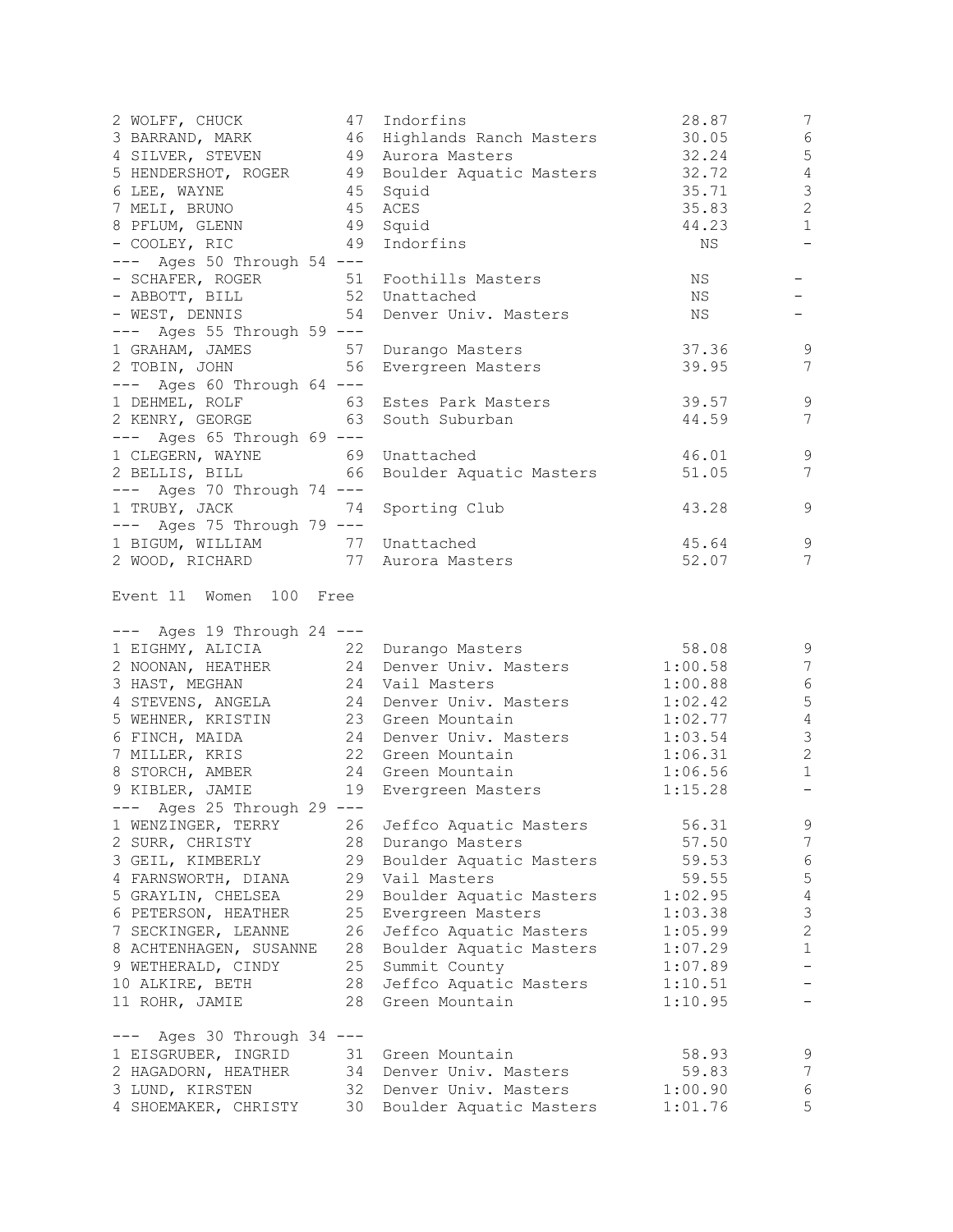```
2 WOLFF, CHUCK          47  Indorfins                    28.87       7
3 BARRAND, MARK         46  Highlands Ranch Masters      30.05       6
4 SILVER, STEVEN        49  Aurora Masters               32.24       5
5 HENDERSHOT, ROGER     49  Boulder Aquatic Masters      32.72       4
6 LEE, WAYNE            45  Squid                        35.71       3
7 MELI, BRUNO           45  ACES                         35.83       2
8 PFLUM, GLENN          49  Squid                        44.23       1
- COOLEY, RIC           49  Indorfins                      NS        -
--- Ages 50 Through 54 ---
- SCHAFER, ROGER        51  Foothills Masters             NS         -
- ABBOTT, BILL          52  Unattached                    NS         -
- WEST, DENNIS          54  Denver Univ. Masters          NS         -
--- Ages 55 Through 59 ---
1 GRAHAM, JAMES         57  Durango Masters              37.36       9
2 TOBIN, JOHN           56  Evergreen Masters            39.95       7
--- Ages 60 Through 64 ---
1 DEHMEL, ROLF          63  Estes Park Masters           39.57       9
2 KENRY, GEORGE         63  South Suburban               44.59       7
--- Ages 65 Through 69 ---
1 CLEGERN, WAYNE        69  Unattached                   46.01       9
2 BELLIS, BILL          66  Boulder Aquatic Masters      51.05       7
--- Ages 70 Through 74 ---
1 TRUBY, JACK           74  Sporting Club                43.28       9
--- Ages 75 Through 79 ---
1 BIGUM, WILLIAM        77  Unattached                   45.64       9
2 WOOD, RICHARD         77  Aurora Masters               52.07       7
```

Event 11 Women 100 Free

```
--- Ages 19 Through 24 ---
1 EIGHMY, ALICIA        22  Durango Masters              58.08       9
2 NOONAN, HEATHER       24  Denver Univ. Masters       1:00.58       7
3 HAST, MEGHAN          24  Vail Masters               1:00.88       6
4 STEVENS, ANGELA       24  Denver Univ. Masters       1:02.42       5
5 WEHNER, KRISTIN       23  Green Mountain             1:02.77       4
6 FINCH, MAIDA          24  Denver Univ. Masters       1:03.54       3
7 MILLER, KRIS          22  Green Mountain             1:06.31       2
8 STORCH, AMBER         24  Green Mountain             1:06.56       1
9 KIBLER, JAMIE         19  Evergreen Masters          1:15.28       -
--- Ages 25 Through 29 ---
1 WENZINGER, TERRY      26  Jeffco Aquatic Masters       56.31       9
2 SURR, CHRISTY         28  Durango Masters              57.50       7
3 GEIL, KIMBERLY        29  Boulder Aquatic Masters      59.53       6
4 FARNSWORTH, DIANA     29  Vail Masters                 59.55       5
5 GRAYLIN, CHELSEA      29  Boulder Aquatic Masters    1:02.95       4
6 PETERSON, HEATHER     25  Evergreen Masters          1:03.38       3
7 SECKINGER, LEANNE     26  Jeffco Aquatic Masters     1:05.99       2
8 ACHTENHAGEN, SUSANNE  28  Boulder Aquatic Masters    1:07.29       1
9 WETHERALD, CINDY      25  Summit County              1:07.89       -
10 ALKIRE, BETH         28  Jeffco Aquatic Masters     1:10.51       -
11 ROHR, JAMIE          28  Green Mountain             1:10.95       -

--- Ages 30 Through 34 ---
1 EISGRUBER, INGRID     31  Green Mountain               58.93       9
2 HAGADORN, HEATHER     34  Denver Univ. Masters         59.83       7
3 LUND, KIRSTEN         32  Denver Univ. Masters       1:00.90       6
4 SHOEMAKER, CHRISTY    30  Boulder Aquatic Masters    1:01.76       5
```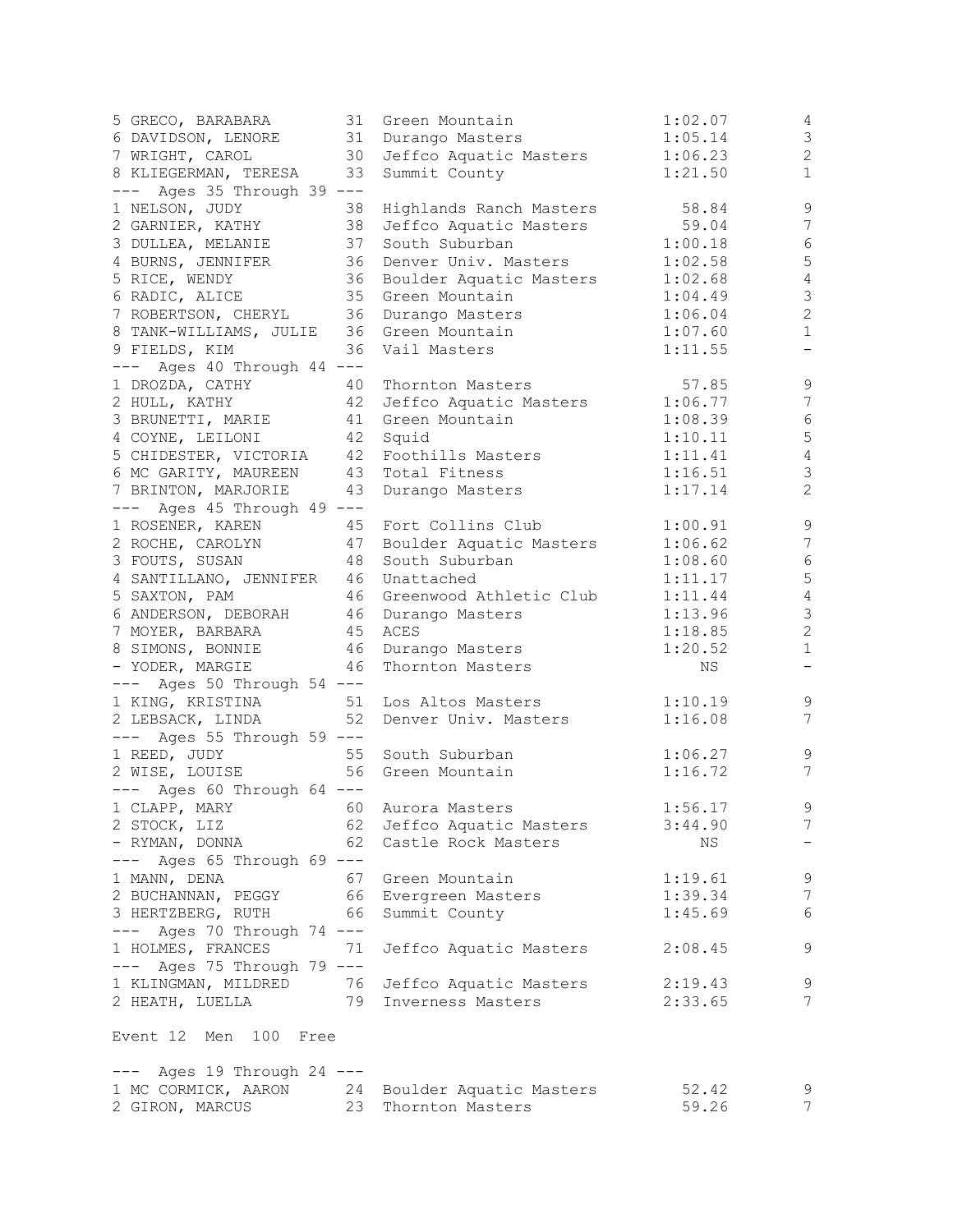```
5 GRECO, BARABARA        31  Green Mountain              1:02.07          4
6 DAVIDSON, LENORE       31  Durango Masters             1:05.14          3
7 WRIGHT, CAROL          30  Jeffco Aquatic Masters      1:06.23          2
8 KLIEGERMAN, TERESA     33  Summit County               1:21.50          1
--- Ages 35 Through 39 ---
1 NELSON, JUDY           38  Highlands Ranch Masters       58.84          9
2 GARNIER, KATHY         38  Jeffco Aquatic Masters        59.04          7
3 DULLEA, MELANIE        37  South Suburban              1:00.18          6
4 BURNS, JENNIFER        36  Denver Univ. Masters        1:02.58          5
5 RICE, WENDY            36  Boulder Aquatic Masters     1:02.68          4
6 RADIC, ALICE           35  Green Mountain              1:04.49          3
7 ROBERTSON, CHERYL      36  Durango Masters             1:06.04          2
8 TANK-WILLIAMS, JULIE   36  Green Mountain              1:07.60          1
9 FIELDS, KIM            36  Vail Masters                1:11.55          -
--- Ages 40 Through 44 ---
1 DROZDA, CATHY          40  Thornton Masters              57.85          9
2 HULL, KATHY            42  Jeffco Aquatic Masters      1:06.77          7
3 BRUNETTI, MARIE        41  Green Mountain              1:08.39          6
4 COYNE, LEILONI         42  Squid                       1:10.11          5
5 CHIDESTER, VICTORIA    42  Foothills Masters           1:11.41          4
6 MC GARITY, MAUREEN     43  Total Fitness               1:16.51          3
7 BRINTON, MARJORIE      43  Durango Masters             1:17.14          2
--- Ages 45 Through 49 ---
1 ROSENER, KAREN         45  Fort Collins Club           1:00.91          9
2 ROCHE, CAROLYN         47  Boulder Aquatic Masters     1:06.62          7
3 FOUTS, SUSAN           48  South Suburban              1:08.60          6
4 SANTILLANO, JENNIFER   46  Unattached                  1:11.17          5
5 SAXTON, PAM            46  Greenwood Athletic Club     1:11.44          4
6 ANDERSON, DEBORAH      46  Durango Masters             1:13.96          3
7 MOYER, BARBARA         45  ACES                        1:18.85          2
8 SIMONS, BONNIE         46  Durango Masters             1:20.52          1
- YODER, MARGIE          46  Thornton Masters                 NS          -
--- Ages 50 Through 54 ---
1 KING, KRISTINA         51  Los Altos Masters           1:10.19          9
2 LEBSACK, LINDA         52  Denver Univ. Masters        1:16.08          7
--- Ages 55 Through 59 ---
1 REED, JUDY             55  South Suburban              1:06.27          9
2 WISE, LOUISE           56  Green Mountain              1:16.72          7
--- Ages 60 Through 64 ---
1 CLAPP, MARY            60  Aurora Masters              1:56.17          9
2 STOCK, LIZ             62  Jeffco Aquatic Masters      3:44.90          7
- RYMAN, DONNA           62  Castle Rock Masters              NS          -
--- Ages 65 Through 69 ---
1 MANN, DENA             67  Green Mountain              1:19.61          9
2 BUCHANNAN, PEGGY       66  Evergreen Masters           1:39.34          7
3 HERTZBERG, RUTH        66  Summit County               1:45.69          6
--- Ages 70 Through 74 ---
1 HOLMES, FRANCES        71  Jeffco Aquatic Masters      2:08.45          9
--- Ages 75 Through 79 ---
1 KLINGMAN, MILDRED      76  Jeffco Aquatic Masters      2:19.43          9
2 HEATH, LUELLA          79  Inverness Masters           2:33.65          7
```

Event 12  Men  100  Free

```
--- Ages 19 Through 24 ---
1 MC CORMICK, AARON      24  Boulder Aquatic Masters       52.42          9
2 GIRON, MARCUS          23  Thornton Masters              59.26          7
```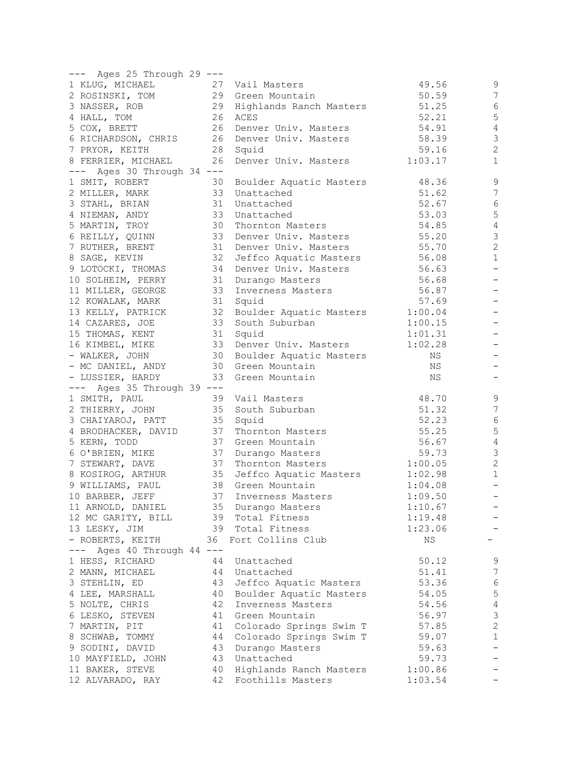```
--- Ages 25 Through 29 ---
1 KLUG, MICHAEL          27  Vail Masters                 49.56        9
2 ROSINSKI, TOM          29  Green Mountain               50.59        7
3 NASSER, ROB            29  Highlands Ranch Masters      51.25        6
4 HALL, TOM              26  ACES                         52.21        5
5 COX, BRETT             26  Denver Univ. Masters         54.91        4
6 RICHARDSON, CHRIS      26  Denver Univ. Masters         58.39        3
7 PRYOR, KEITH           28  Squid                        59.16        2
8 FERRIER, MICHAEL       26  Denver Univ. Masters       1:03.17        1
--- Ages 30 Through 34 ---
1 SMIT, ROBERT           30  Boulder Aquatic Masters      48.36        9
2 MILLER, MARK           33  Unattached                   51.62        7
3 STAHL, BRIAN           31  Unattached                   52.67        6
4 NIEMAN, ANDY           33  Unattached                   53.03        5
5 MARTIN, TROY           30  Thornton Masters             54.85        4
6 REILLY, QUINN          33  Denver Univ. Masters         55.20        3
7 RUTHER, BRENT          31  Denver Univ. Masters         55.70        2
8 SAGE, KEVIN            32  Jeffco Aquatic Masters       56.08        1
9 LOTOCKI, THOMAS        34  Denver Univ. Masters         56.63        -
10 SOLHEIM, PERRY        31  Durango Masters              56.68        -
11 MILLER, GEORGE        33  Inverness Masters            56.87        -
12 KOWALAK, MARK         31  Squid                        57.69        -
13 KELLY, PATRICK        32  Boulder Aquatic Masters    1:00.04        -
14 CAZARES, JOE          33  South Suburban             1:00.15        -
15 THOMAS, KENT          31  Squid                      1:01.31        -
16 KIMBEL, MIKE          33  Denver Univ. Masters       1:02.28        -
- WALKER, JOHN           30  Boulder Aquatic Masters         NS        -
- MC DANIEL, ANDY        30  Green Mountain                  NS        -
- LUSSIER, HARDY         33  Green Mountain                  NS        -
--- Ages 35 Through 39 ---
1 SMITH, PAUL            39  Vail Masters                 48.70        9
2 THIERRY, JOHN          35  South Suburban               51.32        7
3 CHAIYAROJ, PATT        35  Squid                        52.23        6
4 BRODHACKER, DAVID      37  Thornton Masters             55.25        5
5 KERN, TODD             37  Green Mountain               56.67        4
6 O'BRIEN, MIKE          37  Durango Masters              59.73        3
7 STEWART, DAVE          37  Thornton Masters           1:00.05        2
8 KOSIROG, ARTHUR        35  Jeffco Aquatic Masters     1:02.98        1
9 WILLIAMS, PAUL         38  Green Mountain             1:04.08        -
10 BARBER, JEFF          37  Inverness Masters          1:09.50        -
11 ARNOLD, DANIEL        35  Durango Masters            1:10.67        -
12 MC GARITY, BILL       39  Total Fitness              1:19.48        -
13 LESKY, JIM            39  Total Fitness              1:23.06        -
- ROBERTS, KEITH         36  Fort Collins Club               NS        -
--- Ages 40 Through 44 ---
1 HESS, RICHARD          44  Unattached                   50.12        9
2 MANN, MICHAEL          44  Unattached                   51.41        7
3 STEHLIN, ED            43  Jeffco Aquatic Masters       53.36        6
4 LEE, MARSHALL          40  Boulder Aquatic Masters      54.05        5
5 NOLTE, CHRIS           42  Inverness Masters            54.56        4
6 LESKO, STEVEN          41  Green Mountain               56.97        3
7 MARTIN, PIT            41  Colorado Springs Swim T      57.85        2
8 SCHWAB, TOMMY          44  Colorado Springs Swim T      59.07        1
9 SODINI, DAVID          43  Durango Masters              59.63        -
10 MAYFIELD, JOHN        43  Unattached                   59.73        -
11 BAKER, STEVE          40  Highlands Ranch Masters    1:00.86        -
12 ALVARADO, RAY         42  Foothills Masters          1:03.54        -
```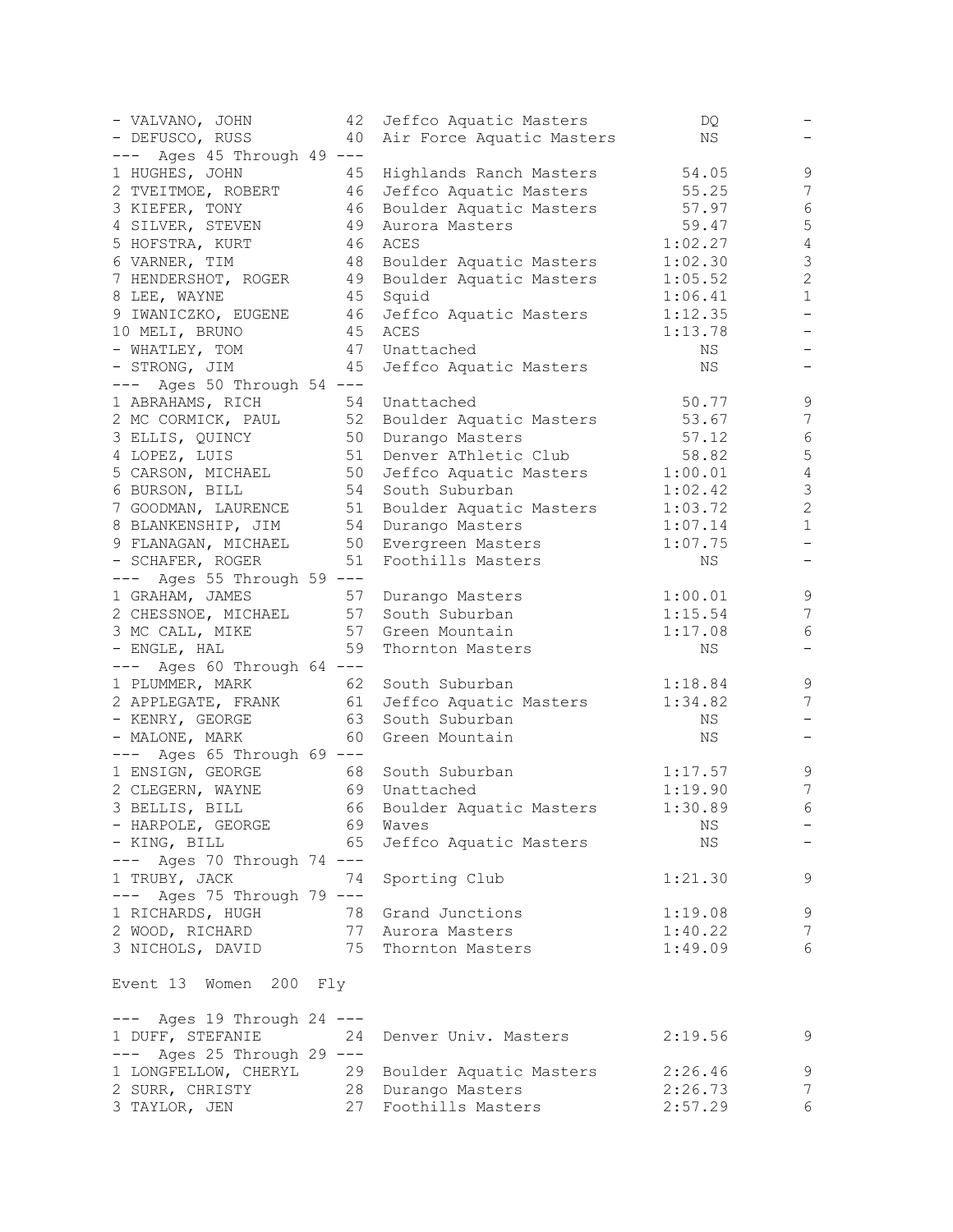```
- VALVANO, JOHN          42  Jeffco Aquatic Masters          DQ          -
- DEFUSCO, RUSS          40  Air Force Aquatic Masters       NS          -
---  Ages 45 Through 49 ---
1 HUGHES, JOHN           45  Highlands Ranch Masters      54.05          9
2 TVEITMOE, ROBERT       46  Jeffco Aquatic Masters       55.25          7
3 KIEFER, TONY           46  Boulder Aquatic Masters      57.97          6
4 SILVER, STEVEN         49  Aurora Masters               59.47          5
5 HOFSTRA, KURT          46  ACES                       1:02.27          4
6 VARNER, TIM            48  Boulder Aquatic Masters    1:02.30          3
7 HENDERSHOT, ROGER      49  Boulder Aquatic Masters    1:05.52          2
8 LEE, WAYNE             45  Squid                      1:06.41          1
9 IWANICZKO, EUGENE      46  Jeffco Aquatic Masters     1:12.35          -
10 MELI, BRUNO           45  ACES                       1:13.78          -
- WHATLEY, TOM           47  Unattached                      NS          -
- STRONG, JIM            45  Jeffco Aquatic Masters          NS          -
---  Ages 50 Through 54 ---
1 ABRAHAMS, RICH         54  Unattached                   50.77          9
2 MC CORMICK, PAUL       52  Boulder Aquatic Masters      53.67          7
3 ELLIS, QUINCY          50  Durango Masters              57.12          6
4 LOPEZ, LUIS            51  Denver AThletic Club         58.82          5
5 CARSON, MICHAEL        50  Jeffco Aquatic Masters     1:00.01          4
6 BURSON, BILL           54  South Suburban             1:02.42          3
7 GOODMAN, LAURENCE      51  Boulder Aquatic Masters    1:03.72          2
8 BLANKENSHIP, JIM       54  Durango Masters            1:07.14          1
9 FLANAGAN, MICHAEL      50  Evergreen Masters          1:07.75          -
- SCHAFER, ROGER         51  Foothills Masters               NS          -
---  Ages 55 Through 59 ---
1 GRAHAM, JAMES          57  Durango Masters            1:00.01          9
2 CHESSNOE, MICHAEL      57  South Suburban             1:15.54          7
3 MC CALL, MIKE          57  Green Mountain             1:17.08          6
- ENGLE, HAL             59  Thornton Masters                NS          -
---  Ages 60 Through 64 ---
1 PLUMMER, MARK          62  South Suburban             1:18.84          9
2 APPLEGATE, FRANK       61  Jeffco Aquatic Masters     1:34.82          7
- KENRY, GEORGE          63  South Suburban                  NS          -
- MALONE, MARK           60  Green Mountain                  NS          -
---  Ages 65 Through 69 ---
1 ENSIGN, GEORGE         68  South Suburban             1:17.57          9
2 CLEGERN, WAYNE         69  Unattached                 1:19.90          7
3 BELLIS, BILL           66  Boulder Aquatic Masters    1:30.89          6
- HARPOLE, GEORGE        69  Waves                           NS          -
- KING, BILL             65  Jeffco Aquatic Masters          NS          -
---  Ages 70 Through 74 ---
1 TRUBY, JACK            74  Sporting Club              1:21.30          9
---  Ages 75 Through 79 ---
1 RICHARDS, HUGH         78  Grand Junctions            1:19.08          9
2 WOOD, RICHARD          77  Aurora Masters             1:40.22          7
3 NICHOLS, DAVID         75  Thornton Masters           1:49.09          6
```

Event 13  Women  200  Fly

```
---  Ages 19 Through 24 ---
1 DUFF, STEFANIE         24  Denver Univ. Masters       2:19.56          9
---  Ages 25 Through 29 ---
1 LONGFELLOW, CHERYL     29  Boulder Aquatic Masters    2:26.46          9
2 SURR, CHRISTY          28  Durango Masters            2:26.73          7
3 TAYLOR, JEN            27  Foothills Masters          2:57.29          6
```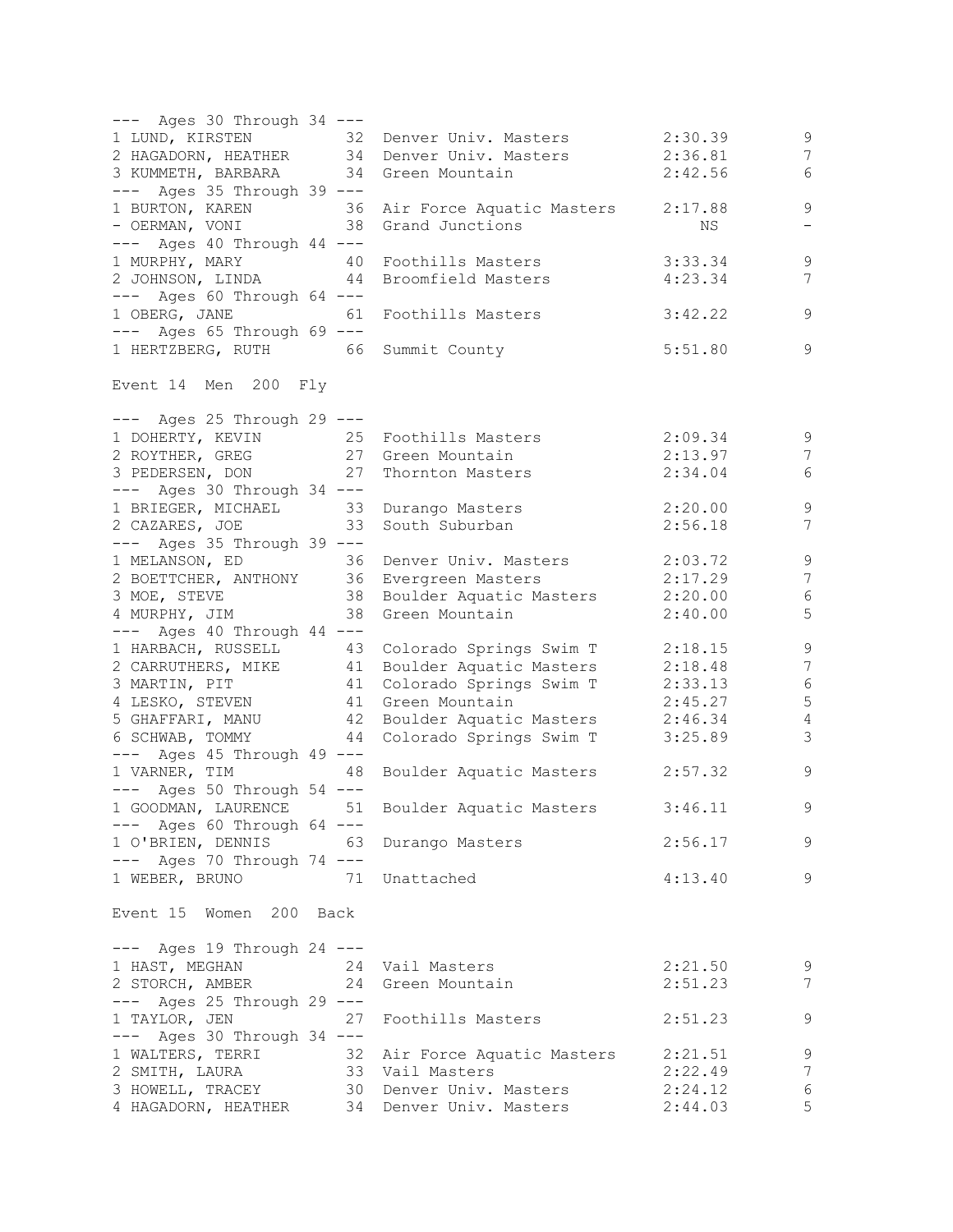--- Ages 30 Through 34 ---

| Place | Name | Age | Team | Time | Points |
|---|---|---|---|---|---|
| 1 | LUND, KIRSTEN | 32 | Denver Univ. Masters | 2:30.39 | 9 |
| 2 | HAGADORN, HEATHER | 34 | Denver Univ. Masters | 2:36.81 | 7 |
| 3 | KUMMETH, BARBARA | 34 | Green Mountain | 2:42.56 | 6 |

--- Ages 35 Through 39 ---

| Place | Name | Age | Team | Time | Points |
|---|---|---|---|---|---|
| 1 | BURTON, KAREN | 36 | Air Force Aquatic Masters | 2:17.88 | 9 |
| - | OERMAN, VONI | 38 | Grand Junctions | NS | - |

--- Ages 40 Through 44 ---

| Place | Name | Age | Team | Time | Points |
|---|---|---|---|---|---|
| 1 | MURPHY, MARY | 40 | Foothills Masters | 3:33.34 | 9 |
| 2 | JOHNSON, LINDA | 44 | Broomfield Masters | 4:23.34 | 7 |

--- Ages 60 Through 64 ---

| Place | Name | Age | Team | Time | Points |
|---|---|---|---|---|---|
| 1 | OBERG, JANE | 61 | Foothills Masters | 3:42.22 | 9 |

--- Ages 65 Through 69 ---

| Place | Name | Age | Team | Time | Points |
|---|---|---|---|---|---|
| 1 | HERTZBERG, RUTH | 66 | Summit County | 5:51.80 | 9 |

## Event 14 Men 200 Fly

--- Ages 25 Through 29 ---

| Place | Name | Age | Team | Time | Points |
|---|---|---|---|---|---|
| 1 | DOHERTY, KEVIN | 25 | Foothills Masters | 2:09.34 | 9 |
| 2 | ROYTHER, GREG | 27 | Green Mountain | 2:13.97 | 7 |
| 3 | PEDERSEN, DON | 27 | Thornton Masters | 2:34.04 | 6 |

--- Ages 30 Through 34 ---

| Place | Name | Age | Team | Time | Points |
|---|---|---|---|---|---|
| 1 | BRIEGER, MICHAEL | 33 | Durango Masters | 2:20.00 | 9 |
| 2 | CAZARES, JOE | 33 | South Suburban | 2:56.18 | 7 |

--- Ages 35 Through 39 ---

| Place | Name | Age | Team | Time | Points |
|---|---|---|---|---|---|
| 1 | MELANSON, ED | 36 | Denver Univ. Masters | 2:03.72 | 9 |
| 2 | BOETTCHER, ANTHONY | 36 | Evergreen Masters | 2:17.29 | 7 |
| 3 | MOE, STEVE | 38 | Boulder Aquatic Masters | 2:20.00 | 6 |
| 4 | MURPHY, JIM | 38 | Green Mountain | 2:40.00 | 5 |

--- Ages 40 Through 44 ---

| Place | Name | Age | Team | Time | Points |
|---|---|---|---|---|---|
| 1 | HARBACH, RUSSELL | 43 | Colorado Springs Swim T | 2:18.15 | 9 |
| 2 | CARRUTHERS, MIKE | 41 | Boulder Aquatic Masters | 2:18.48 | 7 |
| 3 | MARTIN, PIT | 41 | Colorado Springs Swim T | 2:33.13 | 6 |
| 4 | LESKO, STEVEN | 41 | Green Mountain | 2:45.27 | 5 |
| 5 | GHAFFARI, MANU | 42 | Boulder Aquatic Masters | 2:46.34 | 4 |
| 6 | SCHWAB, TOMMY | 44 | Colorado Springs Swim T | 3:25.89 | 3 |

--- Ages 45 Through 49 ---

| Place | Name | Age | Team | Time | Points |
|---|---|---|---|---|---|
| 1 | VARNER, TIM | 48 | Boulder Aquatic Masters | 2:57.32 | 9 |

--- Ages 50 Through 54 ---

| Place | Name | Age | Team | Time | Points |
|---|---|---|---|---|---|
| 1 | GOODMAN, LAURENCE | 51 | Boulder Aquatic Masters | 3:46.11 | 9 |

--- Ages 60 Through 64 ---

| Place | Name | Age | Team | Time | Points |
|---|---|---|---|---|---|
| 1 | O'BRIEN, DENNIS | 63 | Durango Masters | 2:56.17 | 9 |

--- Ages 70 Through 74 ---

| Place | Name | Age | Team | Time | Points |
|---|---|---|---|---|---|
| 1 | WEBER, BRUNO | 71 | Unattached | 4:13.40 | 9 |

## Event 15 Women 200 Back

--- Ages 19 Through 24 ---

| Place | Name | Age | Team | Time | Points |
|---|---|---|---|---|---|
| 1 | HAST, MEGHAN | 24 | Vail Masters | 2:21.50 | 9 |
| 2 | STORCH, AMBER | 24 | Green Mountain | 2:51.23 | 7 |

--- Ages 25 Through 29 ---

| Place | Name | Age | Team | Time | Points |
|---|---|---|---|---|---|
| 1 | TAYLOR, JEN | 27 | Foothills Masters | 2:51.23 | 9 |

--- Ages 30 Through 34 ---

| Place | Name | Age | Team | Time | Points |
|---|---|---|---|---|---|
| 1 | WALTERS, TERRI | 32 | Air Force Aquatic Masters | 2:21.51 | 9 |
| 2 | SMITH, LAURA | 33 | Vail Masters | 2:22.49 | 7 |
| 3 | HOWELL, TRACEY | 30 | Denver Univ. Masters | 2:24.12 | 6 |
| 4 | HAGADORN, HEATHER | 34 | Denver Univ. Masters | 2:44.03 | 5 |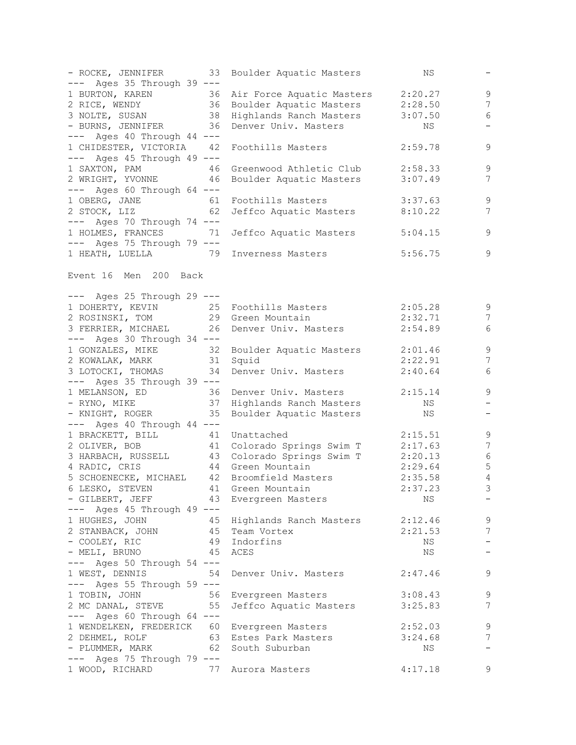| Place | Name | Age | Team | Time | Points |
|---|---|---|---|---|---|
| - | ROCKE, JENNIFER | 33 | Boulder Aquatic Masters | NS | - |
| --- Ages 35 Through 39 --- | | | | | |
| 1 | BURTON, KAREN | 36 | Air Force Aquatic Masters | 2:20.27 | 9 |
| 2 | RICE, WENDY | 36 | Boulder Aquatic Masters | 2:28.50 | 7 |
| 3 | NOLTE, SUSAN | 38 | Highlands Ranch Masters | 3:07.50 | 6 |
| - | BURNS, JENNIFER | 36 | Denver Univ. Masters | NS | - |
| --- Ages 40 Through 44 --- | | | | | |
| 1 | CHIDESTER, VICTORIA | 42 | Foothills Masters | 2:59.78 | 9 |
| --- Ages 45 Through 49 --- | | | | | |
| 1 | SAXTON, PAM | 46 | Greenwood Athletic Club | 2:58.33 | 9 |
| 2 | WRIGHT, YVONNE | 46 | Boulder Aquatic Masters | 3:07.49 | 7 |
| --- Ages 60 Through 64 --- | | | | | |
| 1 | OBERG, JANE | 61 | Foothills Masters | 3:37.63 | 9 |
| 2 | STOCK, LIZ | 62 | Jeffco Aquatic Masters | 8:10.22 | 7 |
| --- Ages 70 Through 74 --- | | | | | |
| 1 | HOLMES, FRANCES | 71 | Jeffco Aquatic Masters | 5:04.15 | 9 |
| --- Ages 75 Through 79 --- | | | | | |
| 1 | HEATH, LUELLA | 79 | Inverness Masters | 5:56.75 | 9 |

Event 16 Men 200 Back

| Place | Name | Age | Team | Time | Points |
|---|---|---|---|---|---|
| --- Ages 25 Through 29 --- | | | | | |
| 1 | DOHERTY, KEVIN | 25 | Foothills Masters | 2:05.28 | 9 |
| 2 | ROSINSKI, TOM | 29 | Green Mountain | 2:32.71 | 7 |
| 3 | FERRIER, MICHAEL | 26 | Denver Univ. Masters | 2:54.89 | 6 |
| --- Ages 30 Through 34 --- | | | | | |
| 1 | GONZALES, MIKE | 32 | Boulder Aquatic Masters | 2:01.46 | 9 |
| 2 | KOWALAK, MARK | 31 | Squid | 2:22.91 | 7 |
| 3 | LOTOCKI, THOMAS | 34 | Denver Univ. Masters | 2:40.64 | 6 |
| --- Ages 35 Through 39 --- | | | | | |
| 1 | MELANSON, ED | 36 | Denver Univ. Masters | 2:15.14 | 9 |
| - | RYNO, MIKE | 37 | Highlands Ranch Masters | NS | - |
| - | KNIGHT, ROGER | 35 | Boulder Aquatic Masters | NS | - |
| --- Ages 40 Through 44 --- | | | | | |
| 1 | BRACKETT, BILL | 41 | Unattached | 2:15.51 | 9 |
| 2 | OLIVER, BOB | 41 | Colorado Springs Swim T | 2:17.63 | 7 |
| 3 | HARBACH, RUSSELL | 43 | Colorado Springs Swim T | 2:20.13 | 6 |
| 4 | RADIC, CRIS | 44 | Green Mountain | 2:29.64 | 5 |
| 5 | SCHOENECKE, MICHAEL | 42 | Broomfield Masters | 2:35.58 | 4 |
| 6 | LESKO, STEVEN | 41 | Green Mountain | 2:37.23 | 3 |
| - | GILBERT, JEFF | 43 | Evergreen Masters | NS | - |
| --- Ages 45 Through 49 --- | | | | | |
| 1 | HUGHES, JOHN | 45 | Highlands Ranch Masters | 2:12.46 | 9 |
| 2 | STANBACK, JOHN | 45 | Team Vortex | 2:21.53 | 7 |
| - | COOLEY, RIC | 49 | Indorfins | NS | - |
| - | MELI, BRUNO | 45 | ACES | NS | - |
| --- Ages 50 Through 54 --- | | | | | |
| 1 | WEST, DENNIS | 54 | Denver Univ. Masters | 2:47.46 | 9 |
| --- Ages 55 Through 59 --- | | | | | |
| 1 | TOBIN, JOHN | 56 | Evergreen Masters | 3:08.43 | 9 |
| 2 | MC DANAL, STEVE | 55 | Jeffco Aquatic Masters | 3:25.83 | 7 |
| --- Ages 60 Through 64 --- | | | | | |
| 1 | WENDELKEN, FREDERICK | 60 | Evergreen Masters | 2:52.03 | 9 |
| 2 | DEHMEL, ROLF | 63 | Estes Park Masters | 3:24.68 | 7 |
| - | PLUMMER, MARK | 62 | South Suburban | NS | - |
| --- Ages 75 Through 79 --- | | | | | |
| 1 | WOOD, RICHARD | 77 | Aurora Masters | 4:17.18 | 9 |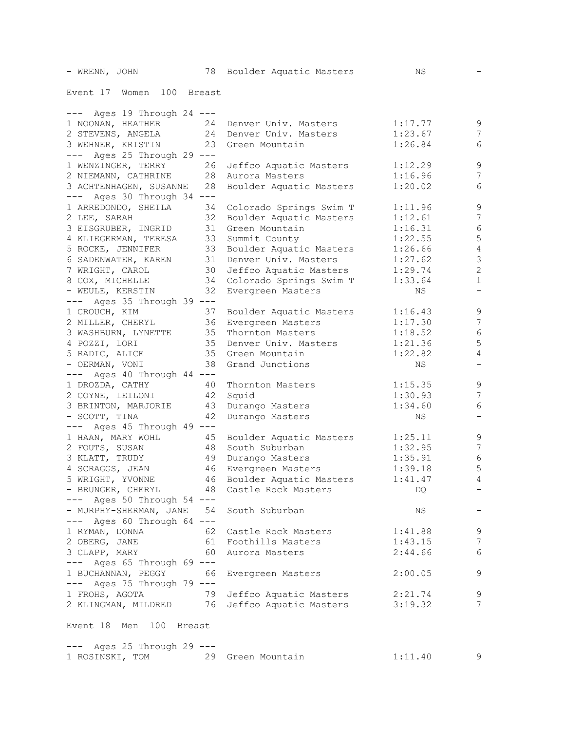```
- WRENN, JOHN            78  Boulder Aquatic Masters          NS          -

Event 17  Women  100  Breast

--- Ages 19 Through 24 ---
1 NOONAN, HEATHER        24  Denver Univ. Masters        1:17.77          9
2 STEVENS, ANGELA        24  Denver Univ. Masters        1:23.67          7
3 WEHNER, KRISTIN        23  Green Mountain              1:26.84          6
--- Ages 25 Through 29 ---
1 WENZINGER, TERRY       26  Jeffco Aquatic Masters      1:12.29          9
2 NIEMANN, CATHRINE      28  Aurora Masters              1:16.96          7
3 ACHTENHAGEN, SUSANNE   28  Boulder Aquatic Masters     1:20.02          6
--- Ages 30 Through 34 ---
1 ARREDONDO, SHEILA      34  Colorado Springs Swim T     1:11.96          9
2 LEE, SARAH             32  Boulder Aquatic Masters     1:12.61          7
3 EISGRUBER, INGRID      31  Green Mountain              1:16.31          6
4 KLIEGERMAN, TERESA     33  Summit County               1:22.55          5
5 ROCKE, JENNIFER        33  Boulder Aquatic Masters     1:26.66          4
6 SADENWATER, KAREN      31  Denver Univ. Masters        1:27.62          3
7 WRIGHT, CAROL          30  Jeffco Aquatic Masters      1:29.74          2
8 COX, MICHELLE          34  Colorado Springs Swim T     1:33.64          1
- WEULE, KERSTIN         32  Evergreen Masters                NS          -
--- Ages 35 Through 39 ---
1 CROUCH, KIM            37  Boulder Aquatic Masters     1:16.43          9
2 MILLER, CHERYL         36  Evergreen Masters           1:17.30          7
3 WASHBURN, LYNETTE      35  Thornton Masters            1:18.52          6
4 POZZI, LORI            35  Denver Univ. Masters        1:21.36          5
5 RADIC, ALICE           35  Green Mountain              1:22.82          4
- OERMAN, VONI           38  Grand Junctions                  NS          -
--- Ages 40 Through 44 ---
1 DROZDA, CATHY          40  Thornton Masters            1:15.35          9
2 COYNE, LEILONI         42  Squid                       1:30.93          7
3 BRINTON, MARJORIE      43  Durango Masters             1:34.60          6
- SCOTT, TINA            42  Durango Masters                  NS          -
--- Ages 45 Through 49 ---
1 HAAN, MARY WOHL        45  Boulder Aquatic Masters     1:25.11          9
2 FOUTS, SUSAN           48  South Suburban              1:32.95          7
3 KLATT, TRUDY           49  Durango Masters             1:35.91          6
4 SCRAGGS, JEAN          46  Evergreen Masters           1:39.18          5
5 WRIGHT, YVONNE         46  Boulder Aquatic Masters     1:41.47          4
- BRUNGER, CHERYL        48  Castle Rock Masters              DQ          -
--- Ages 50 Through 54 ---
- MURPHY-SHERMAN, JANE   54  South Suburban                   NS          -
--- Ages 60 Through 64 ---
1 RYMAN, DONNA           62  Castle Rock Masters         1:41.88          9
2 OBERG, JANE            61  Foothills Masters           1:43.15          7
3 CLAPP, MARY            60  Aurora Masters              2:44.66          6
--- Ages 65 Through 69 ---
1 BUCHANNAN, PEGGY       66  Evergreen Masters           2:00.05          9
--- Ages 75 Through 79 ---
1 FROHS, AGOTA           79  Jeffco Aquatic Masters      2:21.74          9
2 KLINGMAN, MILDRED      76  Jeffco Aquatic Masters      3:19.32          7

Event 18  Men  100  Breast

--- Ages 25 Through 29 ---
1 ROSINSKI, TOM          29  Green Mountain              1:11.40          9
```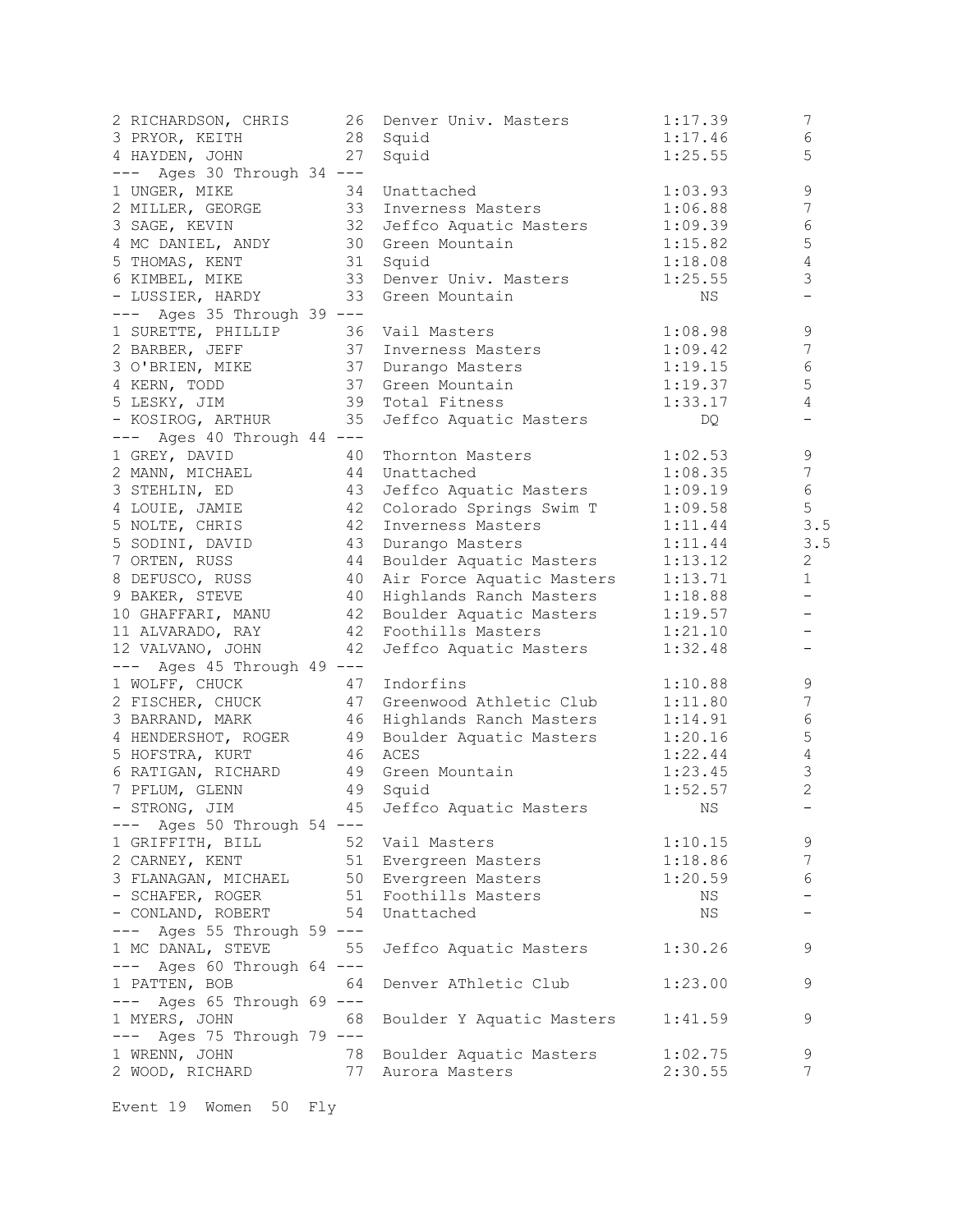```
2 RICHARDSON, CHRIS      26  Denver Univ. Masters        1:17.39          7
3 PRYOR, KEITH           28  Squid                       1:17.46          6
4 HAYDEN, JOHN           27  Squid                       1:25.55          5
--- Ages 30 Through 34 ---
1 UNGER, MIKE            34  Unattached                  1:03.93          9
2 MILLER, GEORGE         33  Inverness Masters           1:06.88          7
3 SAGE, KEVIN            32  Jeffco Aquatic Masters      1:09.39          6
4 MC DANIEL, ANDY        30  Green Mountain              1:15.82          5
5 THOMAS, KENT           31  Squid                       1:18.08          4
6 KIMBEL, MIKE           33  Denver Univ. Masters        1:25.55          3
- LUSSIER, HARDY         33  Green Mountain                   NS          -
--- Ages 35 Through 39 ---
1 SURETTE, PHILLIP       36  Vail Masters                1:08.98          9
2 BARBER, JEFF           37  Inverness Masters           1:09.42          7
3 O'BRIEN, MIKE          37  Durango Masters             1:19.15          6
4 KERN, TODD             37  Green Mountain              1:19.37          5
5 LESKY, JIM             39  Total Fitness               1:33.17          4
- KOSIROG, ARTHUR        35  Jeffco Aquatic Masters           DQ          -
--- Ages 40 Through 44 ---
1 GREY, DAVID            40  Thornton Masters            1:02.53          9
2 MANN, MICHAEL          44  Unattached                  1:08.35          7
3 STEHLIN, ED            43  Jeffco Aquatic Masters      1:09.19          6
4 LOUIE, JAMIE           42  Colorado Springs Swim T     1:09.58          5
5 NOLTE, CHRIS           42  Inverness Masters           1:11.44          3.5
5 SODINI, DAVID          43  Durango Masters             1:11.44          3.5
7 ORTEN, RUSS            44  Boulder Aquatic Masters     1:13.12          2
8 DEFUSCO, RUSS          40  Air Force Aquatic Masters   1:13.71          1
9 BAKER, STEVE           40  Highlands Ranch Masters     1:18.88          -
10 GHAFFARI, MANU        42  Boulder Aquatic Masters     1:19.57          -
11 ALVARADO, RAY         42  Foothills Masters           1:21.10          -
12 VALVANO, JOHN         42  Jeffco Aquatic Masters      1:32.48          -
--- Ages 45 Through 49 ---
1 WOLFF, CHUCK           47  Indorfins                   1:10.88          9
2 FISCHER, CHUCK         47  Greenwood Athletic Club     1:11.80          7
3 BARRAND, MARK          46  Highlands Ranch Masters     1:14.91          6
4 HENDERSHOT, ROGER      49  Boulder Aquatic Masters     1:20.16          5
5 HOFSTRA, KURT          46  ACES                        1:22.44          4
6 RATIGAN, RICHARD       49  Green Mountain              1:23.45          3
7 PFLUM, GLENN           49  Squid                       1:52.57          2
- STRONG, JIM            45  Jeffco Aquatic Masters           NS          -
--- Ages 50 Through 54 ---
1 GRIFFITH, BILL         52  Vail Masters                1:10.15          9
2 CARNEY, KENT           51  Evergreen Masters           1:18.86          7
3 FLANAGAN, MICHAEL      50  Evergreen Masters           1:20.59          6
- SCHAFER, ROGER         51  Foothills Masters                NS          -
- CONLAND, ROBERT        54  Unattached                       NS          -
--- Ages 55 Through 59 ---
1 MC DANAL, STEVE        55  Jeffco Aquatic Masters      1:30.26          9
--- Ages 60 Through 64 ---
1 PATTEN, BOB            64  Denver AThletic Club        1:23.00          9
--- Ages 65 Through 69 ---
1 MYERS, JOHN            68  Boulder Y Aquatic Masters   1:41.59          9
--- Ages 75 Through 79 ---
1 WRENN, JOHN            78  Boulder Aquatic Masters     1:02.75          9
2 WOOD, RICHARD          77  Aurora Masters              2:30.55          7
```

Event 19 Women 50 Fly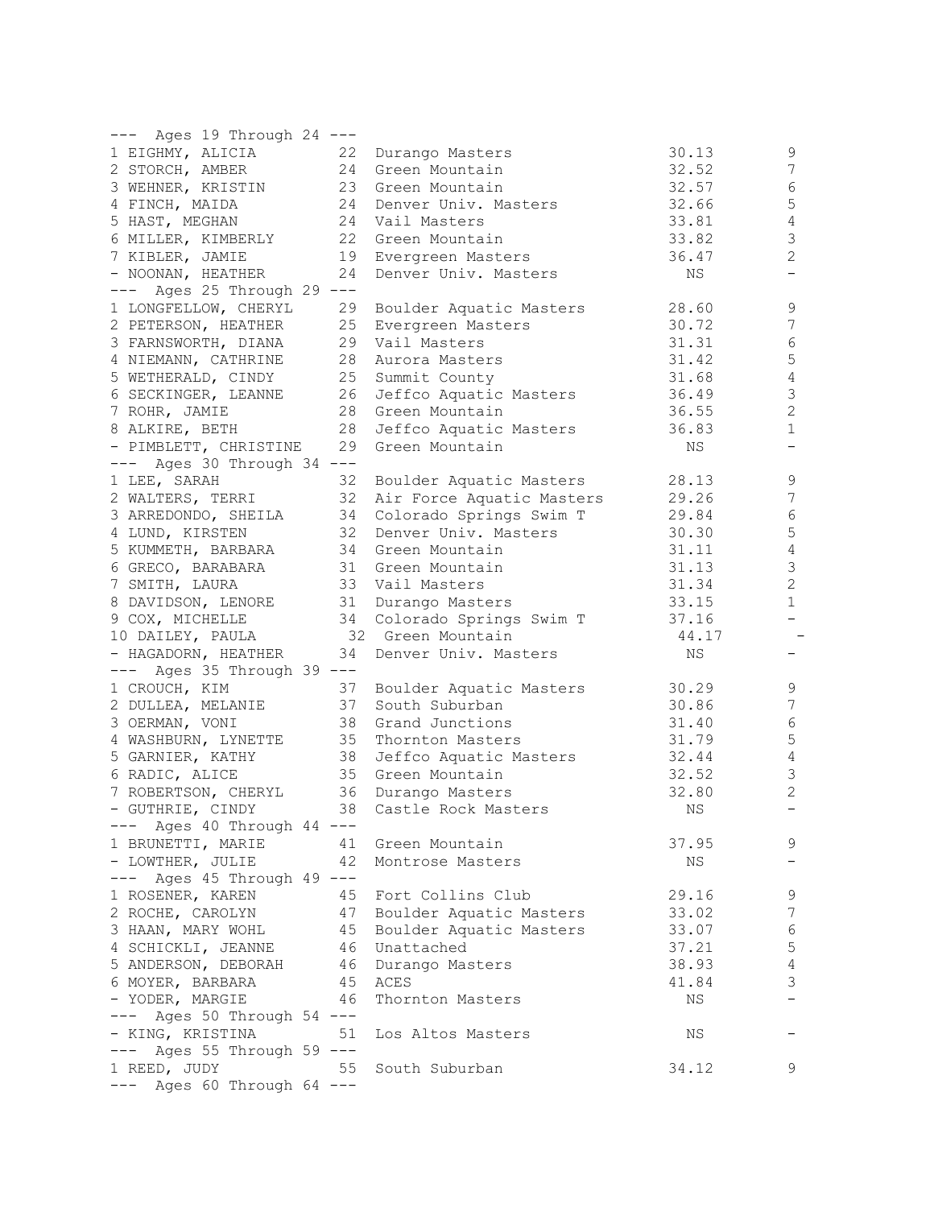--- Ages 19 Through 24 ---

| Place | Name | Age | Team | Time | Points |
|---|---|---|---|---|---|
| 1 | EIGHMY, ALICIA | 22 | Durango Masters | 30.13 | 9 |
| 2 | STORCH, AMBER | 24 | Green Mountain | 32.52 | 7 |
| 3 | WEHNER, KRISTIN | 23 | Green Mountain | 32.57 | 6 |
| 4 | FINCH, MAIDA | 24 | Denver Univ. Masters | 32.66 | 5 |
| 5 | HAST, MEGHAN | 24 | Vail Masters | 33.81 | 4 |
| 6 | MILLER, KIMBERLY | 22 | Green Mountain | 33.82 | 3 |
| 7 | KIBLER, JAMIE | 19 | Evergreen Masters | 36.47 | 2 |
| - | NOONAN, HEATHER | 24 | Denver Univ. Masters | NS | - |

--- Ages 25 Through 29 ---

| Place | Name | Age | Team | Time | Points |
|---|---|---|---|---|---|
| 1 | LONGFELLOW, CHERYL | 29 | Boulder Aquatic Masters | 28.60 | 9 |
| 2 | PETERSON, HEATHER | 25 | Evergreen Masters | 30.72 | 7 |
| 3 | FARNSWORTH, DIANA | 29 | Vail Masters | 31.31 | 6 |
| 4 | NIEMANN, CATHRINE | 28 | Aurora Masters | 31.42 | 5 |
| 5 | WETHERALD, CINDY | 25 | Summit County | 31.68 | 4 |
| 6 | SECKINGER, LEANNE | 26 | Jeffco Aquatic Masters | 36.49 | 3 |
| 7 | ROHR, JAMIE | 28 | Green Mountain | 36.55 | 2 |
| 8 | ALKIRE, BETH | 28 | Jeffco Aquatic Masters | 36.83 | 1 |
| - | PIMBLETT, CHRISTINE | 29 | Green Mountain | NS | - |

--- Ages 30 Through 34 ---

| Place | Name | Age | Team | Time | Points |
|---|---|---|---|---|---|
| 1 | LEE, SARAH | 32 | Boulder Aquatic Masters | 28.13 | 9 |
| 2 | WALTERS, TERRI | 32 | Air Force Aquatic Masters | 29.26 | 7 |
| 3 | ARREDONDO, SHEILA | 34 | Colorado Springs Swim T | 29.84 | 6 |
| 4 | LUND, KIRSTEN | 32 | Denver Univ. Masters | 30.30 | 5 |
| 5 | KUMMETH, BARBARA | 34 | Green Mountain | 31.11 | 4 |
| 6 | GRECO, BARABARA | 31 | Green Mountain | 31.13 | 3 |
| 7 | SMITH, LAURA | 33 | Vail Masters | 31.34 | 2 |
| 8 | DAVIDSON, LENORE | 31 | Durango Masters | 33.15 | 1 |
| 9 | COX, MICHELLE | 34 | Colorado Springs Swim T | 37.16 | - |
| 10 | DAILEY, PAULA | 32 | Green Mountain | 44.17 | - |
| - | HAGADORN, HEATHER | 34 | Denver Univ. Masters | NS | - |

--- Ages 35 Through 39 ---

| Place | Name | Age | Team | Time | Points |
|---|---|---|---|---|---|
| 1 | CROUCH, KIM | 37 | Boulder Aquatic Masters | 30.29 | 9 |
| 2 | DULLEA, MELANIE | 37 | South Suburban | 30.86 | 7 |
| 3 | OERMAN, VONI | 38 | Grand Junctions | 31.40 | 6 |
| 4 | WASHBURN, LYNETTE | 35 | Thornton Masters | 31.79 | 5 |
| 5 | GARNIER, KATHY | 38 | Jeffco Aquatic Masters | 32.44 | 4 |
| 6 | RADIC, ALICE | 35 | Green Mountain | 32.52 | 3 |
| 7 | ROBERTSON, CHERYL | 36 | Durango Masters | 32.80 | 2 |
| - | GUTHRIE, CINDY | 38 | Castle Rock Masters | NS | - |

--- Ages 40 Through 44 ---

| Place | Name | Age | Team | Time | Points |
|---|---|---|---|---|---|
| 1 | BRUNETTI, MARIE | 41 | Green Mountain | 37.95 | 9 |
| - | LOWTHER, JULIE | 42 | Montrose Masters | NS | - |

--- Ages 45 Through 49 ---

| Place | Name | Age | Team | Time | Points |
|---|---|---|---|---|---|
| 1 | ROSENER, KAREN | 45 | Fort Collins Club | 29.16 | 9 |
| 2 | ROCHE, CAROLYN | 47 | Boulder Aquatic Masters | 33.02 | 7 |
| 3 | HAAN, MARY WOHL | 45 | Boulder Aquatic Masters | 33.07 | 6 |
| 4 | SCHICKLI, JEANNE | 46 | Unattached | 37.21 | 5 |
| 5 | ANDERSON, DEBORAH | 46 | Durango Masters | 38.93 | 4 |
| 6 | MOYER, BARBARA | 45 | ACES | 41.84 | 3 |
| - | YODER, MARGIE | 46 | Thornton Masters | NS | - |

--- Ages 50 Through 54 ---

| Place | Name | Age | Team | Time | Points |
|---|---|---|---|---|---|
| - | KING, KRISTINA | 51 | Los Altos Masters | NS | - |

--- Ages 55 Through 59 ---

| Place | Name | Age | Team | Time | Points |
|---|---|---|---|---|---|
| 1 | REED, JUDY | 55 | South Suburban | 34.12 | 9 |

--- Ages 60 Through 64 ---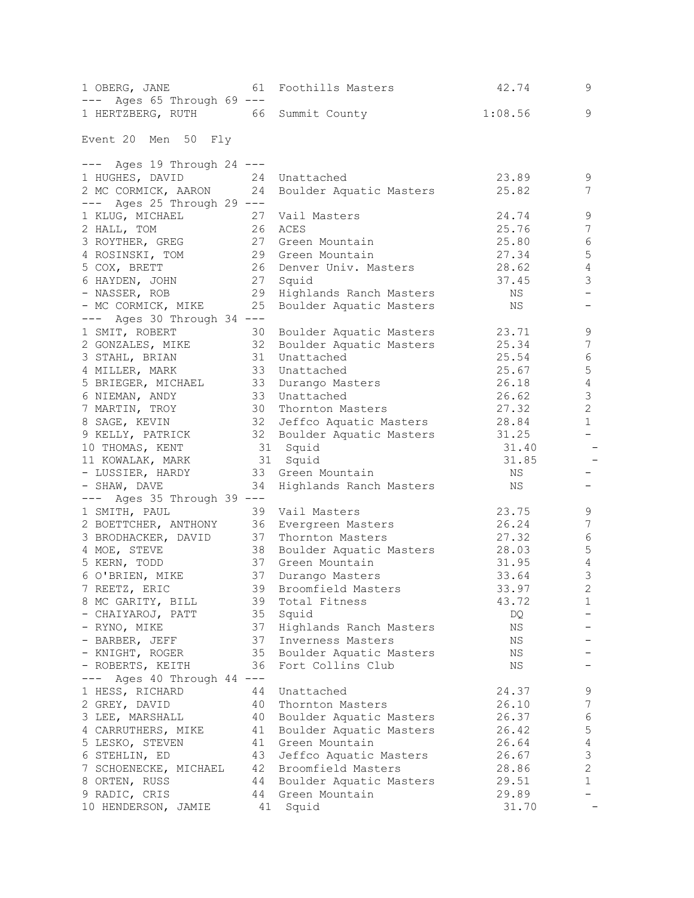```
1 OBERG, JANE           61  Foothills Masters            42.74        9
--- Ages 65 Through 69 ---
1 HERTZBERG, RUTH       66  Summit County              1:08.56        9
```

Event 20  Men  50  Fly

```
--- Ages 19 Through 24 ---
1 HUGHES, DAVID         24  Unattached                   23.89        9
2 MC CORMICK, AARON     24  Boulder Aquatic Masters      25.82        7
--- Ages 25 Through 29 ---
1 KLUG, MICHAEL         27  Vail Masters                 24.74        9
2 HALL, TOM             26  ACES                         25.76        7
3 ROYTHER, GREG         27  Green Mountain               25.80        6
4 ROSINSKI, TOM         29  Green Mountain               27.34        5
5 COX, BRETT            26  Denver Univ. Masters         28.62        4
6 HAYDEN, JOHN          27  Squid                        37.45        3
- NASSER, ROB           29  Highlands Ranch Masters         NS        -
- MC CORMICK, MIKE      25  Boulder Aquatic Masters         NS        -
--- Ages 30 Through 34 ---
1 SMIT, ROBERT          30  Boulder Aquatic Masters      23.71        9
2 GONZALES, MIKE        32  Boulder Aquatic Masters      25.34        7
3 STAHL, BRIAN          31  Unattached                   25.54        6
4 MILLER, MARK          33  Unattached                   25.67        5
5 BRIEGER, MICHAEL      33  Durango Masters              26.18        4
6 NIEMAN, ANDY          33  Unattached                   26.62        3
7 MARTIN, TROY          30  Thornton Masters             27.32        2
8 SAGE, KEVIN           32  Jeffco Aquatic Masters       28.84        1
9 KELLY, PATRICK        32  Boulder Aquatic Masters      31.25        -
10 THOMAS, KENT         31  Squid                        31.40        -
11 KOWALAK, MARK        31  Squid                        31.85        -
- LUSSIER, HARDY        33  Green Mountain                  NS        -
- SHAW, DAVE            34  Highlands Ranch Masters         NS        -
--- Ages 35 Through 39 ---
1 SMITH, PAUL           39  Vail Masters                 23.75        9
2 BOETTCHER, ANTHONY    36  Evergreen Masters            26.24        7
3 BRODHACKER, DAVID     37  Thornton Masters             27.32        6
4 MOE, STEVE            38  Boulder Aquatic Masters      28.03        5
5 KERN, TODD            37  Green Mountain               31.95        4
6 O'BRIEN, MIKE         37  Durango Masters              33.64        3
7 REETZ, ERIC           39  Broomfield Masters           33.97        2
8 MC GARITY, BILL       39  Total Fitness                43.72        1
- CHAIYAROJ, PATT       35  Squid                           DQ        -
- RYNO, MIKE            37  Highlands Ranch Masters         NS        -
- BARBER, JEFF          37  Inverness Masters               NS        -
- KNIGHT, ROGER         35  Boulder Aquatic Masters         NS        -
- ROBERTS, KEITH        36  Fort Collins Club               NS        -
--- Ages 40 Through 44 ---
1 HESS, RICHARD         44  Unattached                   24.37        9
2 GREY, DAVID           40  Thornton Masters             26.10        7
3 LEE, MARSHALL         40  Boulder Aquatic Masters      26.37        6
4 CARRUTHERS, MIKE      41  Boulder Aquatic Masters      26.42        5
5 LESKO, STEVEN         41  Green Mountain               26.64        4
6 STEHLIN, ED           43  Jeffco Aquatic Masters       26.67        3
7 SCHOENECKE, MICHAEL   42  Broomfield Masters           28.86        2
8 ORTEN, RUSS           44  Boulder Aquatic Masters      29.51        1
9 RADIC, CRIS           44  Green Mountain               29.89        -
10 HENDERSON, JAMIE     41  Squid                        31.70        -
```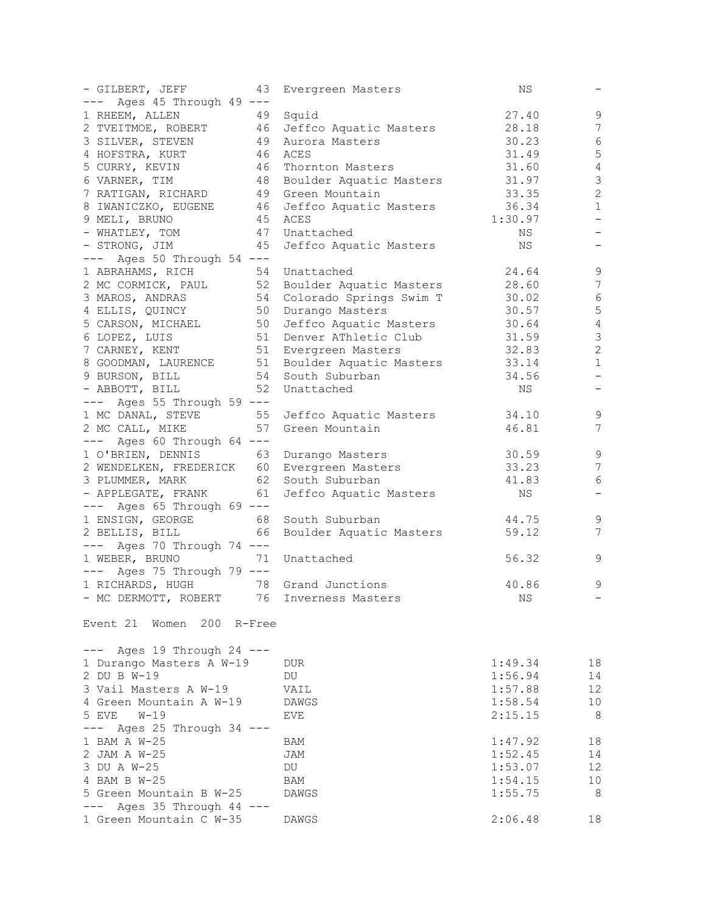```
- GILBERT, JEFF          43  Evergreen Masters              NS        -
--- Ages 45 Through 49 ---
1 RHEEM, ALLEN           49  Squid                       27.40        9
2 TVEITMOE, ROBERT       46  Jeffco Aquatic Masters      28.18        7
3 SILVER, STEVEN         49  Aurora Masters              30.23        6
4 HOFSTRA, KURT          46  ACES                        31.49        5
5 CURRY, KEVIN           46  Thornton Masters            31.60        4
6 VARNER, TIM            48  Boulder Aquatic Masters     31.97        3
7 RATIGAN, RICHARD       49  Green Mountain              33.35        2
8 IWANICZKO, EUGENE      46  Jeffco Aquatic Masters      36.34        1
9 MELI, BRUNO            45  ACES                      1:30.97        -
- WHATLEY, TOM           47  Unattached                     NS        -
- STRONG, JIM            45  Jeffco Aquatic Masters         NS        -
--- Ages 50 Through 54 ---
1 ABRAHAMS, RICH         54  Unattached                  24.64        9
2 MC CORMICK, PAUL       52  Boulder Aquatic Masters     28.60        7
3 MAROS, ANDRAS          54  Colorado Springs Swim T     30.02        6
4 ELLIS, QUINCY          50  Durango Masters             30.57        5
5 CARSON, MICHAEL        50  Jeffco Aquatic Masters      30.64        4
6 LOPEZ, LUIS            51  Denver AThletic Club        31.59        3
7 CARNEY, KENT           51  Evergreen Masters           32.83        2
8 GOODMAN, LAURENCE      51  Boulder Aquatic Masters     33.14        1
9 BURSON, BILL           54  South Suburban              34.56        -
- ABBOTT, BILL           52  Unattached                     NS        -
--- Ages 55 Through 59 ---
1 MC DANAL, STEVE        55  Jeffco Aquatic Masters      34.10        9
2 MC CALL, MIKE          57  Green Mountain              46.81        7
--- Ages 60 Through 64 ---
1 O'BRIEN, DENNIS        63  Durango Masters             30.59        9
2 WENDELKEN, FREDERICK   60  Evergreen Masters           33.23        7
3 PLUMMER, MARK          62  South Suburban              41.83        6
- APPLEGATE, FRANK       61  Jeffco Aquatic Masters         NS        -
--- Ages 65 Through 69 ---
1 ENSIGN, GEORGE         68  South Suburban              44.75        9
2 BELLIS, BILL           66  Boulder Aquatic Masters     59.12        7
--- Ages 70 Through 74 ---
1 WEBER, BRUNO           71  Unattached                  56.32        9
--- Ages 75 Through 79 ---
1 RICHARDS, HUGH         78  Grand Junctions             40.86        9
- MC DERMOTT, ROBERT     76  Inverness Masters              NS        -

Event 21  Women  200  R-Free

--- Ages 19 Through 24 ---
1 Durango Masters A W-19     DUR                       1:49.34       18
2 DU B W-19                  DU                        1:56.94       14
3 Vail Masters A W-19        VAIL                      1:57.88       12
4 Green Mountain A W-19      DAWGS                     1:58.54       10
5 EVE   W-19                 EVE                       2:15.15        8
--- Ages 25 Through 34 ---
1 BAM A W-25                 BAM                       1:47.92       18
2 JAM A W-25                 JAM                       1:52.45       14
3 DU A W-25                  DU                        1:53.07       12
4 BAM B W-25                 BAM                       1:54.15       10
5 Green Mountain B W-25      DAWGS                     1:55.75        8
--- Ages 35 Through 44 ---
1 Green Mountain C W-35      DAWGS                     2:06.48       18
```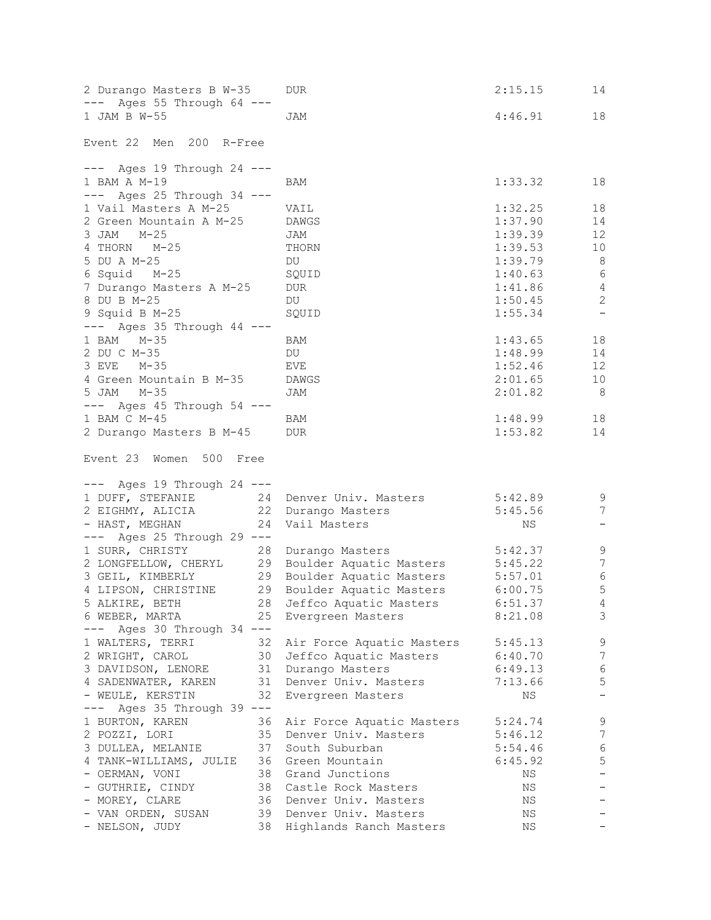| | | | |
|---|---|---|---|
| 2 Durango Masters B W-35 | DUR | 2:15.15 | 14 |
| --- Ages 55 Through 64 --- | | | |
| 1 JAM B W-55 | JAM | 4:46.91 | 18 |

Event 22 Men 200 R-Free

| | | | |
|---|---|---|---|
| --- Ages 19 Through 24 --- | | | |
| 1 BAM A M-19 | BAM | 1:33.32 | 18 |
| --- Ages 25 Through 34 --- | | | |
| 1 Vail Masters A M-25 | VAIL | 1:32.25 | 18 |
| 2 Green Mountain A M-25 | DAWGS | 1:37.90 | 14 |
| 3 JAM M-25 | JAM | 1:39.39 | 12 |
| 4 THORN M-25 | THORN | 1:39.53 | 10 |
| 5 DU A M-25 | DU | 1:39.79 | 8 |
| 6 Squid M-25 | SQUID | 1:40.63 | 6 |
| 7 Durango Masters A M-25 | DUR | 1:41.86 | 4 |
| 8 DU B M-25 | DU | 1:50.45 | 2 |
| 9 Squid B M-25 | SQUID | 1:55.34 | - |
| --- Ages 35 Through 44 --- | | | |
| 1 BAM M-35 | BAM | 1:43.65 | 18 |
| 2 DU C M-35 | DU | 1:48.99 | 14 |
| 3 EVE M-35 | EVE | 1:52.46 | 12 |
| 4 Green Mountain B M-35 | DAWGS | 2:01.65 | 10 |
| 5 JAM M-35 | JAM | 2:01.82 | 8 |
| --- Ages 45 Through 54 --- | | | |
| 1 BAM C M-45 | BAM | 1:48.99 | 18 |
| 2 Durango Masters B M-45 | DUR | 1:53.82 | 14 |

Event 23 Women 500 Free

| | | | | |
|---|---|---|---|---|
| --- Ages 19 Through 24 --- | | | | |
| 1 DUFF, STEFANIE | 24 | Denver Univ. Masters | 5:42.89 | 9 |
| 2 EIGHMY, ALICIA | 22 | Durango Masters | 5:45.56 | 7 |
| - HAST, MEGHAN | 24 | Vail Masters | NS | - |
| --- Ages 25 Through 29 --- | | | | |
| 1 SURR, CHRISTY | 28 | Durango Masters | 5:42.37 | 9 |
| 2 LONGFELLOW, CHERYL | 29 | Boulder Aquatic Masters | 5:45.22 | 7 |
| 3 GEIL, KIMBERLY | 29 | Boulder Aquatic Masters | 5:57.01 | 6 |
| 4 LIPSON, CHRISTINE | 29 | Boulder Aquatic Masters | 6:00.75 | 5 |
| 5 ALKIRE, BETH | 28 | Jeffco Aquatic Masters | 6:51.37 | 4 |
| 6 WEBER, MARTA | 25 | Evergreen Masters | 8:21.08 | 3 |
| --- Ages 30 Through 34 --- | | | | |
| 1 WALTERS, TERRI | 32 | Air Force Aquatic Masters | 5:45.13 | 9 |
| 2 WRIGHT, CAROL | 30 | Jeffco Aquatic Masters | 6:40.70 | 7 |
| 3 DAVIDSON, LENORE | 31 | Durango Masters | 6:49.13 | 6 |
| 4 SADENWATER, KAREN | 31 | Denver Univ. Masters | 7:13.66 | 5 |
| - WEULE, KERSTIN | 32 | Evergreen Masters | NS | - |
| --- Ages 35 Through 39 --- | | | | |
| 1 BURTON, KAREN | 36 | Air Force Aquatic Masters | 5:24.74 | 9 |
| 2 POZZI, LORI | 35 | Denver Univ. Masters | 5:46.12 | 7 |
| 3 DULLEA, MELANIE | 37 | South Suburban | 5:54.46 | 6 |
| 4 TANK-WILLIAMS, JULIE | 36 | Green Mountain | 6:45.92 | 5 |
| - OERMAN, VONI | 38 | Grand Junctions | NS | - |
| - GUTHRIE, CINDY | 38 | Castle Rock Masters | NS | - |
| - MOREY, CLARE | 36 | Denver Univ. Masters | NS | - |
| - VAN ORDEN, SUSAN | 39 | Denver Univ. Masters | NS | - |
| - NELSON, JUDY | 38 | Highlands Ranch Masters | NS | - |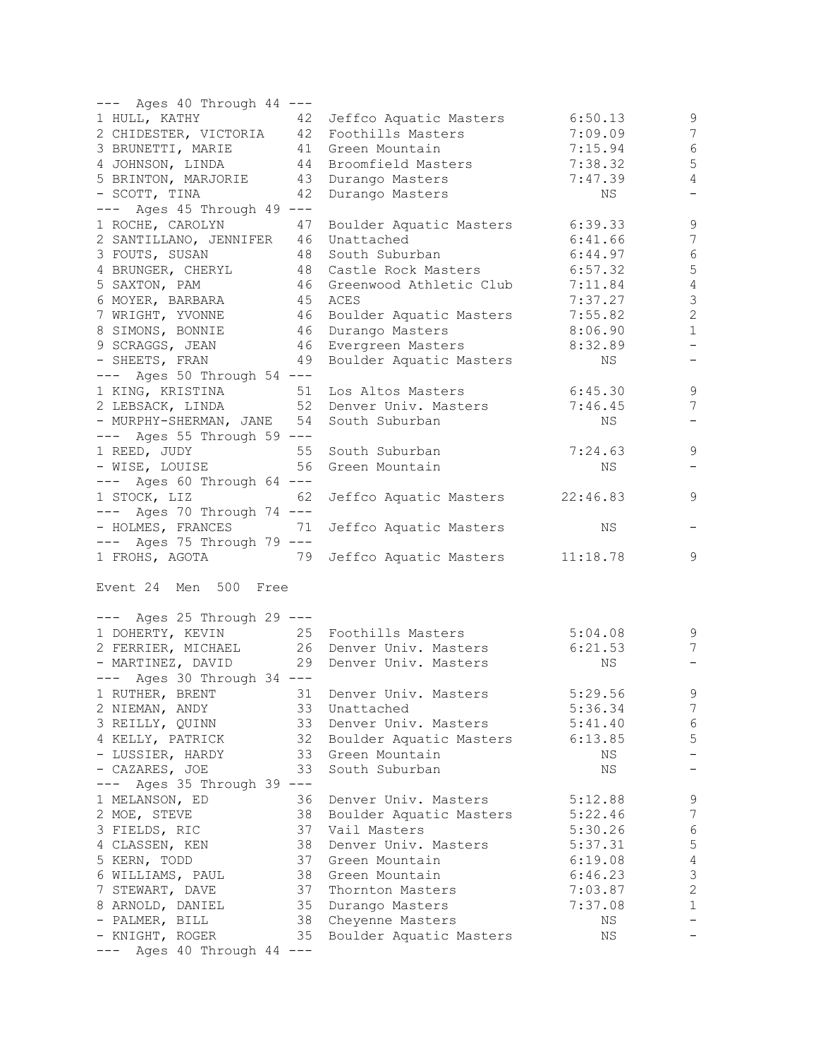--- Ages 40 Through 44 ---

| Place | Name | Age | Team | Time | Points |
|---|---|---|---|---|---|
| 1 | HULL, KATHY | 42 | Jeffco Aquatic Masters | 6:50.13 | 9 |
| 2 | CHIDESTER, VICTORIA | 42 | Foothills Masters | 7:09.09 | 7 |
| 3 | BRUNETTI, MARIE | 41 | Green Mountain | 7:15.94 | 6 |
| 4 | JOHNSON, LINDA | 44 | Broomfield Masters | 7:38.32 | 5 |
| 5 | BRINTON, MARJORIE | 43 | Durango Masters | 7:47.39 | 4 |
| - | SCOTT, TINA | 42 | Durango Masters | NS | - |

--- Ages 45 Through 49 ---

| Place | Name | Age | Team | Time | Points |
|---|---|---|---|---|---|
| 1 | ROCHE, CAROLYN | 47 | Boulder Aquatic Masters | 6:39.33 | 9 |
| 2 | SANTILLANO, JENNIFER | 46 | Unattached | 6:41.66 | 7 |
| 3 | FOUTS, SUSAN | 48 | South Suburban | 6:44.97 | 6 |
| 4 | BRUNGER, CHERYL | 48 | Castle Rock Masters | 6:57.32 | 5 |
| 5 | SAXTON, PAM | 46 | Greenwood Athletic Club | 7:11.84 | 4 |
| 6 | MOYER, BARBARA | 45 | ACES | 7:37.27 | 3 |
| 7 | WRIGHT, YVONNE | 46 | Boulder Aquatic Masters | 7:55.82 | 2 |
| 8 | SIMONS, BONNIE | 46 | Durango Masters | 8:06.90 | 1 |
| 9 | SCRAGGS, JEAN | 46 | Evergreen Masters | 8:32.89 | - |
| - | SHEETS, FRAN | 49 | Boulder Aquatic Masters | NS | - |

--- Ages 50 Through 54 ---

| Place | Name | Age | Team | Time | Points |
|---|---|---|---|---|---|
| 1 | KING, KRISTINA | 51 | Los Altos Masters | 6:45.30 | 9 |
| 2 | LEBSACK, LINDA | 52 | Denver Univ. Masters | 7:46.45 | 7 |
| - | MURPHY-SHERMAN, JANE | 54 | South Suburban | NS | - |

--- Ages 55 Through 59 ---

| Place | Name | Age | Team | Time | Points |
|---|---|---|---|---|---|
| 1 | REED, JUDY | 55 | South Suburban | 7:24.63 | 9 |
| - | WISE, LOUISE | 56 | Green Mountain | NS | - |

--- Ages 60 Through 64 ---

| Place | Name | Age | Team | Time | Points |
|---|---|---|---|---|---|
| 1 | STOCK, LIZ | 62 | Jeffco Aquatic Masters | 22:46.83 | 9 |

--- Ages 70 Through 74 ---

| Place | Name | Age | Team | Time | Points |
|---|---|---|---|---|---|
| - | HOLMES, FRANCES | 71 | Jeffco Aquatic Masters | NS | - |

--- Ages 75 Through 79 ---

| Place | Name | Age | Team | Time | Points |
|---|---|---|---|---|---|
| 1 | FROHS, AGOTA | 79 | Jeffco Aquatic Masters | 11:18.78 | 9 |

Event 24 Men 500 Free

--- Ages 25 Through 29 ---

| Place | Name | Age | Team | Time | Points |
|---|---|---|---|---|---|
| 1 | DOHERTY, KEVIN | 25 | Foothills Masters | 5:04.08 | 9 |
| 2 | FERRIER, MICHAEL | 26 | Denver Univ. Masters | 6:21.53 | 7 |
| - | MARTINEZ, DAVID | 29 | Denver Univ. Masters | NS | - |

--- Ages 30 Through 34 ---

| Place | Name | Age | Team | Time | Points |
|---|---|---|---|---|---|
| 1 | RUTHER, BRENT | 31 | Denver Univ. Masters | 5:29.56 | 9 |
| 2 | NIEMAN, ANDY | 33 | Unattached | 5:36.34 | 7 |
| 3 | REILLY, QUINN | 33 | Denver Univ. Masters | 5:41.40 | 6 |
| 4 | KELLY, PATRICK | 32 | Boulder Aquatic Masters | 6:13.85 | 5 |
| - | LUSSIER, HARDY | 33 | Green Mountain | NS | - |
| - | CAZARES, JOE | 33 | South Suburban | NS | - |

--- Ages 35 Through 39 ---

| Place | Name | Age | Team | Time | Points |
|---|---|---|---|---|---|
| 1 | MELANSON, ED | 36 | Denver Univ. Masters | 5:12.88 | 9 |
| 2 | MOE, STEVE | 38 | Boulder Aquatic Masters | 5:22.46 | 7 |
| 3 | FIELDS, RIC | 37 | Vail Masters | 5:30.26 | 6 |
| 4 | CLASSEN, KEN | 38 | Denver Univ. Masters | 5:37.31 | 5 |
| 5 | KERN, TODD | 37 | Green Mountain | 6:19.08 | 4 |
| 6 | WILLIAMS, PAUL | 38 | Green Mountain | 6:46.23 | 3 |
| 7 | STEWART, DAVE | 37 | Thornton Masters | 7:03.87 | 2 |
| 8 | ARNOLD, DANIEL | 35 | Durango Masters | 7:37.08 | 1 |
| - | PALMER, BILL | 38 | Cheyenne Masters | NS | - |
| - | KNIGHT, ROGER | 35 | Boulder Aquatic Masters | NS | - |

--- Ages 40 Through 44 ---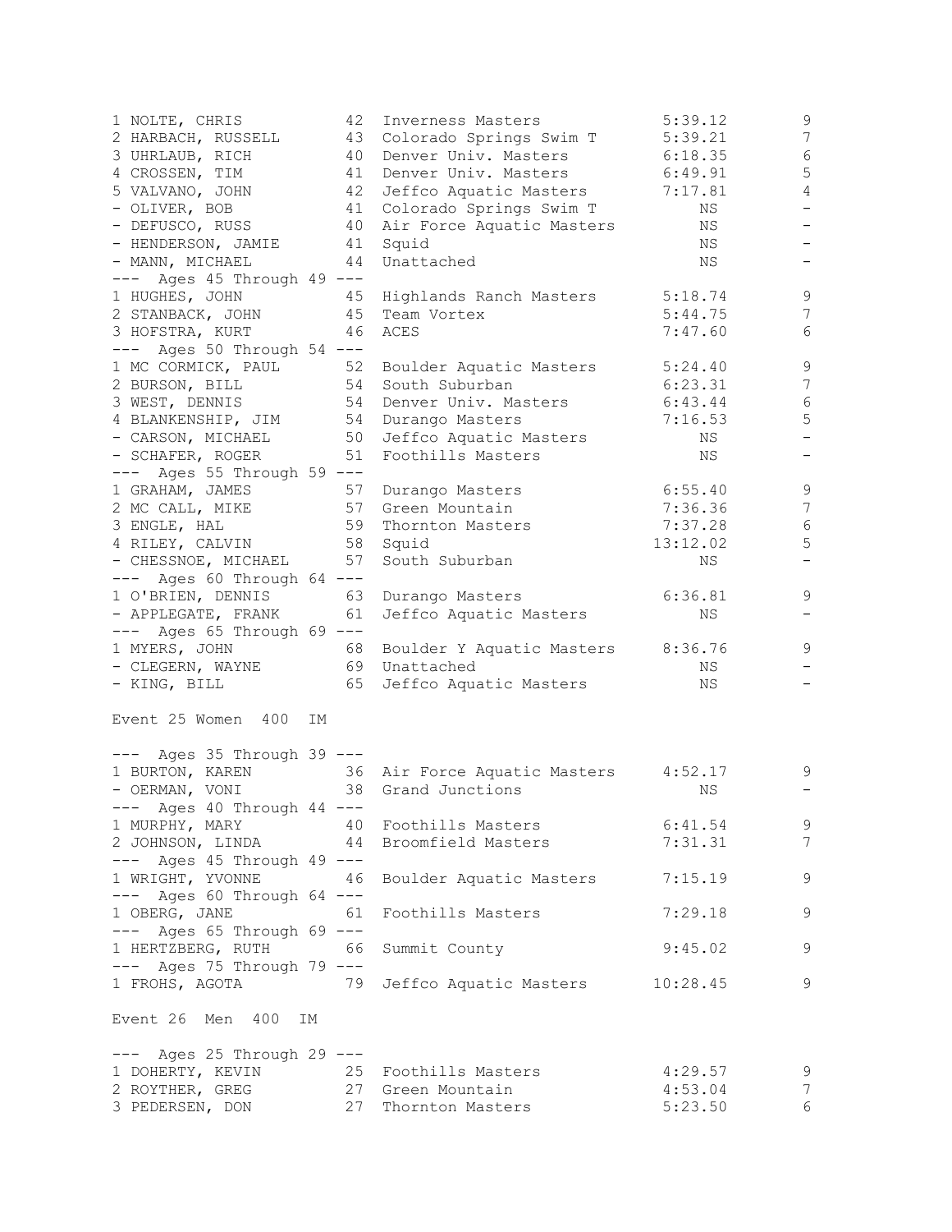```
1 NOLTE, CHRIS          42  Inverness Masters           5:39.12        9
2 HARBACH, RUSSELL      43  Colorado Springs Swim T     5:39.21        7
3 UHRLAUB, RICH         40  Denver Univ. Masters        6:18.35        6
4 CROSSEN, TIM          41  Denver Univ. Masters        6:49.91        5
5 VALVANO, JOHN         42  Jeffco Aquatic Masters      7:17.81        4
- OLIVER, BOB           41  Colorado Springs Swim T          NS        -
- DEFUSCO, RUSS         40  Air Force Aquatic Masters        NS        -
- HENDERSON, JAMIE      41  Squid                            NS        -
- MANN, MICHAEL         44  Unattached                       NS        -
--- Ages 45 Through 49 ---
1 HUGHES, JOHN          45  Highlands Ranch Masters     5:18.74        9
2 STANBACK, JOHN        45  Team Vortex                 5:44.75        7
3 HOFSTRA, KURT         46  ACES                        7:47.60        6
--- Ages 50 Through 54 ---
1 MC CORMICK, PAUL      52  Boulder Aquatic Masters     5:24.40        9
2 BURSON, BILL          54  South Suburban              6:23.31        7
3 WEST, DENNIS          54  Denver Univ. Masters        6:43.44        6
4 BLANKENSHIP, JIM      54  Durango Masters             7:16.53        5
- CARSON, MICHAEL       50  Jeffco Aquatic Masters           NS        -
- SCHAFER, ROGER        51  Foothills Masters                NS        -
--- Ages 55 Through 59 ---
1 GRAHAM, JAMES         57  Durango Masters             6:55.40        9
2 MC CALL, MIKE         57  Green Mountain              7:36.36        7
3 ENGLE, HAL            59  Thornton Masters            7:37.28        6
4 RILEY, CALVIN         58  Squid                      13:12.02        5
- CHESSNOE, MICHAEL     57  South Suburban                   NS        -
--- Ages 60 Through 64 ---
1 O'BRIEN, DENNIS       63  Durango Masters             6:36.81        9
- APPLEGATE, FRANK      61  Jeffco Aquatic Masters           NS        -
--- Ages 65 Through 69 ---
1 MYERS, JOHN           68  Boulder Y Aquatic Masters   8:36.76        9
- CLEGERN, WAYNE        69  Unattached                       NS        -
- KING, BILL            65  Jeffco Aquatic Masters           NS        -

Event 25 Women  400  IM

--- Ages 35 Through 39 ---
1 BURTON, KAREN         36  Air Force Aquatic Masters   4:52.17        9
- OERMAN, VONI          38  Grand Junctions                  NS        -
--- Ages 40 Through 44 ---
1 MURPHY, MARY          40  Foothills Masters           6:41.54        9
2 JOHNSON, LINDA        44  Broomfield Masters          7:31.31        7
--- Ages 45 Through 49 ---
1 WRIGHT, YVONNE        46  Boulder Aquatic Masters     7:15.19        9
--- Ages 60 Through 64 ---
1 OBERG, JANE           61  Foothills Masters           7:29.18        9
--- Ages 65 Through 69 ---
1 HERTZBERG, RUTH       66  Summit County               9:45.02        9
--- Ages 75 Through 79 ---
1 FROHS, AGOTA          79  Jeffco Aquatic Masters     10:28.45        9

Event 26  Men  400  IM

--- Ages 25 Through 29 ---
1 DOHERTY, KEVIN        25  Foothills Masters           4:29.57        9
2 ROYTHER, GREG         27  Green Mountain              4:53.04        7
3 PEDERSEN, DON         27  Thornton Masters            5:23.50        6
```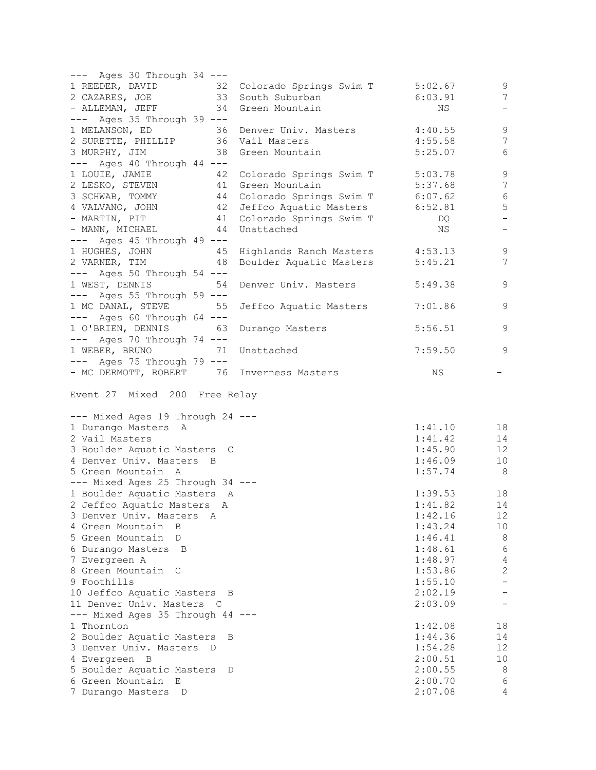--- Ages 30 Through 34 ---

| Place | Name | Age | Team | Time | Points |
|---|---|---|---|---|---|
| 1 | REEDER, DAVID | 32 | Colorado Springs Swim T | 5:02.67 | 9 |
| 2 | CAZARES, JOE | 33 | South Suburban | 6:03.91 | 7 |
| - | ALLEMAN, JEFF | 34 | Green Mountain | NS | - |

--- Ages 35 Through 39 ---

| Place | Name | Age | Team | Time | Points |
|---|---|---|---|---|---|
| 1 | MELANSON, ED | 36 | Denver Univ. Masters | 4:40.55 | 9 |
| 2 | SURETTE, PHILLIP | 36 | Vail Masters | 4:55.58 | 7 |
| 3 | MURPHY, JIM | 38 | Green Mountain | 5:25.07 | 6 |

--- Ages 40 Through 44 ---

| Place | Name | Age | Team | Time | Points |
|---|---|---|---|---|---|
| 1 | LOUIE, JAMIE | 42 | Colorado Springs Swim T | 5:03.78 | 9 |
| 2 | LESKO, STEVEN | 41 | Green Mountain | 5:37.68 | 7 |
| 3 | SCHWAB, TOMMY | 44 | Colorado Springs Swim T | 6:07.62 | 6 |
| 4 | VALVANO, JOHN | 42 | Jeffco Aquatic Masters | 6:52.81 | 5 |
| - | MARTIN, PIT | 41 | Colorado Springs Swim T | DQ | - |
| - | MANN, MICHAEL | 44 | Unattached | NS | - |

--- Ages 45 Through 49 ---

| Place | Name | Age | Team | Time | Points |
|---|---|---|---|---|---|
| 1 | HUGHES, JOHN | 45 | Highlands Ranch Masters | 4:53.13 | 9 |
| 2 | VARNER, TIM | 48 | Boulder Aquatic Masters | 5:45.21 | 7 |

--- Ages 50 Through 54 ---

| Place | Name | Age | Team | Time | Points |
|---|---|---|---|---|---|
| 1 | WEST, DENNIS | 54 | Denver Univ. Masters | 5:49.38 | 9 |

--- Ages 55 Through 59 ---

| Place | Name | Age | Team | Time | Points |
|---|---|---|---|---|---|
| 1 | MC DANAL, STEVE | 55 | Jeffco Aquatic Masters | 7:01.86 | 9 |

--- Ages 60 Through 64 ---

| Place | Name | Age | Team | Time | Points |
|---|---|---|---|---|---|
| 1 | O'BRIEN, DENNIS | 63 | Durango Masters | 5:56.51 | 9 |

--- Ages 70 Through 74 ---

| Place | Name | Age | Team | Time | Points |
|---|---|---|---|---|---|
| 1 | WEBER, BRUNO | 71 | Unattached | 7:59.50 | 9 |

--- Ages 75 Through 79 ---

| Place | Name | Age | Team | Time | Points |
|---|---|---|---|---|---|
| - | MC DERMOTT, ROBERT | 76 | Inverness Masters | NS | - |

## Event 27 Mixed 200 Free Relay

--- Mixed Ages 19 Through 24 ---

| Place | Team | Time | Points |
|---|---|---|---|
| 1 | Durango Masters A | 1:41.10 | 18 |
| 2 | Vail Masters | 1:41.42 | 14 |
| 3 | Boulder Aquatic Masters C | 1:45.90 | 12 |
| 4 | Denver Univ. Masters B | 1:46.09 | 10 |
| 5 | Green Mountain A | 1:57.74 | 8 |

--- Mixed Ages 25 Through 34 ---

| Place | Team | Time | Points |
|---|---|---|---|
| 1 | Boulder Aquatic Masters A | 1:39.53 | 18 |
| 2 | Jeffco Aquatic Masters A | 1:41.82 | 14 |
| 3 | Denver Univ. Masters A | 1:42.16 | 12 |
| 4 | Green Mountain B | 1:43.24 | 10 |
| 5 | Green Mountain D | 1:46.41 | 8 |
| 6 | Durango Masters B | 1:48.61 | 6 |
| 7 | Evergreen A | 1:48.97 | 4 |
| 8 | Green Mountain C | 1:53.86 | 2 |
| 9 | Foothills | 1:55.10 | - |
| 10 | Jeffco Aquatic Masters B | 2:02.19 | - |
| 11 | Denver Univ. Masters C | 2:03.09 | - |

--- Mixed Ages 35 Through 44 ---

| Place | Team | Time | Points |
|---|---|---|---|
| 1 | Thornton | 1:42.08 | 18 |
| 2 | Boulder Aquatic Masters B | 1:44.36 | 14 |
| 3 | Denver Univ. Masters D | 1:54.28 | 12 |
| 4 | Evergreen B | 2:00.51 | 10 |
| 5 | Boulder Aquatic Masters D | 2:00.55 | 8 |
| 6 | Green Mountain E | 2:00.70 | 6 |
| 7 | Durango Masters D | 2:07.08 | 4 |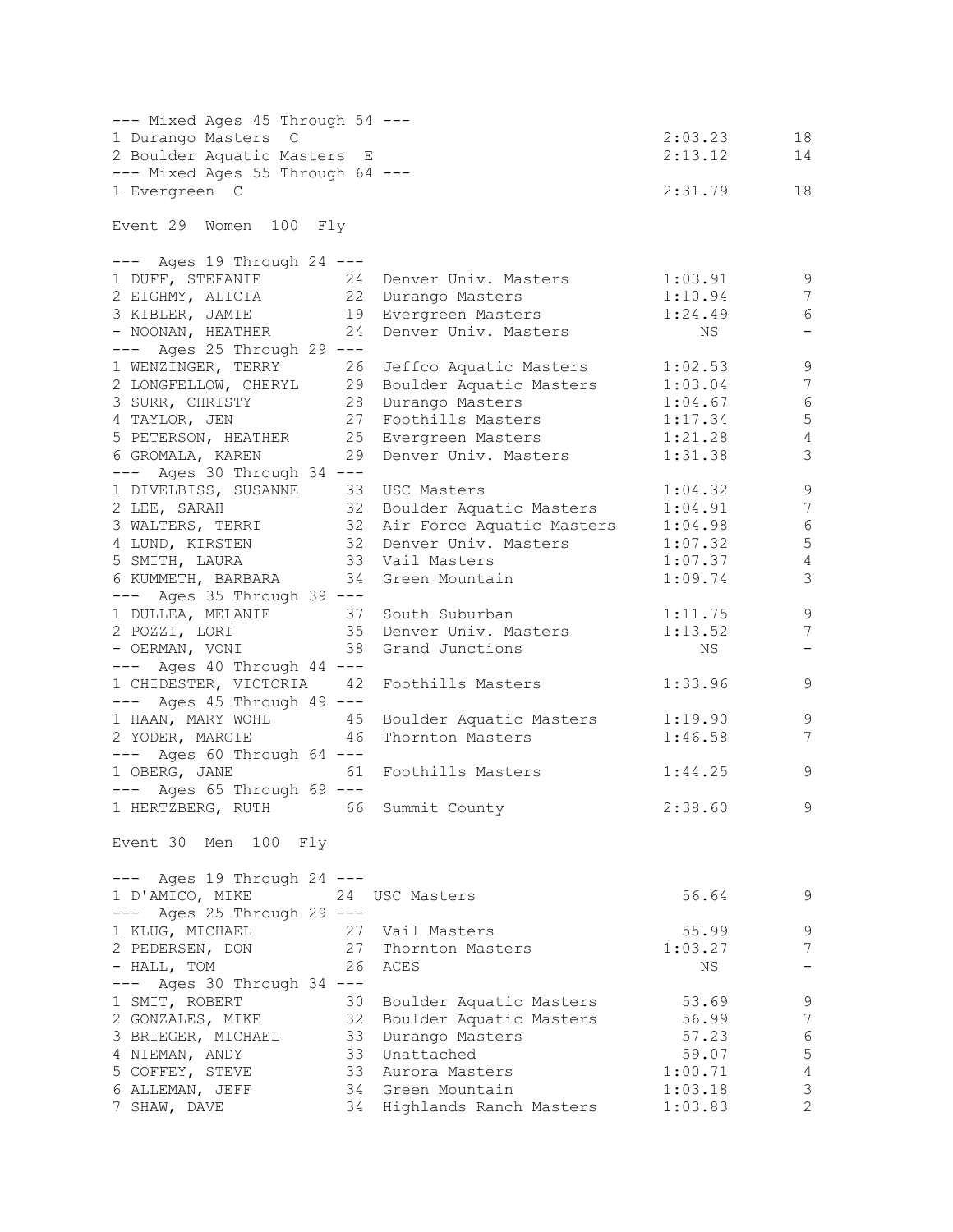--- Mixed Ages 45 Through 54 ---

| Place | Team | Time | Points |
|---|---|---|---|
| 1 | Durango Masters C | 2:03.23 | 18 |
| 2 | Boulder Aquatic Masters E | 2:13.12 | 14 |

--- Mixed Ages 55 Through 64 ---

| Place | Team | Time | Points |
|---|---|---|---|
| 1 | Evergreen C | 2:31.79 | 18 |

## Event 29 Women 100 Fly

--- Ages 19 Through 24 ---

| Place | Name | Age | Team | Time | Points |
|---|---|---|---|---|---|
| 1 | DUFF, STEFANIE | 24 | Denver Univ. Masters | 1:03.91 | 9 |
| 2 | EIGHMY, ALICIA | 22 | Durango Masters | 1:10.94 | 7 |
| 3 | KIBLER, JAMIE | 19 | Evergreen Masters | 1:24.49 | 6 |
| - | NOONAN, HEATHER | 24 | Denver Univ. Masters | NS | - |

--- Ages 25 Through 29 ---

| Place | Name | Age | Team | Time | Points |
|---|---|---|---|---|---|
| 1 | WENZINGER, TERRY | 26 | Jeffco Aquatic Masters | 1:02.53 | 9 |
| 2 | LONGFELLOW, CHERYL | 29 | Boulder Aquatic Masters | 1:03.04 | 7 |
| 3 | SURR, CHRISTY | 28 | Durango Masters | 1:04.67 | 6 |
| 4 | TAYLOR, JEN | 27 | Foothills Masters | 1:17.34 | 5 |
| 5 | PETERSON, HEATHER | 25 | Evergreen Masters | 1:21.28 | 4 |
| 6 | GROMALA, KAREN | 29 | Denver Univ. Masters | 1:31.38 | 3 |

--- Ages 30 Through 34 ---

| Place | Name | Age | Team | Time | Points |
|---|---|---|---|---|---|
| 1 | DIVELBISS, SUSANNE | 33 | USC Masters | 1:04.32 | 9 |
| 2 | LEE, SARAH | 32 | Boulder Aquatic Masters | 1:04.91 | 7 |
| 3 | WALTERS, TERRI | 32 | Air Force Aquatic Masters | 1:04.98 | 6 |
| 4 | LUND, KIRSTEN | 32 | Denver Univ. Masters | 1:07.32 | 5 |
| 5 | SMITH, LAURA | 33 | Vail Masters | 1:07.37 | 4 |
| 6 | KUMMETH, BARBARA | 34 | Green Mountain | 1:09.74 | 3 |

--- Ages 35 Through 39 ---

| Place | Name | Age | Team | Time | Points |
|---|---|---|---|---|---|
| 1 | DULLEA, MELANIE | 37 | South Suburban | 1:11.75 | 9 |
| 2 | POZZI, LORI | 35 | Denver Univ. Masters | 1:13.52 | 7 |
| - | OERMAN, VONI | 38 | Grand Junctions | NS | - |

--- Ages 40 Through 44 ---

| Place | Name | Age | Team | Time | Points |
|---|---|---|---|---|---|
| 1 | CHIDESTER, VICTORIA | 42 | Foothills Masters | 1:33.96 | 9 |

--- Ages 45 Through 49 ---

| Place | Name | Age | Team | Time | Points |
|---|---|---|---|---|---|
| 1 | HAAN, MARY WOHL | 45 | Boulder Aquatic Masters | 1:19.90 | 9 |
| 2 | YODER, MARGIE | 46 | Thornton Masters | 1:46.58 | 7 |

--- Ages 60 Through 64 ---

| Place | Name | Age | Team | Time | Points |
|---|---|---|---|---|---|
| 1 | OBERG, JANE | 61 | Foothills Masters | 1:44.25 | 9 |

--- Ages 65 Through 69 ---

| Place | Name | Age | Team | Time | Points |
|---|---|---|---|---|---|
| 1 | HERTZBERG, RUTH | 66 | Summit County | 2:38.60 | 9 |

## Event 30 Men 100 Fly

--- Ages 19 Through 24 ---

| Place | Name | Age | Team | Time | Points |
|---|---|---|---|---|---|
| 1 | D'AMICO, MIKE | 24 | USC Masters | 56.64 | 9 |

--- Ages 25 Through 29 ---

| Place | Name | Age | Team | Time | Points |
|---|---|---|---|---|---|
| 1 | KLUG, MICHAEL | 27 | Vail Masters | 55.99 | 9 |
| 2 | PEDERSEN, DON | 27 | Thornton Masters | 1:03.27 | 7 |
| - | HALL, TOM | 26 | ACES | NS | - |

--- Ages 30 Through 34 ---

| Place | Name | Age | Team | Time | Points |
|---|---|---|---|---|---|
| 1 | SMIT, ROBERT | 30 | Boulder Aquatic Masters | 53.69 | 9 |
| 2 | GONZALES, MIKE | 32 | Boulder Aquatic Masters | 56.99 | 7 |
| 3 | BRIEGER, MICHAEL | 33 | Durango Masters | 57.23 | 6 |
| 4 | NIEMAN, ANDY | 33 | Unattached | 59.07 | 5 |
| 5 | COFFEY, STEVE | 33 | Aurora Masters | 1:00.71 | 4 |
| 6 | ALLEMAN, JEFF | 34 | Green Mountain | 1:03.18 | 3 |
| 7 | SHAW, DAVE | 34 | Highlands Ranch Masters | 1:03.83 | 2 |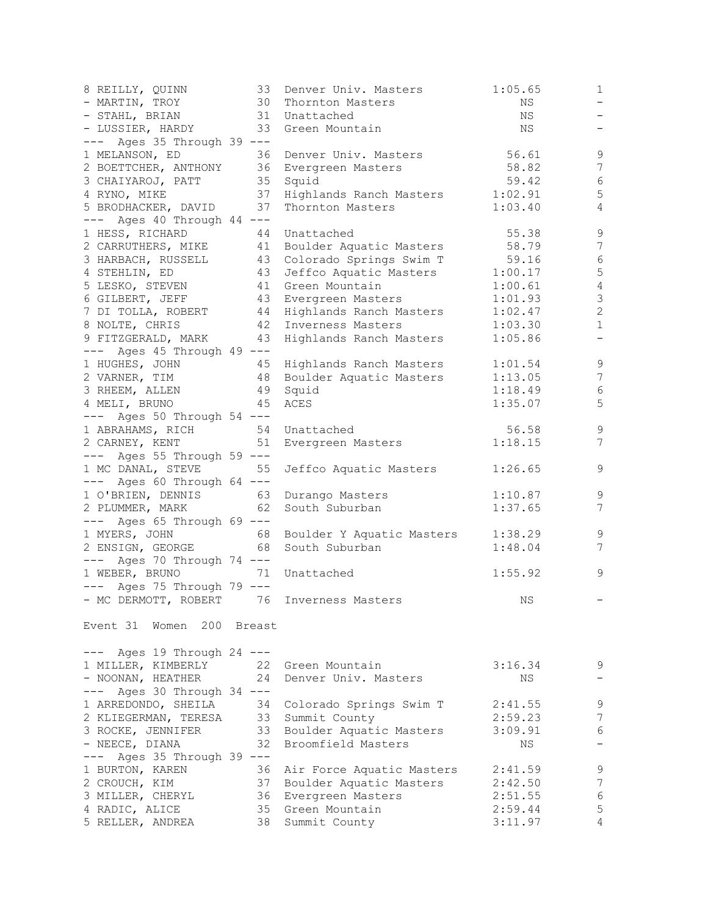```
8 REILLY, QUINN          33  Denver Univ. Masters        1:05.65         1
- MARTIN, TROY           30  Thornton Masters                 NS         -
- STAHL, BRIAN           31  Unattached                       NS         -
- LUSSIER, HARDY         33  Green Mountain                   NS         -
--- Ages 35 Through 39 ---
1 MELANSON, ED           36  Denver Univ. Masters          56.61         9
2 BOETTCHER, ANTHONY     36  Evergreen Masters             58.82         7
3 CHAIYAROJ, PATT        35  Squid                         59.42         6
4 RYNO, MIKE             37  Highlands Ranch Masters     1:02.91         5
5 BRODHACKER, DAVID      37  Thornton Masters            1:03.40         4
--- Ages 40 Through 44 ---
1 HESS, RICHARD          44  Unattached                    55.38         9
2 CARRUTHERS, MIKE       41  Boulder Aquatic Masters       58.79         7
3 HARBACH, RUSSELL       43  Colorado Springs Swim T       59.16         6
4 STEHLIN, ED            43  Jeffco Aquatic Masters      1:00.17         5
5 LESKO, STEVEN          41  Green Mountain              1:00.61         4
6 GILBERT, JEFF          43  Evergreen Masters           1:01.93         3
7 DI TOLLA, ROBERT       44  Highlands Ranch Masters     1:02.47         2
8 NOLTE, CHRIS           42  Inverness Masters           1:03.30         1
9 FITZGERALD, MARK       43  Highlands Ranch Masters     1:05.86         -
--- Ages 45 Through 49 ---
1 HUGHES, JOHN           45  Highlands Ranch Masters     1:01.54         9
2 VARNER, TIM            48  Boulder Aquatic Masters     1:13.05         7
3 RHEEM, ALLEN           49  Squid                       1:18.49         6
4 MELI, BRUNO            45  ACES                        1:35.07         5
--- Ages 50 Through 54 ---
1 ABRAHAMS, RICH         54  Unattached                    56.58         9
2 CARNEY, KENT           51  Evergreen Masters           1:18.15         7
--- Ages 55 Through 59 ---
1 MC DANAL, STEVE        55  Jeffco Aquatic Masters      1:26.65         9
--- Ages 60 Through 64 ---
1 O'BRIEN, DENNIS        63  Durango Masters             1:10.87         9
2 PLUMMER, MARK          62  South Suburban              1:37.65         7
--- Ages 65 Through 69 ---
1 MYERS, JOHN            68  Boulder Y Aquatic Masters   1:38.29         9
2 ENSIGN, GEORGE         68  South Suburban              1:48.04         7
--- Ages 70 Through 74 ---
1 WEBER, BRUNO           71  Unattached                  1:55.92         9
--- Ages 75 Through 79 ---
- MC DERMOTT, ROBERT     76  Inverness Masters                NS         -
```

Event 31 Women 200 Breast

```
--- Ages 19 Through 24 ---
1 MILLER, KIMBERLY       22  Green Mountain              3:16.34         9
- NOONAN, HEATHER        24  Denver Univ. Masters             NS         -
--- Ages 30 Through 34 ---
1 ARREDONDO, SHEILA      34  Colorado Springs Swim T     2:41.55         9
2 KLIEGERMAN, TERESA     33  Summit County               2:59.23         7
3 ROCKE, JENNIFER        33  Boulder Aquatic Masters     3:09.91         6
- NEECE, DIANA           32  Broomfield Masters               NS         -
--- Ages 35 Through 39 ---
1 BURTON, KAREN          36  Air Force Aquatic Masters   2:41.59         9
2 CROUCH, KIM            37  Boulder Aquatic Masters     2:42.50         7
3 MILLER, CHERYL         36  Evergreen Masters           2:51.55         6
4 RADIC, ALICE           35  Green Mountain              2:59.44         5
5 RELLER, ANDREA         38  Summit County               3:11.97         4
```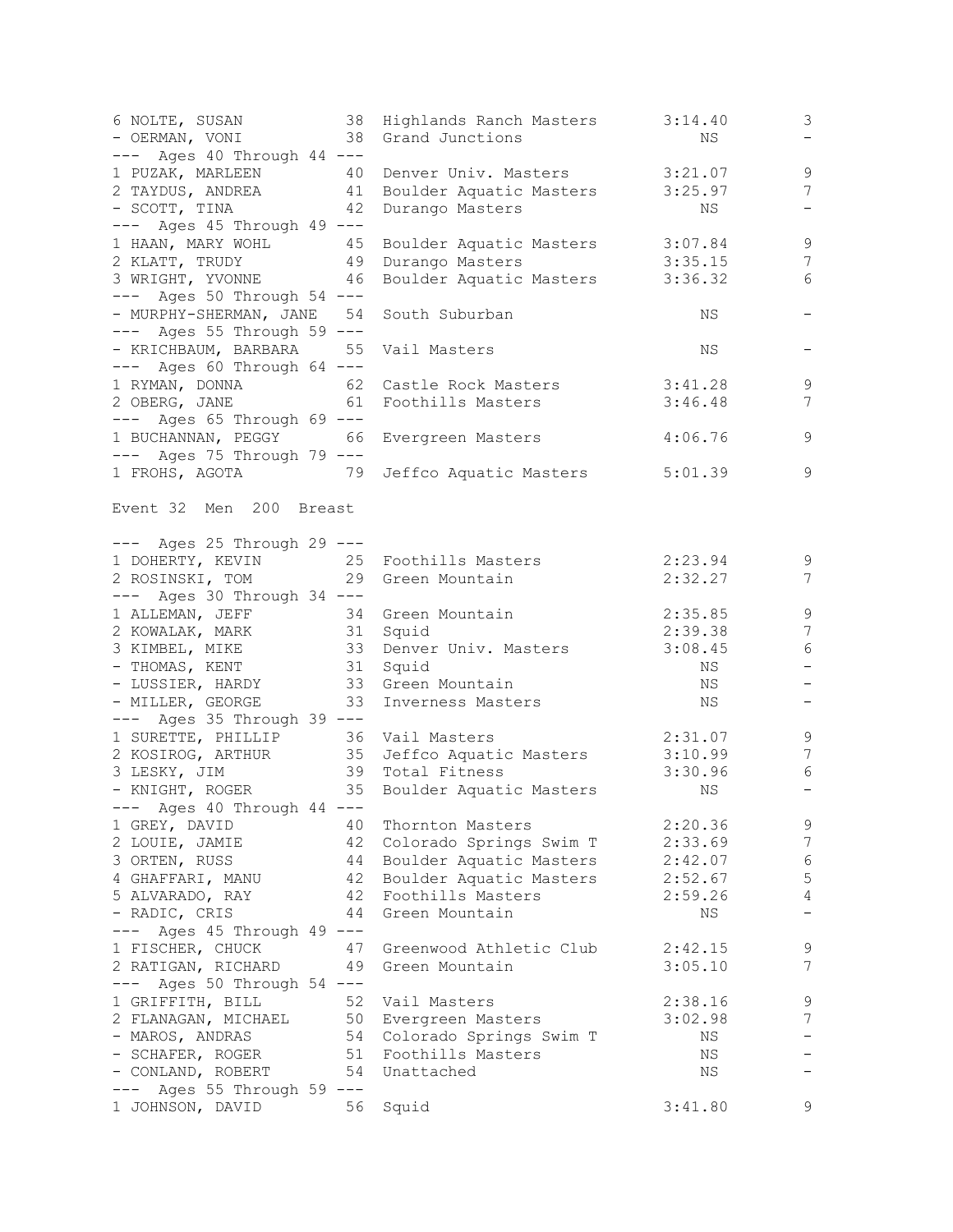```
6 NOLTE, SUSAN           38  Highlands Ranch Masters     3:14.40         3
- OERMAN, VONI           38  Grand Junctions                  NS         -
--- Ages 40 Through 44 ---
1 PUZAK, MARLEEN         40  Denver Univ. Masters        3:21.07         9
2 TAYDUS, ANDREA         41  Boulder Aquatic Masters     3:25.97         7
- SCOTT, TINA            42  Durango Masters                  NS         -
--- Ages 45 Through 49 ---
1 HAAN, MARY WOHL        45  Boulder Aquatic Masters     3:07.84         9
2 KLATT, TRUDY           49  Durango Masters             3:35.15         7
3 WRIGHT, YVONNE         46  Boulder Aquatic Masters     3:36.32         6
--- Ages 50 Through 54 ---
- MURPHY-SHERMAN, JANE   54  South Suburban                   NS         -
--- Ages 55 Through 59 ---
- KRICHBAUM, BARBARA     55  Vail Masters                     NS         -
--- Ages 60 Through 64 ---
1 RYMAN, DONNA           62  Castle Rock Masters         3:41.28         9
2 OBERG, JANE            61  Foothills Masters           3:46.48         7
--- Ages 65 Through 69 ---
1 BUCHANNAN, PEGGY       66  Evergreen Masters           4:06.76         9
--- Ages 75 Through 79 ---
1 FROHS, AGOTA           79  Jeffco Aquatic Masters      5:01.39         9

Event 32  Men  200  Breast

--- Ages 25 Through 29 ---
1 DOHERTY, KEVIN         25  Foothills Masters           2:23.94         9
2 ROSINSKI, TOM          29  Green Mountain              2:32.27         7
--- Ages 30 Through 34 ---
1 ALLEMAN, JEFF          34  Green Mountain              2:35.85         9
2 KOWALAK, MARK          31  Squid                       2:39.38         7
3 KIMBEL, MIKE           33  Denver Univ. Masters        3:08.45         6
- THOMAS, KENT           31  Squid                            NS         -
- LUSSIER, HARDY         33  Green Mountain                   NS         -
- MILLER, GEORGE         33  Inverness Masters                NS         -
--- Ages 35 Through 39 ---
1 SURETTE, PHILLIP       36  Vail Masters                2:31.07         9
2 KOSIROG, ARTHUR        35  Jeffco Aquatic Masters      3:10.99         7
3 LESKY, JIM             39  Total Fitness               3:30.96         6
- KNIGHT, ROGER          35  Boulder Aquatic Masters          NS         -
--- Ages 40 Through 44 ---
1 GREY, DAVID            40  Thornton Masters            2:20.36         9
2 LOUIE, JAMIE           42  Colorado Springs Swim T     2:33.69         7
3 ORTEN, RUSS            44  Boulder Aquatic Masters     2:42.07         6
4 GHAFFARI, MANU         42  Boulder Aquatic Masters     2:52.67         5
5 ALVARADO, RAY          42  Foothills Masters           2:59.26         4
- RADIC, CRIS            44  Green Mountain                   NS         -
--- Ages 45 Through 49 ---
1 FISCHER, CHUCK         47  Greenwood Athletic Club     2:42.15         9
2 RATIGAN, RICHARD       49  Green Mountain              3:05.10         7
--- Ages 50 Through 54 ---
1 GRIFFITH, BILL         52  Vail Masters                2:38.16         9
2 FLANAGAN, MICHAEL      50  Evergreen Masters           3:02.98         7
- MAROS, ANDRAS          54  Colorado Springs Swim T          NS         -
- SCHAFER, ROGER         51  Foothills Masters                NS         -
- CONLAND, ROBERT        54  Unattached                       NS         -
--- Ages 55 Through 59 ---
1 JOHNSON, DAVID         56  Squid                       3:41.80         9
```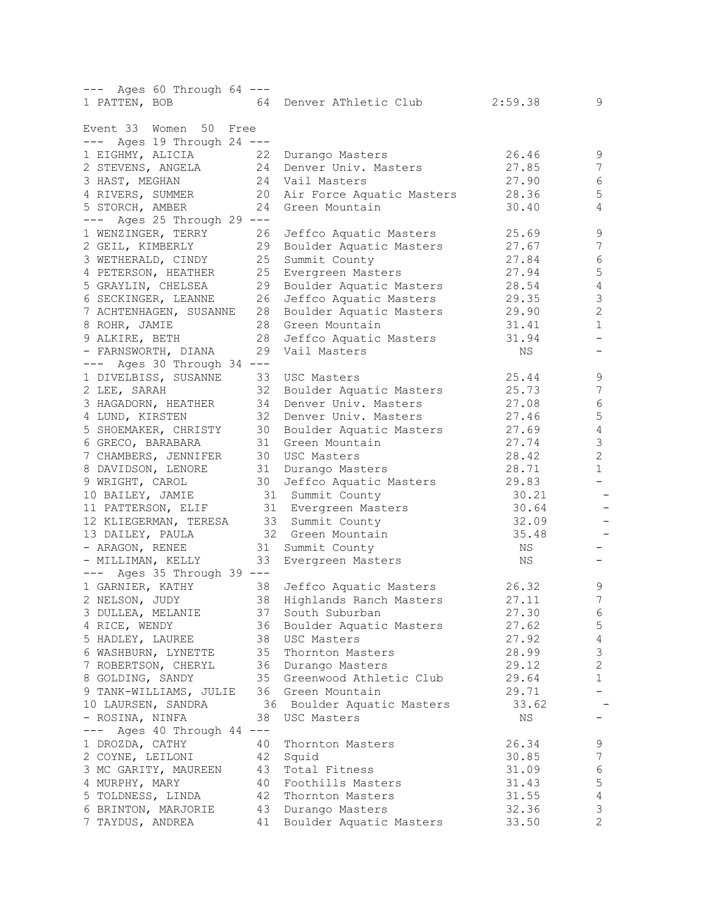--- Ages 60 Through 64 ---

| Place | Name | Age | Team | Time | Points |
|---|---|---|---|---|---|
| 1 | PATTEN, BOB | 64 | Denver AThletic Club | 2:59.38 | 9 |

Event 33 Women 50 Free

--- Ages 19 Through 24 ---

| Place | Name | Age | Team | Time | Points |
|---|---|---|---|---|---|
| 1 | EIGHMY, ALICIA | 22 | Durango Masters | 26.46 | 9 |
| 2 | STEVENS, ANGELA | 24 | Denver Univ. Masters | 27.85 | 7 |
| 3 | HAST, MEGHAN | 24 | Vail Masters | 27.90 | 6 |
| 4 | RIVERS, SUMMER | 20 | Air Force Aquatic Masters | 28.36 | 5 |
| 5 | STORCH, AMBER | 24 | Green Mountain | 30.40 | 4 |

--- Ages 25 Through 29 ---

| Place | Name | Age | Team | Time | Points |
|---|---|---|---|---|---|
| 1 | WENZINGER, TERRY | 26 | Jeffco Aquatic Masters | 25.69 | 9 |
| 2 | GEIL, KIMBERLY | 29 | Boulder Aquatic Masters | 27.67 | 7 |
| 3 | WETHERALD, CINDY | 25 | Summit County | 27.84 | 6 |
| 4 | PETERSON, HEATHER | 25 | Evergreen Masters | 27.94 | 5 |
| 5 | GRAYLIN, CHELSEA | 29 | Boulder Aquatic Masters | 28.54 | 4 |
| 6 | SECKINGER, LEANNE | 26 | Jeffco Aquatic Masters | 29.35 | 3 |
| 7 | ACHTENHAGEN, SUSANNE | 28 | Boulder Aquatic Masters | 29.90 | 2 |
| 8 | ROHR, JAMIE | 28 | Green Mountain | 31.41 | 1 |
| 9 | ALKIRE, BETH | 28 | Jeffco Aquatic Masters | 31.94 | - |
| - | FARNSWORTH, DIANA | 29 | Vail Masters | NS | - |

--- Ages 30 Through 34 ---

| Place | Name | Age | Team | Time | Points |
|---|---|---|---|---|---|
| 1 | DIVELBISS, SUSANNE | 33 | USC Masters | 25.44 | 9 |
| 2 | LEE, SARAH | 32 | Boulder Aquatic Masters | 25.73 | 7 |
| 3 | HAGADORN, HEATHER | 34 | Denver Univ. Masters | 27.08 | 6 |
| 4 | LUND, KIRSTEN | 32 | Denver Univ. Masters | 27.46 | 5 |
| 5 | SHOEMAKER, CHRISTY | 30 | Boulder Aquatic Masters | 27.69 | 4 |
| 6 | GRECO, BARABARA | 31 | Green Mountain | 27.74 | 3 |
| 7 | CHAMBERS, JENNIFER | 30 | USC Masters | 28.42 | 2 |
| 8 | DAVIDSON, LENORE | 31 | Durango Masters | 28.71 | 1 |
| 9 | WRIGHT, CAROL | 30 | Jeffco Aquatic Masters | 29.83 | - |
| 10 | BAILEY, JAMIE | 31 | Summit County | 30.21 | - |
| 11 | PATTERSON, ELIF | 31 | Evergreen Masters | 30.64 | - |
| 12 | KLIEGERMAN, TERESA | 33 | Summit County | 32.09 | - |
| 13 | DAILEY, PAULA | 32 | Green Mountain | 35.48 | - |
| - | ARAGON, RENEE | 31 | Summit County | NS | - |
| - | MILLIMAN, KELLY | 33 | Evergreen Masters | NS | - |

--- Ages 35 Through 39 ---

| Place | Name | Age | Team | Time | Points |
|---|---|---|---|---|---|
| 1 | GARNIER, KATHY | 38 | Jeffco Aquatic Masters | 26.32 | 9 |
| 2 | NELSON, JUDY | 38 | Highlands Ranch Masters | 27.11 | 7 |
| 3 | DULLEA, MELANIE | 37 | South Suburban | 27.30 | 6 |
| 4 | RICE, WENDY | 36 | Boulder Aquatic Masters | 27.62 | 5 |
| 5 | HADLEY, LAUREE | 38 | USC Masters | 27.92 | 4 |
| 6 | WASHBURN, LYNETTE | 35 | Thornton Masters | 28.99 | 3 |
| 7 | ROBERTSON, CHERYL | 36 | Durango Masters | 29.12 | 2 |
| 8 | GOLDING, SANDY | 35 | Greenwood Athletic Club | 29.64 | 1 |
| 9 | TANK-WILLIAMS, JULIE | 36 | Green Mountain | 29.71 | - |
| 10 | LAURSEN, SANDRA | 36 | Boulder Aquatic Masters | 33.62 | - |
| - | ROSINA, NINFA | 38 | USC Masters | NS | - |

--- Ages 40 Through 44 ---

| Place | Name | Age | Team | Time | Points |
|---|---|---|---|---|---|
| 1 | DROZDA, CATHY | 40 | Thornton Masters | 26.34 | 9 |
| 2 | COYNE, LEILONI | 42 | Squid | 30.85 | 7 |
| 3 | MC GARITY, MAUREEN | 43 | Total Fitness | 31.09 | 6 |
| 4 | MURPHY, MARY | 40 | Foothills Masters | 31.43 | 5 |
| 5 | TOLDNESS, LINDA | 42 | Thornton Masters | 31.55 | 4 |
| 6 | BRINTON, MARJORIE | 43 | Durango Masters | 32.36 | 3 |
| 7 | TAYDUS, ANDREA | 41 | Boulder Aquatic Masters | 33.50 | 2 |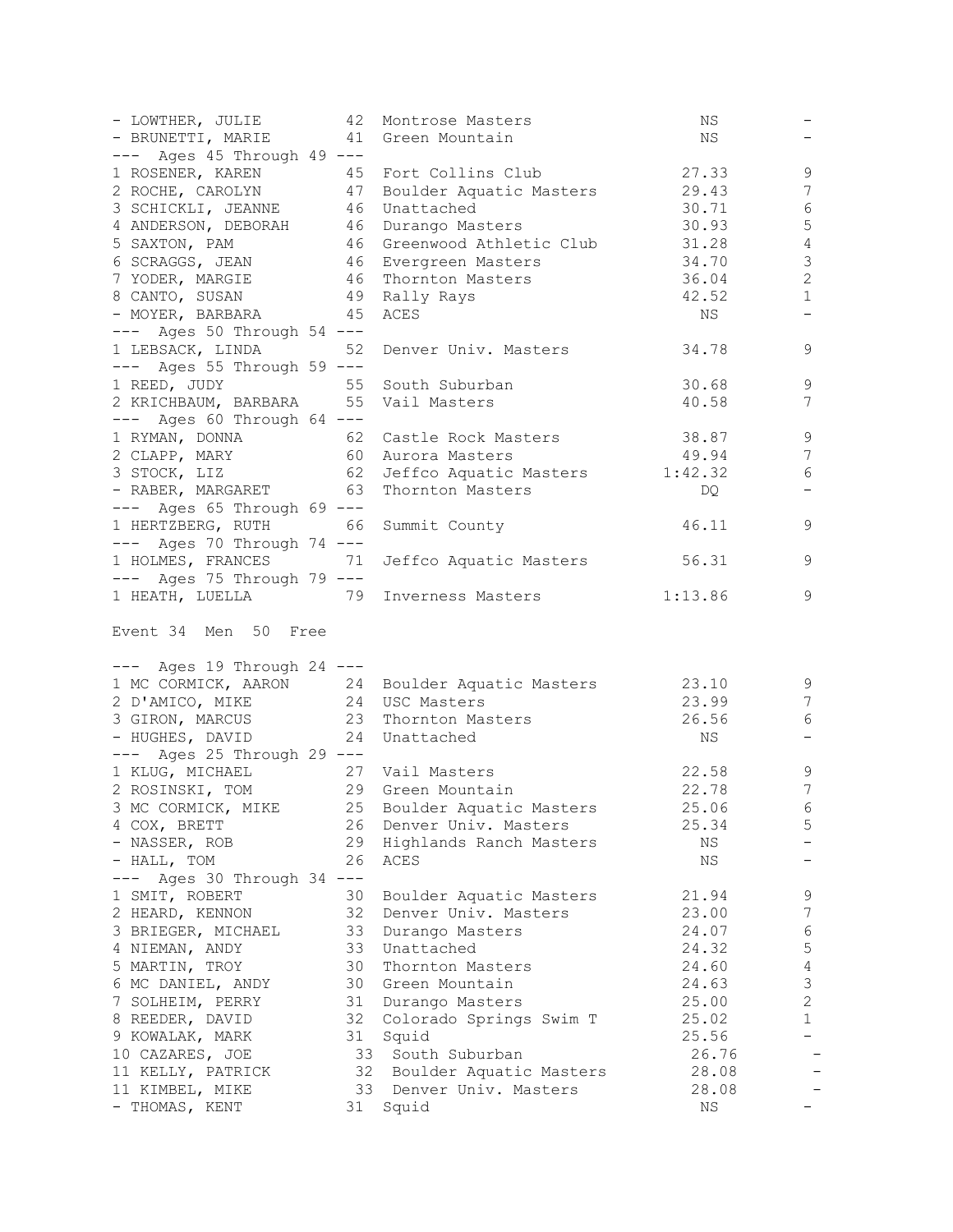```
- LOWTHER, JULIE         42  Montrose Masters              NS          -
- BRUNETTI, MARIE        41  Green Mountain                NS          -
--- Ages 45 Through 49 ---
1 ROSENER, KAREN         45  Fort Collins Club           27.33         9
2 ROCHE, CAROLYN         47  Boulder Aquatic Masters     29.43         7
3 SCHICKLI, JEANNE       46  Unattached                  30.71         6
4 ANDERSON, DEBORAH      46  Durango Masters             30.93         5
5 SAXTON, PAM            46  Greenwood Athletic Club     31.28         4
6 SCRAGGS, JEAN          46  Evergreen Masters           34.70         3
7 YODER, MARGIE          46  Thornton Masters            36.04         2
8 CANTO, SUSAN           49  Rally Rays                  42.52         1
- MOYER, BARBARA         45  ACES                          NS          -
--- Ages 50 Through 54 ---
1 LEBSACK, LINDA         52  Denver Univ. Masters        34.78         9
--- Ages 55 Through 59 ---
1 REED, JUDY             55  South Suburban              30.68         9
2 KRICHBAUM, BARBARA     55  Vail Masters                40.58         7
--- Ages 60 Through 64 ---
1 RYMAN, DONNA           62  Castle Rock Masters         38.87         9
2 CLAPP, MARY            60  Aurora Masters              49.94         7
3 STOCK, LIZ             62  Jeffco Aquatic Masters    1:42.32         6
- RABER, MARGARET        63  Thornton Masters              DQ          -
--- Ages 65 Through 69 ---
1 HERTZBERG, RUTH        66  Summit County               46.11         9
--- Ages 70 Through 74 ---
1 HOLMES, FRANCES        71  Jeffco Aquatic Masters      56.31         9
--- Ages 75 Through 79 ---
1 HEATH, LUELLA          79  Inverness Masters         1:13.86         9

Event 34  Men  50  Free

--- Ages 19 Through 24 ---
1 MC CORMICK, AARON      24  Boulder Aquatic Masters     23.10         9
2 D'AMICO, MIKE          24  USC Masters                 23.99         7
3 GIRON, MARCUS          23  Thornton Masters            26.56         6
- HUGHES, DAVID          24  Unattached                    NS          -
--- Ages 25 Through 29 ---
1 KLUG, MICHAEL          27  Vail Masters                22.58         9
2 ROSINSKI, TOM          29  Green Mountain              22.78         7
3 MC CORMICK, MIKE       25  Boulder Aquatic Masters     25.06         6
4 COX, BRETT             26  Denver Univ. Masters        25.34         5
- NASSER, ROB            29  Highlands Ranch Masters       NS          -
- HALL, TOM              26  ACES                          NS          -
--- Ages 30 Through 34 ---
1 SMIT, ROBERT           30  Boulder Aquatic Masters     21.94         9
2 HEARD, KENNON          32  Denver Univ. Masters        23.00         7
3 BRIEGER, MICHAEL       33  Durango Masters             24.07         6
4 NIEMAN, ANDY           33  Unattached                  24.32         5
5 MARTIN, TROY           30  Thornton Masters            24.60         4
6 MC DANIEL, ANDY        30  Green Mountain              24.63         3
7 SOLHEIM, PERRY         31  Durango Masters             25.00         2
8 REEDER, DAVID          32  Colorado Springs Swim T     25.02         1
9 KOWALAK, MARK          31  Squid                       25.56         -
10 CAZARES, JOE          33  South Suburban              26.76         -
11 KELLY, PATRICK        32  Boulder Aquatic Masters     28.08         -
11 KIMBEL, MIKE          33  Denver Univ. Masters        28.08         -
- THOMAS, KENT           31  Squid                         NS          -
```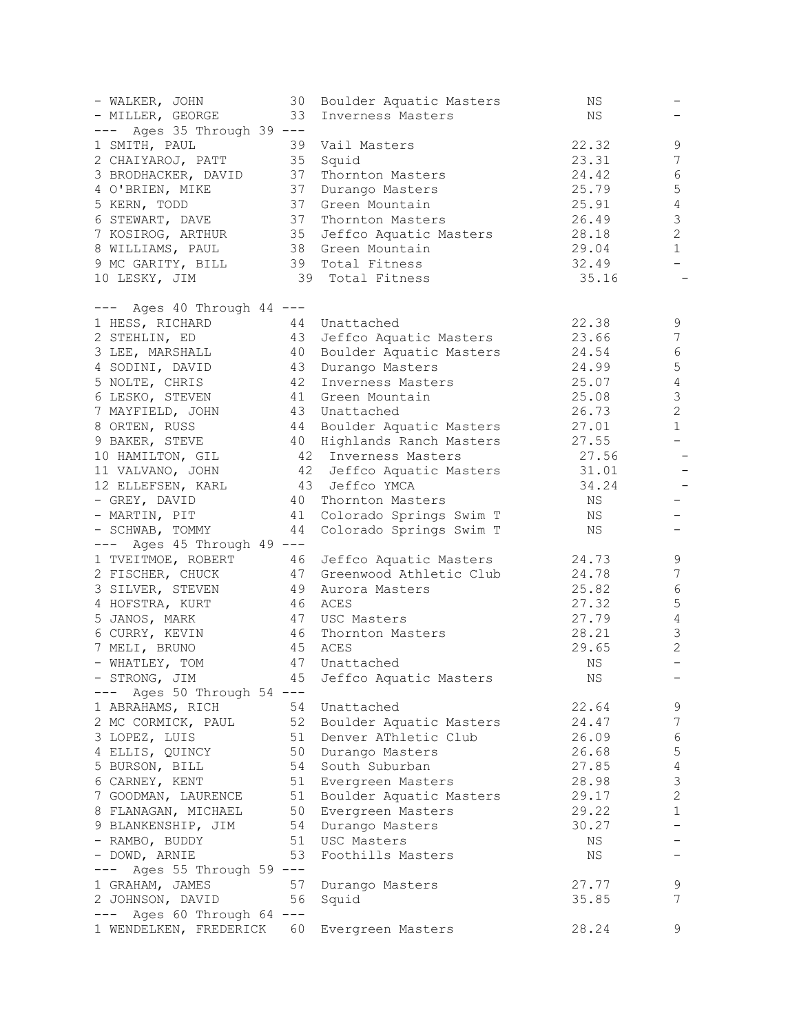```
- WALKER, JOHN            30  Boulder Aquatic Masters        NS          -
- MILLER, GEORGE          33  Inverness Masters              NS          -
--- Ages 35 Through 39 ---
1 SMITH, PAUL             39  Vail Masters                 22.32         9
2 CHAIYAROJ, PATT         35  Squid                        23.31         7
3 BRODHACKER, DAVID       37  Thornton Masters             24.42         6
4 O'BRIEN, MIKE           37  Durango Masters              25.79         5
5 KERN, TODD              37  Green Mountain               25.91         4
6 STEWART, DAVE           37  Thornton Masters             26.49         3
7 KOSIROG, ARTHUR         35  Jeffco Aquatic Masters       28.18         2
8 WILLIAMS, PAUL          38  Green Mountain               29.04         1
9 MC GARITY, BILL         39  Total Fitness                32.49         -
10 LESKY, JIM              39  Total Fitness                35.16         -

--- Ages 40 Through 44 ---
1 HESS, RICHARD           44  Unattached                   22.38         9
2 STEHLIN, ED             43  Jeffco Aquatic Masters       23.66         7
3 LEE, MARSHALL           40  Boulder Aquatic Masters      24.54         6
4 SODINI, DAVID           43  Durango Masters              24.99         5
5 NOLTE, CHRIS            42  Inverness Masters            25.07         4
6 LESKO, STEVEN           41  Green Mountain               25.08         3
7 MAYFIELD, JOHN          43  Unattached                   26.73         2
8 ORTEN, RUSS             44  Boulder Aquatic Masters      27.01         1
9 BAKER, STEVE            40  Highlands Ranch Masters      27.55         -
10 HAMILTON, GIL           42  Inverness Masters            27.56         -
11 VALVANO, JOHN           42  Jeffco Aquatic Masters       31.01         -
12 ELLEFSEN, KARL          43  Jeffco YMCA                  34.24         -
- GREY, DAVID             40  Thornton Masters               NS          -
- MARTIN, PIT             41  Colorado Springs Swim T        NS          -
- SCHWAB, TOMMY           44  Colorado Springs Swim T        NS          -
--- Ages 45 Through 49 ---
1 TVEITMOE, ROBERT        46  Jeffco Aquatic Masters       24.73         9
2 FISCHER, CHUCK          47  Greenwood Athletic Club      24.78         7
3 SILVER, STEVEN          49  Aurora Masters               25.82         6
4 HOFSTRA, KURT           46  ACES                         27.32         5
5 JANOS, MARK             47  USC Masters                  27.79         4
6 CURRY, KEVIN            46  Thornton Masters             28.21         3
7 MELI, BRUNO             45  ACES                         29.65         2
- WHATLEY, TOM            47  Unattached                     NS          -
- STRONG, JIM             45  Jeffco Aquatic Masters         NS          -
--- Ages 50 Through 54 ---
1 ABRAHAMS, RICH          54  Unattached                   22.64         9
2 MC CORMICK, PAUL        52  Boulder Aquatic Masters      24.47         7
3 LOPEZ, LUIS             51  Denver AThletic Club         26.09         6
4 ELLIS, QUINCY           50  Durango Masters              26.68         5
5 BURSON, BILL            54  South Suburban               27.85         4
6 CARNEY, KENT            51  Evergreen Masters            28.98         3
7 GOODMAN, LAURENCE       51  Boulder Aquatic Masters      29.17         2
8 FLANAGAN, MICHAEL       50  Evergreen Masters            29.22         1
9 BLANKENSHIP, JIM        54  Durango Masters              30.27         -
- RAMBO, BUDDY            51  USC Masters                    NS          -
- DOWD, ARNIE             53  Foothills Masters              NS          -
--- Ages 55 Through 59 ---
1 GRAHAM, JAMES           57  Durango Masters              27.77         9
2 JOHNSON, DAVID          56  Squid                        35.85         7
--- Ages 60 Through 64 ---
1 WENDELKEN, FREDERICK    60  Evergreen Masters            28.24         9
```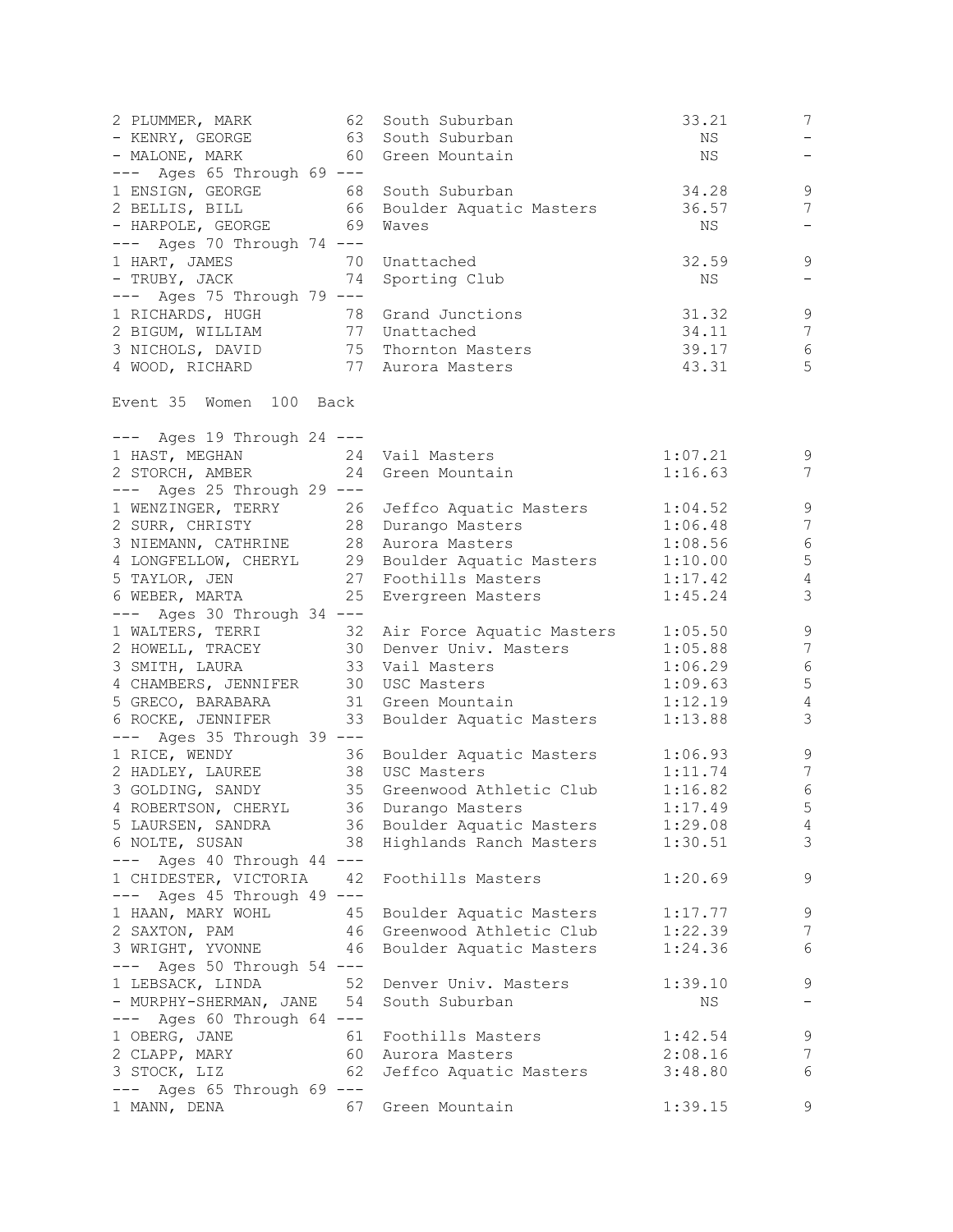```
2 PLUMMER, MARK          62  South Suburban                  33.21          7
- KENRY, GEORGE          63  South Suburban                     NS          -
- MALONE, MARK           60  Green Mountain                     NS          -
--- Ages 65 Through 69 ---
1 ENSIGN, GEORGE         68  South Suburban                  34.28          9
2 BELLIS, BILL           66  Boulder Aquatic Masters         36.57          7
- HARPOLE, GEORGE        69  Waves                              NS          -
--- Ages 70 Through 74 ---
1 HART, JAMES            70  Unattached                      32.59          9
- TRUBY, JACK            74  Sporting Club                      NS          -
--- Ages 75 Through 79 ---
1 RICHARDS, HUGH         78  Grand Junctions                 31.32          9
2 BIGUM, WILLIAM         77  Unattached                      34.11          7
3 NICHOLS, DAVID         75  Thornton Masters                39.17          6
4 WOOD, RICHARD          77  Aurora Masters                  43.31          5
```

Event 35 Women 100 Back

```
--- Ages 19 Through 24 ---
1 HAST, MEGHAN           24  Vail Masters                  1:07.21          9
2 STORCH, AMBER          24  Green Mountain                1:16.63          7
--- Ages 25 Through 29 ---
1 WENZINGER, TERRY       26  Jeffco Aquatic Masters        1:04.52          9
2 SURR, CHRISTY          28  Durango Masters               1:06.48          7
3 NIEMANN, CATHRINE      28  Aurora Masters                1:08.56          6
4 LONGFELLOW, CHERYL     29  Boulder Aquatic Masters       1:10.00          5
5 TAYLOR, JEN            27  Foothills Masters             1:17.42          4
6 WEBER, MARTA           25  Evergreen Masters             1:45.24          3
--- Ages 30 Through 34 ---
1 WALTERS, TERRI         32  Air Force Aquatic Masters     1:05.50          9
2 HOWELL, TRACEY         30  Denver Univ. Masters          1:05.88          7
3 SMITH, LAURA           33  Vail Masters                  1:06.29          6
4 CHAMBERS, JENNIFER     30  USC Masters                   1:09.63          5
5 GRECO, BARABARA        31  Green Mountain                1:12.19          4
6 ROCKE, JENNIFER        33  Boulder Aquatic Masters       1:13.88          3
--- Ages 35 Through 39 ---
1 RICE, WENDY            36  Boulder Aquatic Masters       1:06.93          9
2 HADLEY, LAUREE         38  USC Masters                   1:11.74          7
3 GOLDING, SANDY         35  Greenwood Athletic Club       1:16.82          6
4 ROBERTSON, CHERYL      36  Durango Masters               1:17.49          5
5 LAURSEN, SANDRA        36  Boulder Aquatic Masters       1:29.08          4
6 NOLTE, SUSAN           38  Highlands Ranch Masters       1:30.51          3
--- Ages 40 Through 44 ---
1 CHIDESTER, VICTORIA    42  Foothills Masters             1:20.69          9
--- Ages 45 Through 49 ---
1 HAAN, MARY WOHL        45  Boulder Aquatic Masters       1:17.77          9
2 SAXTON, PAM            46  Greenwood Athletic Club       1:22.39          7
3 WRIGHT, YVONNE         46  Boulder Aquatic Masters       1:24.36          6
--- Ages 50 Through 54 ---
1 LEBSACK, LINDA         52  Denver Univ. Masters          1:39.10          9
- MURPHY-SHERMAN, JANE   54  South Suburban                     NS          -
--- Ages 60 Through 64 ---
1 OBERG, JANE            61  Foothills Masters             1:42.54          9
2 CLAPP, MARY            60  Aurora Masters                2:08.16          7
3 STOCK, LIZ             62  Jeffco Aquatic Masters        3:48.80          6
--- Ages 65 Through 69 ---
1 MANN, DENA             67  Green Mountain                1:39.15          9
```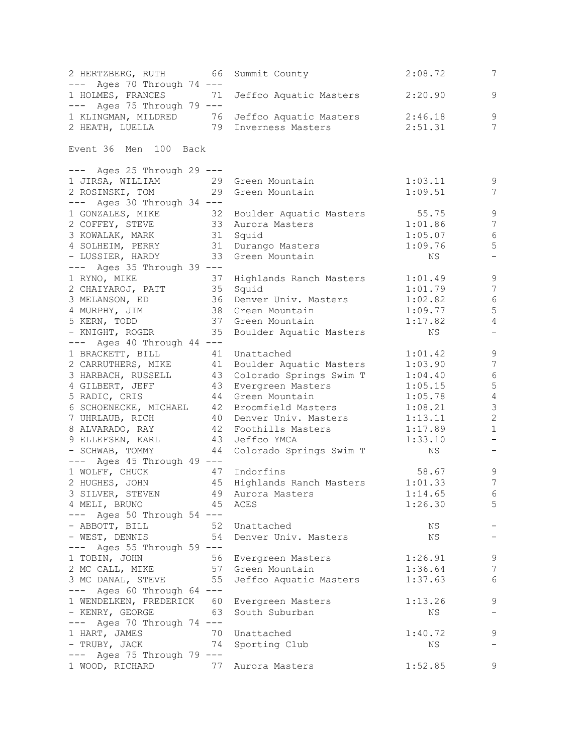```
2 HERTZBERG, RUTH        66  Summit County               2:08.72         7
--- Ages 70 Through 74 ---
1 HOLMES, FRANCES        71  Jeffco Aquatic Masters      2:20.90         9
--- Ages 75 Through 79 ---
1 KLINGMAN, MILDRED      76  Jeffco Aquatic Masters      2:46.18         9
2 HEATH, LUELLA          79  Inverness Masters           2:51.31         7
```

Event 36 Men 100 Back

```
--- Ages 25 Through 29 ---
1 JIRSA, WILLIAM         29  Green Mountain              1:03.11         9
2 ROSINSKI, TOM          29  Green Mountain              1:09.51         7
--- Ages 30 Through 34 ---
1 GONZALES, MIKE         32  Boulder Aquatic Masters       55.75         9
2 COFFEY, STEVE          33  Aurora Masters              1:01.86         7
3 KOWALAK, MARK          31  Squid                       1:05.07         6
4 SOLHEIM, PERRY         31  Durango Masters             1:09.76         5
- LUSSIER, HARDY         33  Green Mountain                   NS         -
--- Ages 35 Through 39 ---
1 RYNO, MIKE             37  Highlands Ranch Masters     1:01.49         9
2 CHAIYAROJ, PATT        35  Squid                       1:01.79         7
3 MELANSON, ED           36  Denver Univ. Masters        1:02.82         6
4 MURPHY, JIM            38  Green Mountain              1:09.77         5
5 KERN, TODD             37  Green Mountain              1:17.82         4
- KNIGHT, ROGER          35  Boulder Aquatic Masters          NS         -
--- Ages 40 Through 44 ---
1 BRACKETT, BILL         41  Unattached                  1:01.42         9
2 CARRUTHERS, MIKE       41  Boulder Aquatic Masters     1:03.90         7
3 HARBACH, RUSSELL       43  Colorado Springs Swim T     1:04.40         6
4 GILBERT, JEFF          43  Evergreen Masters           1:05.15         5
5 RADIC, CRIS            44  Green Mountain              1:05.78         4
6 SCHOENECKE, MICHAEL    42  Broomfield Masters          1:08.21         3
7 UHRLAUB, RICH          40  Denver Univ. Masters        1:13.11         2
8 ALVARADO, RAY          42  Foothills Masters           1:17.89         1
9 ELLEFSEN, KARL         43  Jeffco YMCA                 1:33.10         -
- SCHWAB, TOMMY          44  Colorado Springs Swim T          NS         -
--- Ages 45 Through 49 ---
1 WOLFF, CHUCK           47  Indorfins                     58.67         9
2 HUGHES, JOHN           45  Highlands Ranch Masters     1:01.33         7
3 SILVER, STEVEN         49  Aurora Masters              1:14.65         6
4 MELI, BRUNO            45  ACES                        1:26.30         5
--- Ages 50 Through 54 ---
- ABBOTT, BILL           52  Unattached                       NS         -
- WEST, DENNIS           54  Denver Univ. Masters             NS         -
--- Ages 55 Through 59 ---
1 TOBIN, JOHN            56  Evergreen Masters           1:26.91         9
2 MC CALL, MIKE          57  Green Mountain              1:36.64         7
3 MC DANAL, STEVE        55  Jeffco Aquatic Masters      1:37.63         6
--- Ages 60 Through 64 ---
1 WENDELKEN, FREDERICK   60  Evergreen Masters           1:13.26         9
- KENRY, GEORGE          63  South Suburban                   NS         -
--- Ages 70 Through 74 ---
1 HART, JAMES            70  Unattached                  1:40.72         9
- TRUBY, JACK            74  Sporting Club                    NS         -
--- Ages 75 Through 79 ---
1 WOOD, RICHARD          77  Aurora Masters              1:52.85         9
```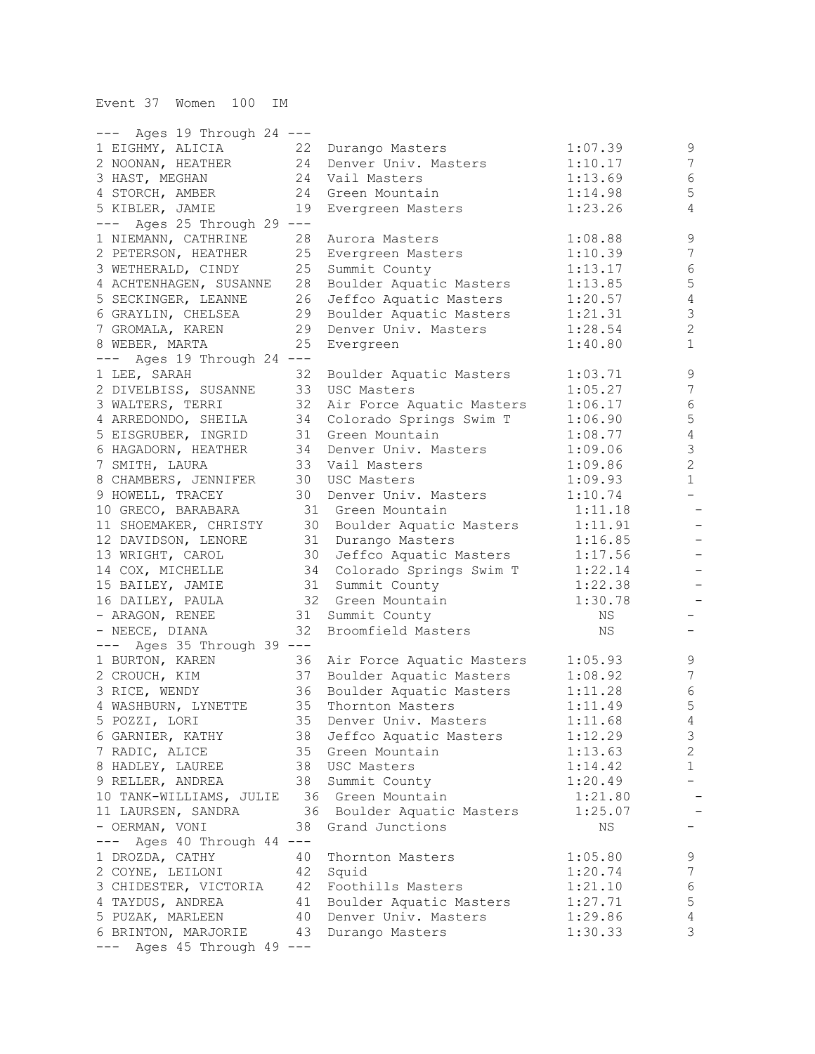Event 37 Women 100 IM

| Place | Name | Age | Team | Time | Points |
|---|---|---|---|---|---|
| --- Ages 19 Through 24 --- | | | | | |
| 1 | EIGHMY, ALICIA | 22 | Durango Masters | 1:07.39 | 9 |
| 2 | NOONAN, HEATHER | 24 | Denver Univ. Masters | 1:10.17 | 7 |
| 3 | HAST, MEGHAN | 24 | Vail Masters | 1:13.69 | 6 |
| 4 | STORCH, AMBER | 24 | Green Mountain | 1:14.98 | 5 |
| 5 | KIBLER, JAMIE | 19 | Evergreen Masters | 1:23.26 | 4 |
| --- Ages 25 Through 29 --- | | | | | |
| 1 | NIEMANN, CATHRINE | 28 | Aurora Masters | 1:08.88 | 9 |
| 2 | PETERSON, HEATHER | 25 | Evergreen Masters | 1:10.39 | 7 |
| 3 | WETHERALD, CINDY | 25 | Summit County | 1:13.17 | 6 |
| 4 | ACHTENHAGEN, SUSANNE | 28 | Boulder Aquatic Masters | 1:13.85 | 5 |
| 5 | SECKINGER, LEANNE | 26 | Jeffco Aquatic Masters | 1:20.57 | 4 |
| 6 | GRAYLIN, CHELSEA | 29 | Boulder Aquatic Masters | 1:21.31 | 3 |
| 7 | GROMALA, KAREN | 29 | Denver Univ. Masters | 1:28.54 | 2 |
| 8 | WEBER, MARTA | 25 | Evergreen | 1:40.80 | 1 |
| --- Ages 19 Through 24 --- | | | | | |
| 1 | LEE, SARAH | 32 | Boulder Aquatic Masters | 1:03.71 | 9 |
| 2 | DIVELBISS, SUSANNE | 33 | USC Masters | 1:05.27 | 7 |
| 3 | WALTERS, TERRI | 32 | Air Force Aquatic Masters | 1:06.17 | 6 |
| 4 | ARREDONDO, SHEILA | 34 | Colorado Springs Swim T | 1:06.90 | 5 |
| 5 | EISGRUBER, INGRID | 31 | Green Mountain | 1:08.77 | 4 |
| 6 | HAGADORN, HEATHER | 34 | Denver Univ. Masters | 1:09.06 | 3 |
| 7 | SMITH, LAURA | 33 | Vail Masters | 1:09.86 | 2 |
| 8 | CHAMBERS, JENNIFER | 30 | USC Masters | 1:09.93 | 1 |
| 9 | HOWELL, TRACEY | 30 | Denver Univ. Masters | 1:10.74 | - |
| 10 | GRECO, BARABARA | 31 | Green Mountain | 1:11.18 | - |
| 11 | SHOEMAKER, CHRISTY | 30 | Boulder Aquatic Masters | 1:11.91 | - |
| 12 | DAVIDSON, LENORE | 31 | Durango Masters | 1:16.85 | - |
| 13 | WRIGHT, CAROL | 30 | Jeffco Aquatic Masters | 1:17.56 | - |
| 14 | COX, MICHELLE | 34 | Colorado Springs Swim T | 1:22.14 | - |
| 15 | BAILEY, JAMIE | 31 | Summit County | 1:22.38 | - |
| 16 | DAILEY, PAULA | 32 | Green Mountain | 1:30.78 | - |
| - | ARAGON, RENEE | 31 | Summit County | NS | - |
| - | NEECE, DIANA | 32 | Broomfield Masters | NS | - |
| --- Ages 35 Through 39 --- | | | | | |
| 1 | BURTON, KAREN | 36 | Air Force Aquatic Masters | 1:05.93 | 9 |
| 2 | CROUCH, KIM | 37 | Boulder Aquatic Masters | 1:08.92 | 7 |
| 3 | RICE, WENDY | 36 | Boulder Aquatic Masters | 1:11.28 | 6 |
| 4 | WASHBURN, LYNETTE | 35 | Thornton Masters | 1:11.49 | 5 |
| 5 | POZZI, LORI | 35 | Denver Univ. Masters | 1:11.68 | 4 |
| 6 | GARNIER, KATHY | 38 | Jeffco Aquatic Masters | 1:12.29 | 3 |
| 7 | RADIC, ALICE | 35 | Green Mountain | 1:13.63 | 2 |
| 8 | HADLEY, LAUREE | 38 | USC Masters | 1:14.42 | 1 |
| 9 | RELLER, ANDREA | 38 | Summit County | 1:20.49 | - |
| 10 | TANK-WILLIAMS, JULIE | 36 | Green Mountain | 1:21.80 | - |
| 11 | LAURSEN, SANDRA | 36 | Boulder Aquatic Masters | 1:25.07 | - |
| - | OERMAN, VONI | 38 | Grand Junctions | NS | - |
| --- Ages 40 Through 44 --- | | | | | |
| 1 | DROZDA, CATHY | 40 | Thornton Masters | 1:05.80 | 9 |
| 2 | COYNE, LEILONI | 42 | Squid | 1:20.74 | 7 |
| 3 | CHIDESTER, VICTORIA | 42 | Foothills Masters | 1:21.10 | 6 |
| 4 | TAYDUS, ANDREA | 41 | Boulder Aquatic Masters | 1:27.71 | 5 |
| 5 | PUZAK, MARLEEN | 40 | Denver Univ. Masters | 1:29.86 | 4 |
| 6 | BRINTON, MARJORIE | 43 | Durango Masters | 1:30.33 | 3 |
| --- Ages 45 Through 49 --- | | | | | |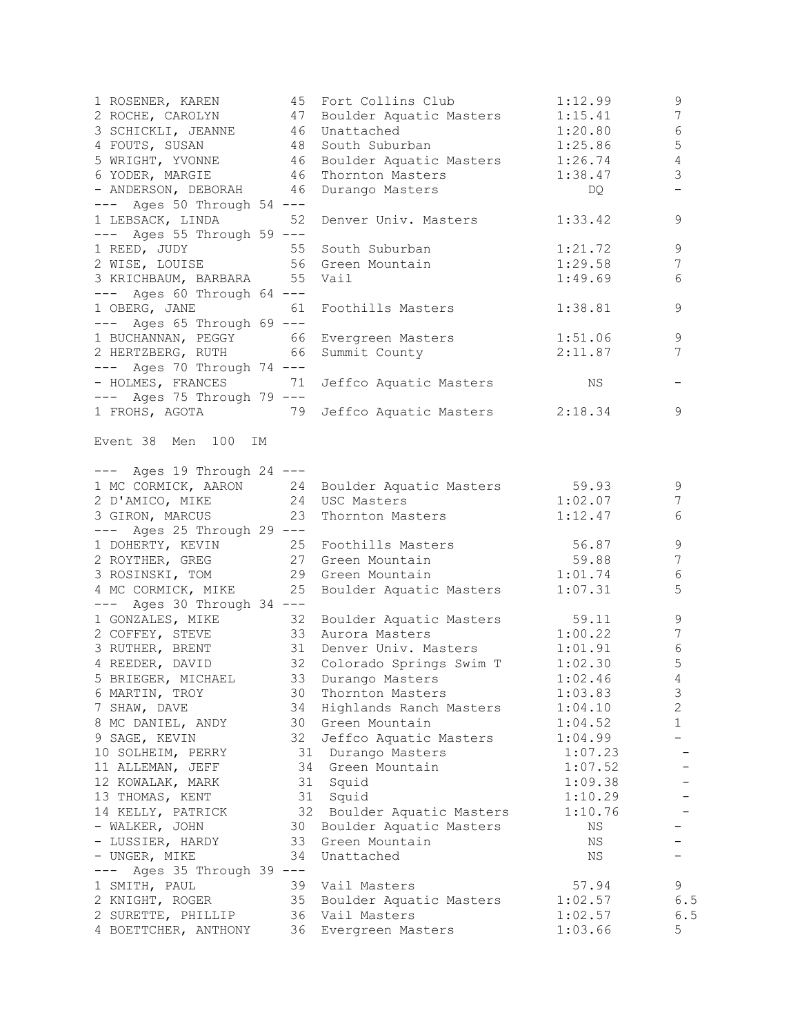```
1 ROSENER, KAREN         45  Fort Collins Club          1:12.99         9
2 ROCHE, CAROLYN         47  Boulder Aquatic Masters    1:15.41         7
3 SCHICKLI, JEANNE       46  Unattached                 1:20.80         6
4 FOUTS, SUSAN           48  South Suburban             1:25.86         5
5 WRIGHT, YVONNE         46  Boulder Aquatic Masters    1:26.74         4
6 YODER, MARGIE          46  Thornton Masters           1:38.47         3
- ANDERSON, DEBORAH      46  Durango Masters              DQ            -
--- Ages 50 Through 54 ---
1 LEBSACK, LINDA         52  Denver Univ. Masters       1:33.42         9
--- Ages 55 Through 59 ---
1 REED, JUDY             55  South Suburban             1:21.72         9
2 WISE, LOUISE           56  Green Mountain             1:29.58         7
3 KRICHBAUM, BARBARA     55  Vail                       1:49.69         6
--- Ages 60 Through 64 ---
1 OBERG, JANE            61  Foothills Masters          1:38.81         9
--- Ages 65 Through 69 ---
1 BUCHANNAN, PEGGY       66  Evergreen Masters          1:51.06         9
2 HERTZBERG, RUTH        66  Summit County              2:11.87         7
--- Ages 70 Through 74 ---
- HOLMES, FRANCES        71  Jeffco Aquatic Masters       NS            -
--- Ages 75 Through 79 ---
1 FROHS, AGOTA           79  Jeffco Aquatic Masters     2:18.34         9

Event 38  Men  100  IM

--- Ages 19 Through 24 ---
1 MC CORMICK, AARON      24  Boulder Aquatic Masters      59.93         9
2 D'AMICO, MIKE          24  USC Masters                1:02.07         7
3 GIRON, MARCUS          23  Thornton Masters           1:12.47         6
--- Ages 25 Through 29 ---
1 DOHERTY, KEVIN         25  Foothills Masters            56.87         9
2 ROYTHER, GREG          27  Green Mountain               59.88         7
3 ROSINSKI, TOM          29  Green Mountain             1:01.74         6
4 MC CORMICK, MIKE       25  Boulder Aquatic Masters    1:07.31         5
--- Ages 30 Through 34 ---
1 GONZALES, MIKE         32  Boulder Aquatic Masters      59.11         9
2 COFFEY, STEVE          33  Aurora Masters             1:00.22         7
3 RUTHER, BRENT          31  Denver Univ. Masters       1:01.91         6
4 REEDER, DAVID          32  Colorado Springs Swim T    1:02.30         5
5 BRIEGER, MICHAEL       33  Durango Masters            1:02.46         4
6 MARTIN, TROY           30  Thornton Masters           1:03.83         3
7 SHAW, DAVE             34  Highlands Ranch Masters    1:04.10         2
8 MC DANIEL, ANDY        30  Green Mountain             1:04.52         1
9 SAGE, KEVIN            32  Jeffco Aquatic Masters     1:04.99         -
10 SOLHEIM, PERRY        31  Durango Masters            1:07.23         -
11 ALLEMAN, JEFF         34  Green Mountain             1:07.52         -
12 KOWALAK, MARK         31  Squid                      1:09.38         -
13 THOMAS, KENT          31  Squid                      1:10.29         -
14 KELLY, PATRICK        32  Boulder Aquatic Masters    1:10.76         -
- WALKER, JOHN           30  Boulder Aquatic Masters      NS            -
- LUSSIER, HARDY         33  Green Mountain               NS            -
- UNGER, MIKE            34  Unattached                   NS            -
--- Ages 35 Through 39 ---
1 SMITH, PAUL            39  Vail Masters                 57.94         9
2 KNIGHT, ROGER          35  Boulder Aquatic Masters    1:02.57         6.5
2 SURETTE, PHILLIP       36  Vail Masters               1:02.57         6.5
4 BOETTCHER, ANTHONY     36  Evergreen Masters          1:03.66         5
```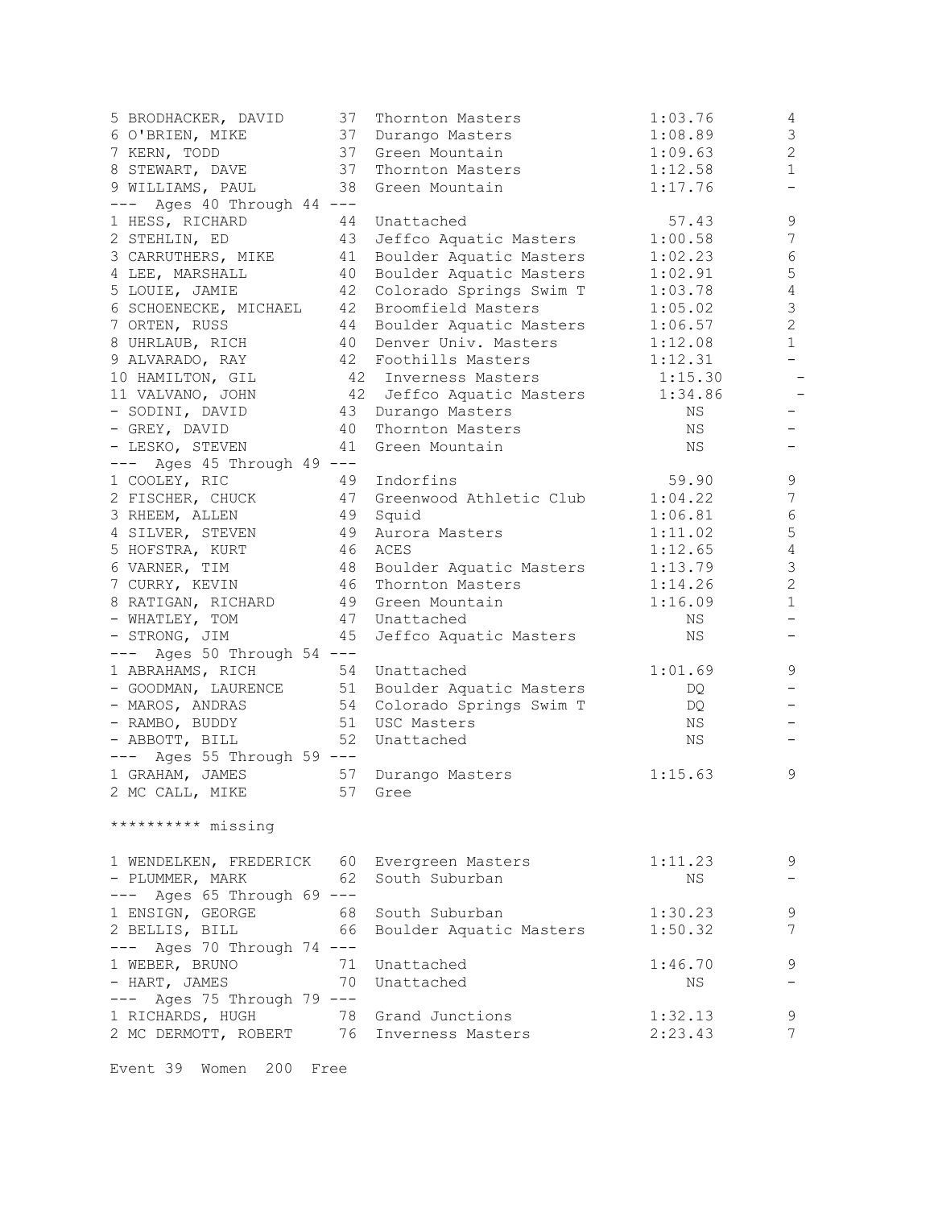```
5 BRODHACKER, DAVID      37  Thornton Masters          1:03.76        4
6 O'BRIEN, MIKE          37  Durango Masters           1:08.89        3
7 KERN, TODD             37  Green Mountain            1:09.63        2
8 STEWART, DAVE          37  Thornton Masters          1:12.58        1
9 WILLIAMS, PAUL         38  Green Mountain            1:17.76        -
--- Ages 40 Through 44 ---
1 HESS, RICHARD          44  Unattached                  57.43        9
2 STEHLIN, ED            43  Jeffco Aquatic Masters    1:00.58        7
3 CARRUTHERS, MIKE       41  Boulder Aquatic Masters   1:02.23        6
4 LEE, MARSHALL          40  Boulder Aquatic Masters   1:02.91        5
5 LOUIE, JAMIE           42  Colorado Springs Swim T   1:03.78        4
6 SCHOENECKE, MICHAEL    42  Broomfield Masters        1:05.02        3
7 ORTEN, RUSS            44  Boulder Aquatic Masters   1:06.57        2
8 UHRLAUB, RICH          40  Denver Univ. Masters      1:12.08        1
9 ALVARADO, RAY          42  Foothills Masters         1:12.31        -
10 HAMILTON, GIL          42  Inverness Masters         1:15.30        -
11 VALVANO, JOHN          42  Jeffco Aquatic Masters    1:34.86        -
- SODINI, DAVID          43  Durango Masters              NS          -
- GREY, DAVID            40  Thornton Masters             NS          -
- LESKO, STEVEN          41  Green Mountain               NS          -
--- Ages 45 Through 49 ---
1 COOLEY, RIC            49  Indorfins                   59.90        9
2 FISCHER, CHUCK         47  Greenwood Athletic Club   1:04.22        7
3 RHEEM, ALLEN           49  Squid                     1:06.81        6
4 SILVER, STEVEN         49  Aurora Masters            1:11.02        5
5 HOFSTRA, KURT          46  ACES                      1:12.65        4
6 VARNER, TIM            48  Boulder Aquatic Masters   1:13.79        3
7 CURRY, KEVIN           46  Thornton Masters          1:14.26        2
8 RATIGAN, RICHARD       49  Green Mountain            1:16.09        1
- WHATLEY, TOM           47  Unattached                   NS          -
- STRONG, JIM            45  Jeffco Aquatic Masters       NS          -
--- Ages 50 Through 54 ---
1 ABRAHAMS, RICH         54  Unattached                1:01.69        9
- GOODMAN, LAURENCE      51  Boulder Aquatic Masters      DQ          -
- MAROS, ANDRAS          54  Colorado Springs Swim T      DQ          -
- RAMBO, BUDDY           51  USC Masters                  NS          -
- ABBOTT, BILL           52  Unattached                   NS          -
--- Ages 55 Through 59 ---
1 GRAHAM, JAMES          57  Durango Masters           1:15.63        9
2 MC CALL, MIKE          57  Gree

********** missing

1 WENDELKEN, FREDERICK   60  Evergreen Masters         1:11.23        9
- PLUMMER, MARK          62  South Suburban               NS          -
--- Ages 65 Through 69 ---
1 ENSIGN, GEORGE         68  South Suburban            1:30.23        9
2 BELLIS, BILL           66  Boulder Aquatic Masters   1:50.32        7
--- Ages 70 Through 74 ---
1 WEBER, BRUNO           71  Unattached                1:46.70        9
- HART, JAMES            70  Unattached                   NS          -
--- Ages 75 Through 79 ---
1 RICHARDS, HUGH         78  Grand Junctions           1:32.13        9
2 MC DERMOTT, ROBERT     76  Inverness Masters         2:23.43        7

Event 39  Women  200  Free
```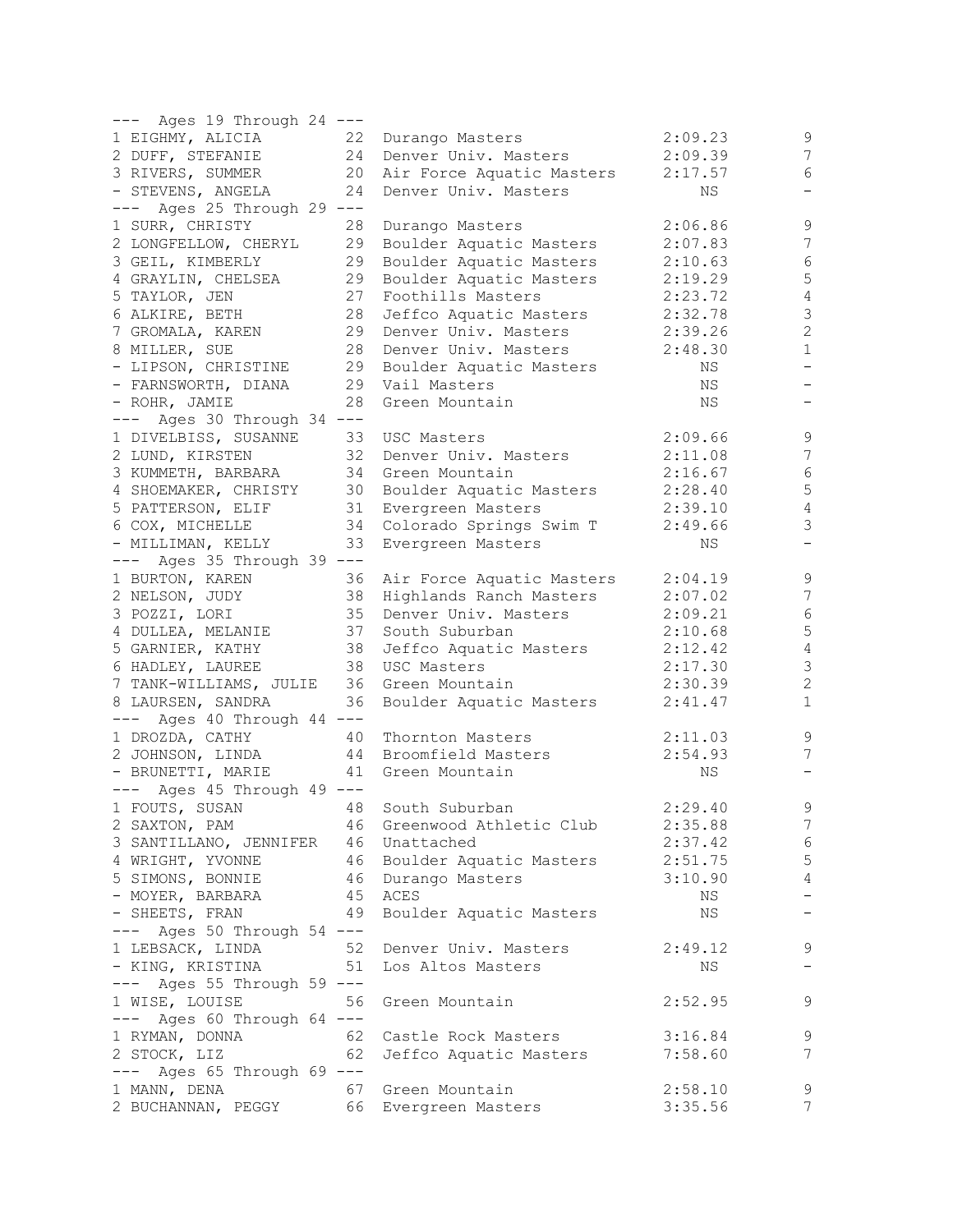```
--- Ages 19 Through 24 ---
1 EIGHMY, ALICIA        22  Durango Masters             2:09.23       9
2 DUFF, STEFANIE        24  Denver Univ. Masters        2:09.39       7
3 RIVERS, SUMMER        20  Air Force Aquatic Masters   2:17.57       6
- STEVENS, ANGELA       24  Denver Univ. Masters             NS       -
--- Ages 25 Through 29 ---
1 SURR, CHRISTY         28  Durango Masters             2:06.86       9
2 LONGFELLOW, CHERYL    29  Boulder Aquatic Masters     2:07.83       7
3 GEIL, KIMBERLY        29  Boulder Aquatic Masters     2:10.63       6
4 GRAYLIN, CHELSEA      29  Boulder Aquatic Masters     2:19.29       5
5 TAYLOR, JEN           27  Foothills Masters           2:23.72       4
6 ALKIRE, BETH          28  Jeffco Aquatic Masters      2:32.78       3
7 GROMALA, KAREN        29  Denver Univ. Masters        2:39.26       2
8 MILLER, SUE           28  Denver Univ. Masters        2:48.30       1
- LIPSON, CHRISTINE     29  Boulder Aquatic Masters          NS       -
- FARNSWORTH, DIANA     29  Vail Masters                     NS       -
- ROHR, JAMIE           28  Green Mountain                   NS       -
--- Ages 30 Through 34 ---
1 DIVELBISS, SUSANNE    33  USC Masters                 2:09.66       9
2 LUND, KIRSTEN         32  Denver Univ. Masters        2:11.08       7
3 KUMMETH, BARBARA      34  Green Mountain              2:16.67       6
4 SHOEMAKER, CHRISTY    30  Boulder Aquatic Masters     2:28.40       5
5 PATTERSON, ELIF       31  Evergreen Masters           2:39.10       4
6 COX, MICHELLE         34  Colorado Springs Swim T     2:49.66       3
- MILLIMAN, KELLY       33  Evergreen Masters                NS       -
--- Ages 35 Through 39 ---
1 BURTON, KAREN         36  Air Force Aquatic Masters   2:04.19       9
2 NELSON, JUDY          38  Highlands Ranch Masters     2:07.02       7
3 POZZI, LORI           35  Denver Univ. Masters        2:09.21       6
4 DULLEA, MELANIE       37  South Suburban              2:10.68       5
5 GARNIER, KATHY        38  Jeffco Aquatic Masters      2:12.42       4
6 HADLEY, LAUREE        38  USC Masters                 2:17.30       3
7 TANK-WILLIAMS, JULIE  36  Green Mountain              2:30.39       2
8 LAURSEN, SANDRA       36  Boulder Aquatic Masters     2:41.47       1
--- Ages 40 Through 44 ---
1 DROZDA, CATHY         40  Thornton Masters            2:11.03       9
2 JOHNSON, LINDA        44  Broomfield Masters          2:54.93       7
- BRUNETTI, MARIE       41  Green Mountain                   NS       -
--- Ages 45 Through 49 ---
1 FOUTS, SUSAN          48  South Suburban              2:29.40       9
2 SAXTON, PAM           46  Greenwood Athletic Club     2:35.88       7
3 SANTILLANO, JENNIFER  46  Unattached                  2:37.42       6
4 WRIGHT, YVONNE        46  Boulder Aquatic Masters     2:51.75       5
5 SIMONS, BONNIE        46  Durango Masters             3:10.90       4
- MOYER, BARBARA        45  ACES                             NS       -
- SHEETS, FRAN          49  Boulder Aquatic Masters          NS       -
--- Ages 50 Through 54 ---
1 LEBSACK, LINDA        52  Denver Univ. Masters        2:49.12       9
- KING, KRISTINA        51  Los Altos Masters                NS       -
--- Ages 55 Through 59 ---
1 WISE, LOUISE          56  Green Mountain              2:52.95       9
--- Ages 60 Through 64 ---
1 RYMAN, DONNA          62  Castle Rock Masters         3:16.84       9
2 STOCK, LIZ            62  Jeffco Aquatic Masters      7:58.60       7
--- Ages 65 Through 69 ---
1 MANN, DENA            67  Green Mountain              2:58.10       9
2 BUCHANNAN, PEGGY      66  Evergreen Masters           3:35.56       7
```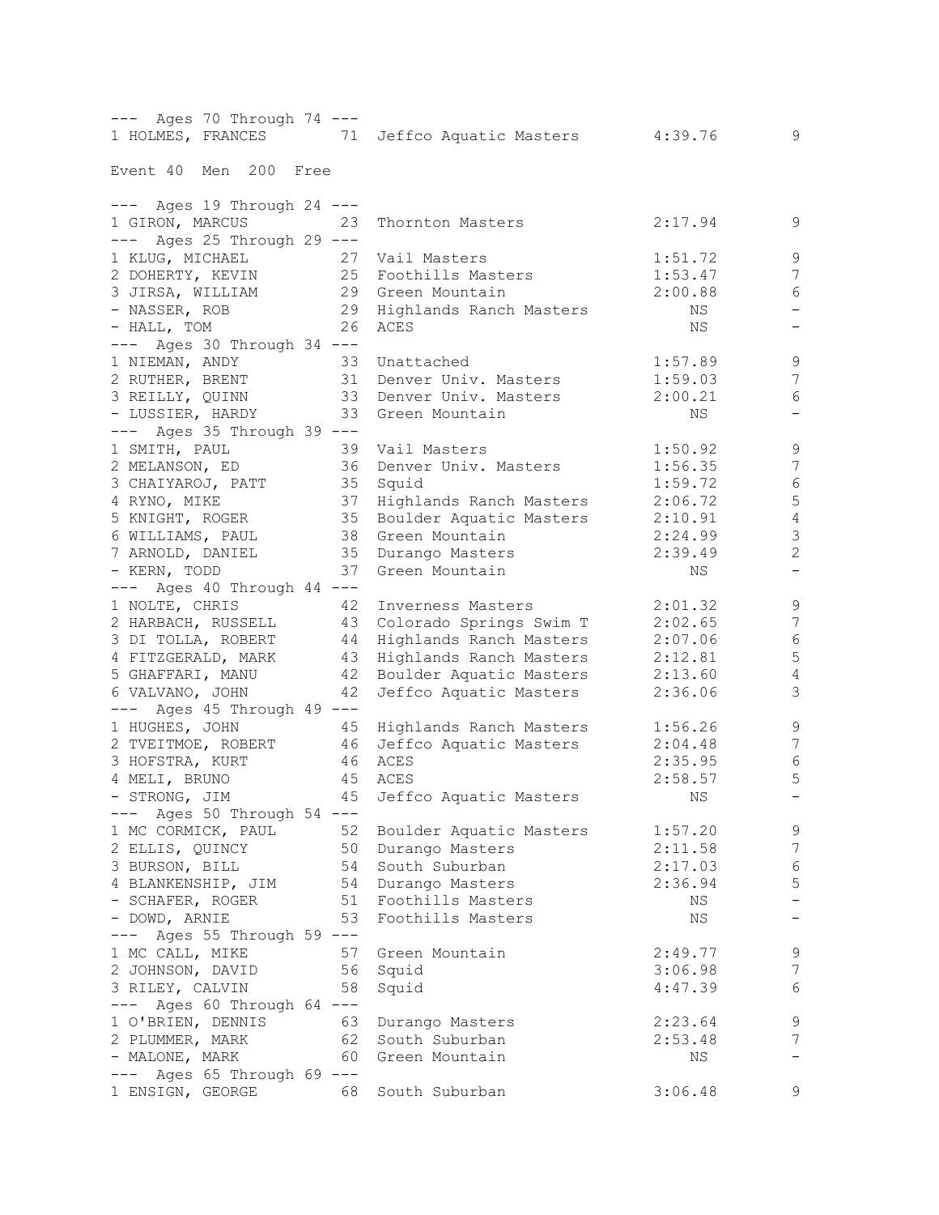--- Ages 70 Through 74 ---

| Place | Name | Age | Team | Time | Points |
|---|---|---|---|---|---|
| 1 | HOLMES, FRANCES | 71 | Jeffco Aquatic Masters | 4:39.76 | 9 |

Event 40 Men 200 Free

| Place | Name | Age | Team | Time | Points |
|---|---|---|---|---|---|
| --- Ages 19 Through 24 --- | | | | | |
| 1 | GIRON, MARCUS | 23 | Thornton Masters | 2:17.94 | 9 |
| --- Ages 25 Through 29 --- | | | | | |
| 1 | KLUG, MICHAEL | 27 | Vail Masters | 1:51.72 | 9 |
| 2 | DOHERTY, KEVIN | 25 | Foothills Masters | 1:53.47 | 7 |
| 3 | JIRSA, WILLIAM | 29 | Green Mountain | 2:00.88 | 6 |
| - | NASSER, ROB | 29 | Highlands Ranch Masters | NS | - |
| - | HALL, TOM | 26 | ACES | NS | - |
| --- Ages 30 Through 34 --- | | | | | |
| 1 | NIEMAN, ANDY | 33 | Unattached | 1:57.89 | 9 |
| 2 | RUTHER, BRENT | 31 | Denver Univ. Masters | 1:59.03 | 7 |
| 3 | REILLY, QUINN | 33 | Denver Univ. Masters | 2:00.21 | 6 |
| - | LUSSIER, HARDY | 33 | Green Mountain | NS | - |
| --- Ages 35 Through 39 --- | | | | | |
| 1 | SMITH, PAUL | 39 | Vail Masters | 1:50.92 | 9 |
| 2 | MELANSON, ED | 36 | Denver Univ. Masters | 1:56.35 | 7 |
| 3 | CHAIYAROJ, PATT | 35 | Squid | 1:59.72 | 6 |
| 4 | RYNO, MIKE | 37 | Highlands Ranch Masters | 2:06.72 | 5 |
| 5 | KNIGHT, ROGER | 35 | Boulder Aquatic Masters | 2:10.91 | 4 |
| 6 | WILLIAMS, PAUL | 38 | Green Mountain | 2:24.99 | 3 |
| 7 | ARNOLD, DANIEL | 35 | Durango Masters | 2:39.49 | 2 |
| - | KERN, TODD | 37 | Green Mountain | NS | - |
| --- Ages 40 Through 44 --- | | | | | |
| 1 | NOLTE, CHRIS | 42 | Inverness Masters | 2:01.32 | 9 |
| 2 | HARBACH, RUSSELL | 43 | Colorado Springs Swim T | 2:02.65 | 7 |
| 3 | DI TOLLA, ROBERT | 44 | Highlands Ranch Masters | 2:07.06 | 6 |
| 4 | FITZGERALD, MARK | 43 | Highlands Ranch Masters | 2:12.81 | 5 |
| 5 | GHAFFARI, MANU | 42 | Boulder Aquatic Masters | 2:13.60 | 4 |
| 6 | VALVANO, JOHN | 42 | Jeffco Aquatic Masters | 2:36.06 | 3 |
| --- Ages 45 Through 49 --- | | | | | |
| 1 | HUGHES, JOHN | 45 | Highlands Ranch Masters | 1:56.26 | 9 |
| 2 | TVEITMOE, ROBERT | 46 | Jeffco Aquatic Masters | 2:04.48 | 7 |
| 3 | HOFSTRA, KURT | 46 | ACES | 2:35.95 | 6 |
| 4 | MELI, BRUNO | 45 | ACES | 2:58.57 | 5 |
| - | STRONG, JIM | 45 | Jeffco Aquatic Masters | NS | - |
| --- Ages 50 Through 54 --- | | | | | |
| 1 | MC CORMICK, PAUL | 52 | Boulder Aquatic Masters | 1:57.20 | 9 |
| 2 | ELLIS, QUINCY | 50 | Durango Masters | 2:11.58 | 7 |
| 3 | BURSON, BILL | 54 | South Suburban | 2:17.03 | 6 |
| 4 | BLANKENSHIP, JIM | 54 | Durango Masters | 2:36.94 | 5 |
| - | SCHAFER, ROGER | 51 | Foothills Masters | NS | - |
| - | DOWD, ARNIE | 53 | Foothills Masters | NS | - |
| --- Ages 55 Through 59 --- | | | | | |
| 1 | MC CALL, MIKE | 57 | Green Mountain | 2:49.77 | 9 |
| 2 | JOHNSON, DAVID | 56 | Squid | 3:06.98 | 7 |
| 3 | RILEY, CALVIN | 58 | Squid | 4:47.39 | 6 |
| --- Ages 60 Through 64 --- | | | | | |
| 1 | O'BRIEN, DENNIS | 63 | Durango Masters | 2:23.64 | 9 |
| 2 | PLUMMER, MARK | 62 | South Suburban | 2:53.48 | 7 |
| - | MALONE, MARK | 60 | Green Mountain | NS | - |
| --- Ages 65 Through 69 --- | | | | | |
| 1 | ENSIGN, GEORGE | 68 | South Suburban | 3:06.48 | 9 |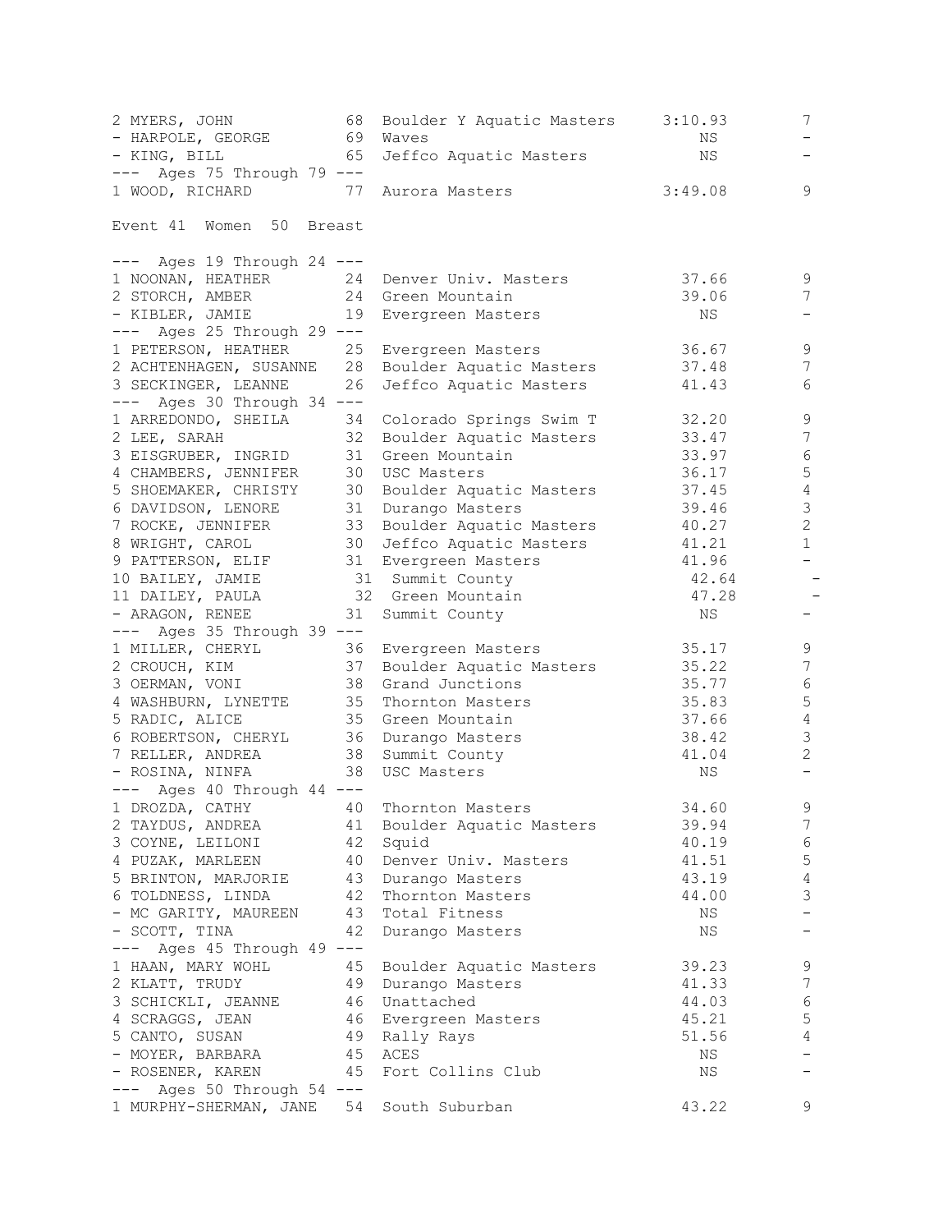```
2 MYERS, JOHN            68  Boulder Y Aquatic Masters     3:10.93        7
- HARPOLE, GEORGE        69  Waves                             NS         -
- KING, BILL             65  Jeffco Aquatic Masters            NS         -
--- Ages 75 Through 79 ---
1 WOOD, RICHARD          77  Aurora Masters                3:49.08        9
```

Event 41 Women 50 Breast

```
--- Ages 19 Through 24 ---
1 NOONAN, HEATHER        24  Denver Univ. Masters            37.66        9
2 STORCH, AMBER          24  Green Mountain                  39.06        7
- KIBLER, JAMIE          19  Evergreen Masters                  NS        -
--- Ages 25 Through 29 ---
1 PETERSON, HEATHER      25  Evergreen Masters               36.67        9
2 ACHTENHAGEN, SUSANNE   28  Boulder Aquatic Masters         37.48        7
3 SECKINGER, LEANNE      26  Jeffco Aquatic Masters          41.43        6
--- Ages 30 Through 34 ---
1 ARREDONDO, SHEILA      34  Colorado Springs Swim T         32.20        9
2 LEE, SARAH             32  Boulder Aquatic Masters         33.47        7
3 EISGRUBER, INGRID      31  Green Mountain                  33.97        6
4 CHAMBERS, JENNIFER     30  USC Masters                     36.17        5
5 SHOEMAKER, CHRISTY     30  Boulder Aquatic Masters         37.45        4
6 DAVIDSON, LENORE       31  Durango Masters                 39.46        3
7 ROCKE, JENNIFER        33  Boulder Aquatic Masters         40.27        2
8 WRIGHT, CAROL          30  Jeffco Aquatic Masters          41.21        1
9 PATTERSON, ELIF        31  Evergreen Masters               41.96        -
10 BAILEY, JAMIE          31  Summit County                   42.64        -
11 DAILEY, PAULA          32  Green Mountain                  47.28        -
- ARAGON, RENEE          31  Summit County                      NS        -
--- Ages 35 Through 39 ---
1 MILLER, CHERYL         36  Evergreen Masters               35.17        9
2 CROUCH, KIM            37  Boulder Aquatic Masters         35.22        7
3 OERMAN, VONI           38  Grand Junctions                 35.77        6
4 WASHBURN, LYNETTE      35  Thornton Masters                35.83        5
5 RADIC, ALICE           35  Green Mountain                  37.66        4
6 ROBERTSON, CHERYL      36  Durango Masters                 38.42        3
7 RELLER, ANDREA         38  Summit County                   41.04        2
- ROSINA, NINFA          38  USC Masters                        NS        -
--- Ages 40 Through 44 ---
1 DROZDA, CATHY          40  Thornton Masters                34.60        9
2 TAYDUS, ANDREA         41  Boulder Aquatic Masters         39.94        7
3 COYNE, LEILONI         42  Squid                           40.19        6
4 PUZAK, MARLEEN         40  Denver Univ. Masters            41.51        5
5 BRINTON, MARJORIE      43  Durango Masters                 43.19        4
6 TOLDNESS, LINDA        42  Thornton Masters                44.00        3
- MC GARITY, MAUREEN     43  Total Fitness                      NS        -
- SCOTT, TINA            42  Durango Masters                    NS        -
--- Ages 45 Through 49 ---
1 HAAN, MARY WOHL        45  Boulder Aquatic Masters         39.23        9
2 KLATT, TRUDY           49  Durango Masters                 41.33        7
3 SCHICKLI, JEANNE       46  Unattached                      44.03        6
4 SCRAGGS, JEAN          46  Evergreen Masters               45.21        5
5 CANTO, SUSAN           49  Rally Rays                      51.56        4
- MOYER, BARBARA         45  ACES                               NS        -
- ROSENER, KAREN         45  Fort Collins Club                  NS        -
--- Ages 50 Through 54 ---
1 MURPHY-SHERMAN, JANE   54  South Suburban                  43.22        9
```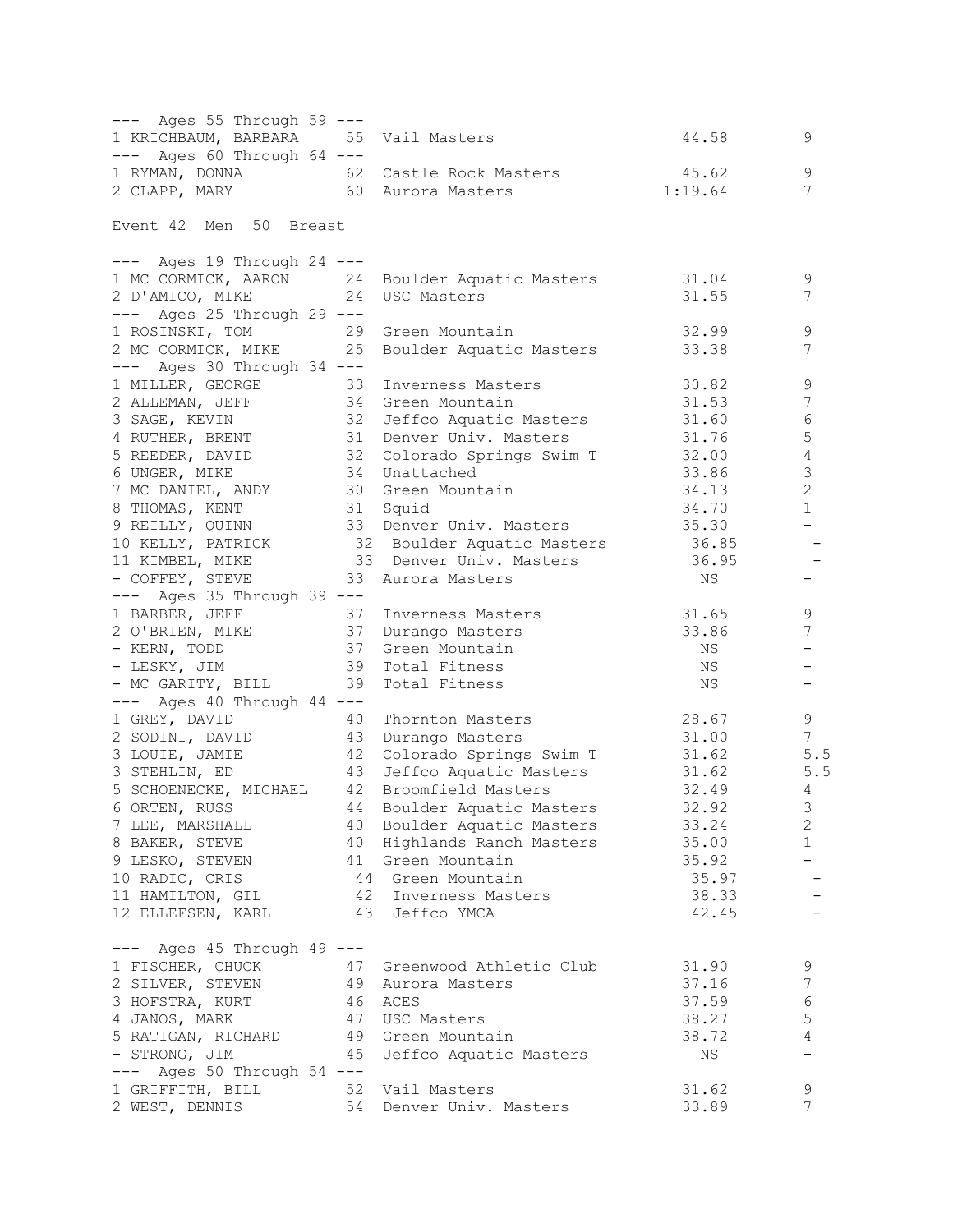```
--- Ages 55 Through 59 ---
1 KRICHBAUM, BARBARA     55  Vail Masters                  44.58       9
--- Ages 60 Through 64 ---
1 RYMAN, DONNA           62  Castle Rock Masters           45.62       9
2 CLAPP, MARY            60  Aurora Masters              1:19.64       7
```

Event 42 Men 50 Breast

```
--- Ages 19 Through 24 ---
1 MC CORMICK, AARON      24  Boulder Aquatic Masters       31.04       9
2 D'AMICO, MIKE          24  USC Masters                   31.55       7
--- Ages 25 Through 29 ---
1 ROSINSKI, TOM          29  Green Mountain                32.99       9
2 MC CORMICK, MIKE       25  Boulder Aquatic Masters       33.38       7
--- Ages 30 Through 34 ---
1 MILLER, GEORGE         33  Inverness Masters             30.82       9
2 ALLEMAN, JEFF          34  Green Mountain                31.53       7
3 SAGE, KEVIN            32  Jeffco Aquatic Masters        31.60       6
4 RUTHER, BRENT          31  Denver Univ. Masters          31.76       5
5 REEDER, DAVID          32  Colorado Springs Swim T       32.00       4
6 UNGER, MIKE            34  Unattached                    33.86       3
7 MC DANIEL, ANDY        30  Green Mountain                34.13       2
8 THOMAS, KENT           31  Squid                         34.70       1
9 REILLY, QUINN          33  Denver Univ. Masters          35.30       -
10 KELLY, PATRICK        32  Boulder Aquatic Masters       36.85       -
11 KIMBEL, MIKE          33  Denver Univ. Masters          36.95       -
- COFFEY, STEVE          33  Aurora Masters                  NS        -
--- Ages 35 Through 39 ---
1 BARBER, JEFF           37  Inverness Masters             31.65       9
2 O'BRIEN, MIKE          37  Durango Masters               33.86       7
- KERN, TODD             37  Green Mountain                  NS        -
- LESKY, JIM             39  Total Fitness                   NS        -
- MC GARITY, BILL        39  Total Fitness                   NS        -
--- Ages 40 Through 44 ---
1 GREY, DAVID            40  Thornton Masters              28.67       9
2 SODINI, DAVID          43  Durango Masters               31.00       7
3 LOUIE, JAMIE           42  Colorado Springs Swim T       31.62       5.5
3 STEHLIN, ED            43  Jeffco Aquatic Masters        31.62       5.5
5 SCHOENECKE, MICHAEL    42  Broomfield Masters            32.49       4
6 ORTEN, RUSS            44  Boulder Aquatic Masters       32.92       3
7 LEE, MARSHALL          40  Boulder Aquatic Masters       33.24       2
8 BAKER, STEVE           40  Highlands Ranch Masters       35.00       1
9 LESKO, STEVEN          41  Green Mountain                35.92       -
10 RADIC, CRIS           44  Green Mountain                35.97       -
11 HAMILTON, GIL         42  Inverness Masters             38.33       -
12 ELLEFSEN, KARL        43  Jeffco YMCA                   42.45       -

--- Ages 45 Through 49 ---
1 FISCHER, CHUCK         47  Greenwood Athletic Club       31.90       9
2 SILVER, STEVEN         49  Aurora Masters                37.16       7
3 HOFSTRA, KURT          46  ACES                          37.59       6
4 JANOS, MARK            47  USC Masters                   38.27       5
5 RATIGAN, RICHARD       49  Green Mountain                38.72       4
- STRONG, JIM            45  Jeffco Aquatic Masters          NS        -
--- Ages 50 Through 54 ---
1 GRIFFITH, BILL         52  Vail Masters                  31.62       9
2 WEST, DENNIS           54  Denver Univ. Masters          33.89       7
```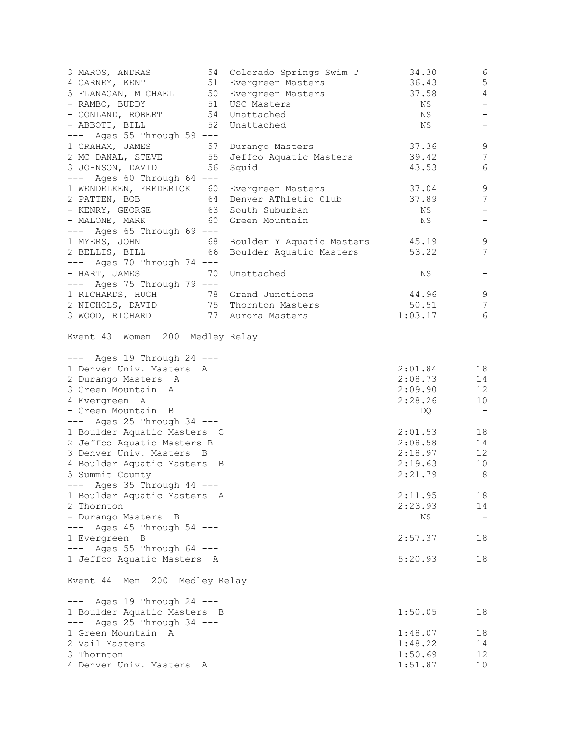```
3 MAROS, ANDRAS          54  Colorado Springs Swim T      34.30        6
4 CARNEY, KENT           51  Evergreen Masters            36.43        5
5 FLANAGAN, MICHAEL      50  Evergreen Masters            37.58        4
- RAMBO, BUDDY           51  USC Masters                     NS        -
- CONLAND, ROBERT        54  Unattached                      NS        -
- ABBOTT, BILL           52  Unattached                      NS        -
--- Ages 55 Through 59 ---
1 GRAHAM, JAMES          57  Durango Masters              37.36        9
2 MC DANAL, STEVE        55  Jeffco Aquatic Masters       39.42        7
3 JOHNSON, DAVID         56  Squid                        43.53        6
--- Ages 60 Through 64 ---
1 WENDELKEN, FREDERICK   60  Evergreen Masters            37.04        9
2 PATTEN, BOB            64  Denver AThletic Club         37.89        7
- KENRY, GEORGE          63  South Suburban                  NS        -
- MALONE, MARK           60  Green Mountain                  NS        -
--- Ages 65 Through 69 ---
1 MYERS, JOHN            68  Boulder Y Aquatic Masters    45.19        9
2 BELLIS, BILL           66  Boulder Aquatic Masters      53.22        7
--- Ages 70 Through 74 ---
- HART, JAMES            70  Unattached                      NS        -
--- Ages 75 Through 79 ---
1 RICHARDS, HUGH         78  Grand Junctions              44.96        9
2 NICHOLS, DAVID         75  Thornton Masters             50.51        7
3 WOOD, RICHARD          77  Aurora Masters             1:03.17        6
```

Event 43  Women  200  Medley Relay

```
--- Ages 19 Through 24 ---
1 Denver Univ. Masters  A                               2:01.84       18
2 Durango Masters  A                                    2:08.73       14
3 Green Mountain  A                                     2:09.90       12
4 Evergreen  A                                          2:28.26       10
- Green Mountain  B                                          DQ        -
--- Ages 25 Through 34 ---
1 Boulder Aquatic Masters  C                            2:01.53       18
2 Jeffco Aquatic Masters B                              2:08.58       14
3 Denver Univ. Masters  B                               2:18.97       12
4 Boulder Aquatic Masters  B                            2:19.63       10
5 Summit County                                         2:21.79        8
--- Ages 35 Through 44 ---
1 Boulder Aquatic Masters  A                            2:11.95       18
2 Thornton                                              2:23.93       14
- Durango Masters  B                                         NS        -
--- Ages 45 Through 54 ---
1 Evergreen  B                                          2:57.37       18
--- Ages 55 Through 64 ---
1 Jeffco Aquatic Masters  A                             5:20.93       18
```

Event 44  Men  200  Medley Relay

```
--- Ages 19 Through 24 ---
1 Boulder Aquatic Masters  B                            1:50.05       18
--- Ages 25 Through 34 ---
1 Green Mountain  A                                     1:48.07       18
2 Vail Masters                                          1:48.22       14
3 Thornton                                              1:50.69       12
4 Denver Univ. Masters  A                               1:51.87       10
```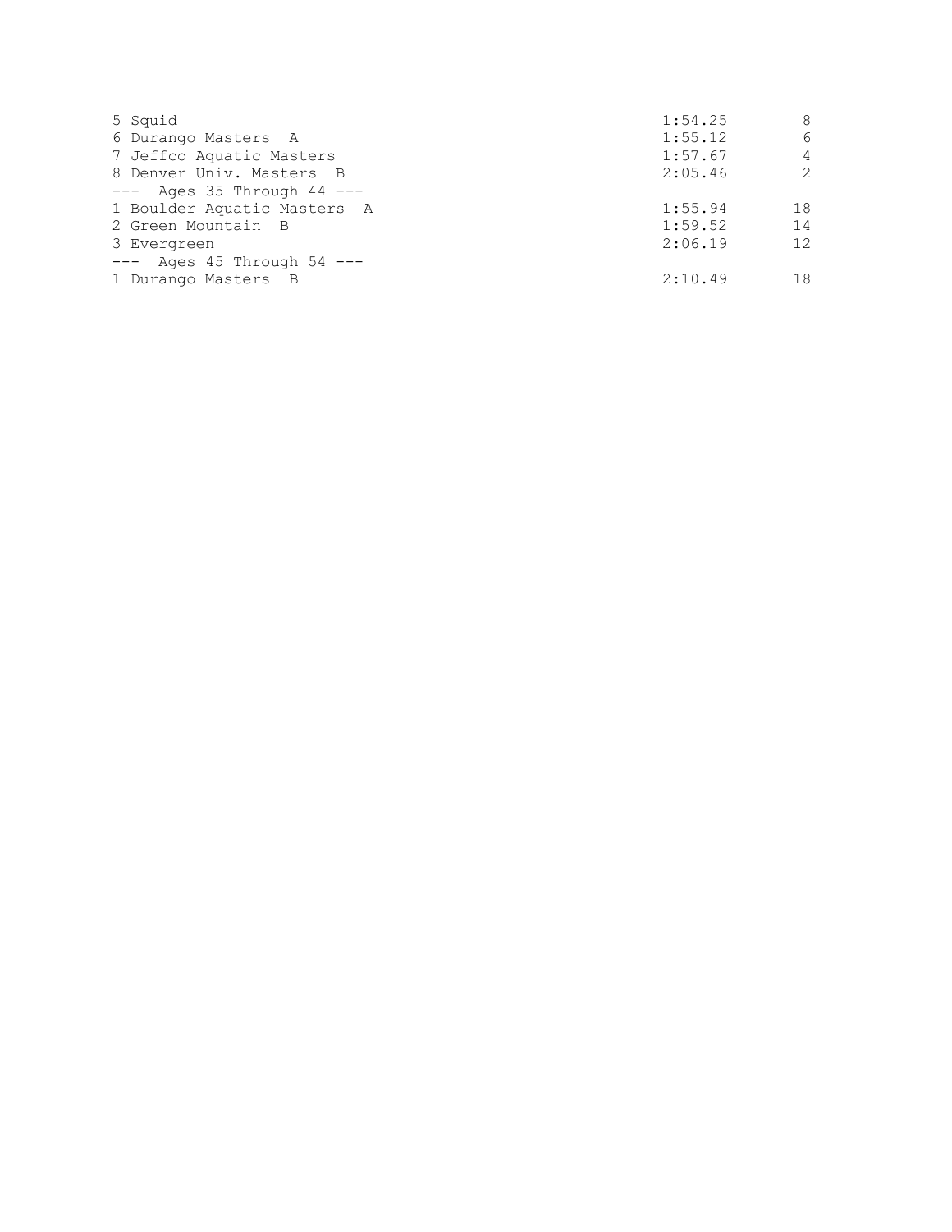| | | |
|---|---|---|
| 5 Squid | 1:54.25 | 8 |
| 6 Durango Masters A | 1:55.12 | 6 |
| 7 Jeffco Aquatic Masters | 1:57.67 | 4 |
| 8 Denver Univ. Masters B | 2:05.46 | 2 |
| --- Ages 35 Through 44 --- | | |
| 1 Boulder Aquatic Masters A | 1:55.94 | 18 |
| 2 Green Mountain B | 1:59.52 | 14 |
| 3 Evergreen | 2:06.19 | 12 |
| --- Ages 45 Through 54 --- | | |
| 1 Durango Masters B | 2:10.49 | 18 |